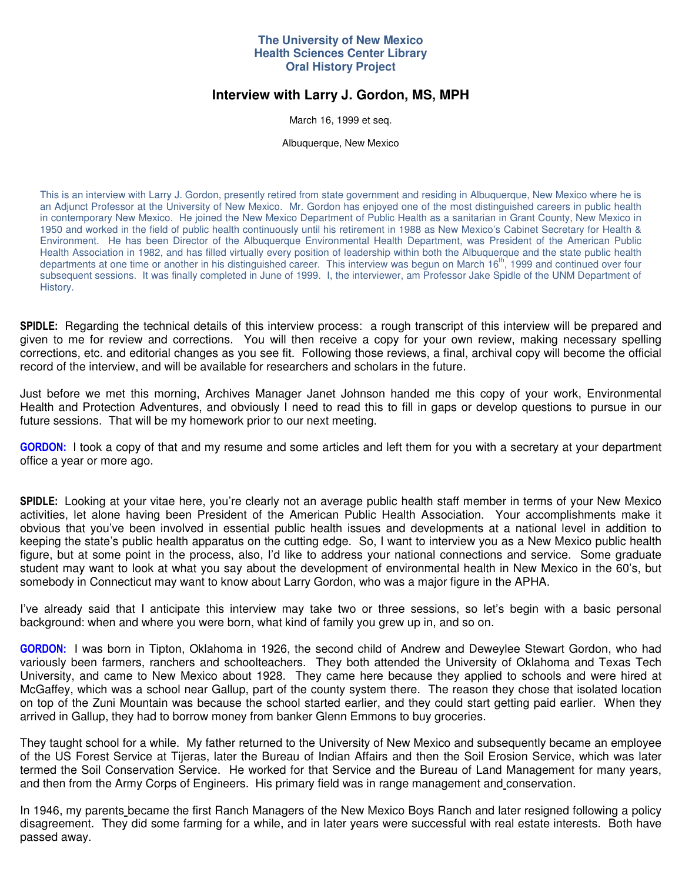# The University of New Mexico Health Sciences Center Library Oral History Project

## Interview with Larry J. Gordon, MS, MPH

March 16, 1999 et seq.

Albuquerque, New Mexico

This is an interview with Larry J. Gordon, presently retired from state government and residing in Albuquerque, New Mexico where he is an Adjunct Professor at the University of New Mexico. Mr. Gordon has enjoyed one of the most distinguished careers in public health in contemporary New Mexico. He joined the New Mexico Department of Public Health as a sanitarian in Grant County, New Mexico in 1950 and worked in the field of public health continuously until his retirement in 1988 as New Mexico's Cabinet Secretary for Health & Environment. He has been Director of the Albuquerque Environmental Health Department, was President of the American Public Health Association in 1982, and has filled virtually every position of leadership within both the Albuquerque and the state public health departments at one time or another in his distinguished career. This interview was begun on March 16th, 1999 and continued over four subsequent sessions. It was finally completed in June of 1999. I, the interviewer, am Professor Jake Spidle of the UNM Department of History.

**SPIDLE:** Regarding the technical details of this interview process: a rough transcript of this interview will be prepared and given to me for review and corrections. You will then receive a copy for your own review, making necessary spelling corrections, etc. and editorial changes as you see fit. Following those reviews, a final, archival copy will become the official record of the interview, and will be available for researchers and scholars in the future.

Just before we met this morning, Archives Manager Janet Johnson handed me this copy of your work, Environmental Health and Protection Adventures, and obviously I need to read this to fill in gaps or develop questions to pursue in our future sessions. That will be my homework prior to our next meeting.

**GORDON:** I took a copy of that and my resume and some articles and left them for you with a secretary at your department office a year or more ago.

**SPIDLE:** Looking at your vitae here, you're clearly not an average public health staff member in terms of your New Mexico activities, let alone having been President of the American Public Health Association. Your accomplishments make it obvious that you've been involved in essential public health issues and developments at a national level in addition to keeping the state's public health apparatus on the cutting edge. So, I want to interview you as a New Mexico public health figure, but at some point in the process, also, I'd like to address your national connections and service. Some graduate student may want to look at what you say about the development of environmental health in New Mexico in the 60's, but somebody in Connecticut may want to know about Larry Gordon, who was a major figure in the APHA.

I've already said that I anticipate this interview may take two or three sessions, so let's begin with a basic personal background: when and where you were born, what kind of family you grew up in, and so on.

**GORDON:** I was born in Tipton, Oklahoma in 1926, the second child of Andrew and Deweylee Stewart Gordon, who had variously been farmers, ranchers and schoolteachers. They both attended the University of Oklahoma and Texas Tech University, and came to New Mexico about 1928. They came here because they applied to schools and were hired at McGaffey, which was a school near Gallup, part of the county system there. The reason they chose that isolated location on top of the Zuni Mountain was because the school started earlier, and they could start getting paid earlier. When they arrived in Gallup, they had to borrow money from banker Glenn Emmons to buy groceries.

They taught school for a while. My father returned to the University of New Mexico and subsequently became an employee of the US Forest Service at Tijeras, later the Bureau of Indian Affairs and then the Soil Erosion Service, which was later termed the Soil Conservation Service. He worked for that Service and the Bureau of Land Management for many years, and then from the Army Corps of Engineers. His primary field was in range management and conservation.

In 1946, my parents became the first Ranch Managers of the New Mexico Boys Ranch and later resigned following a policy disagreement. They did some farming for a while, and in later years were successful with real estate interests. Both have passed away.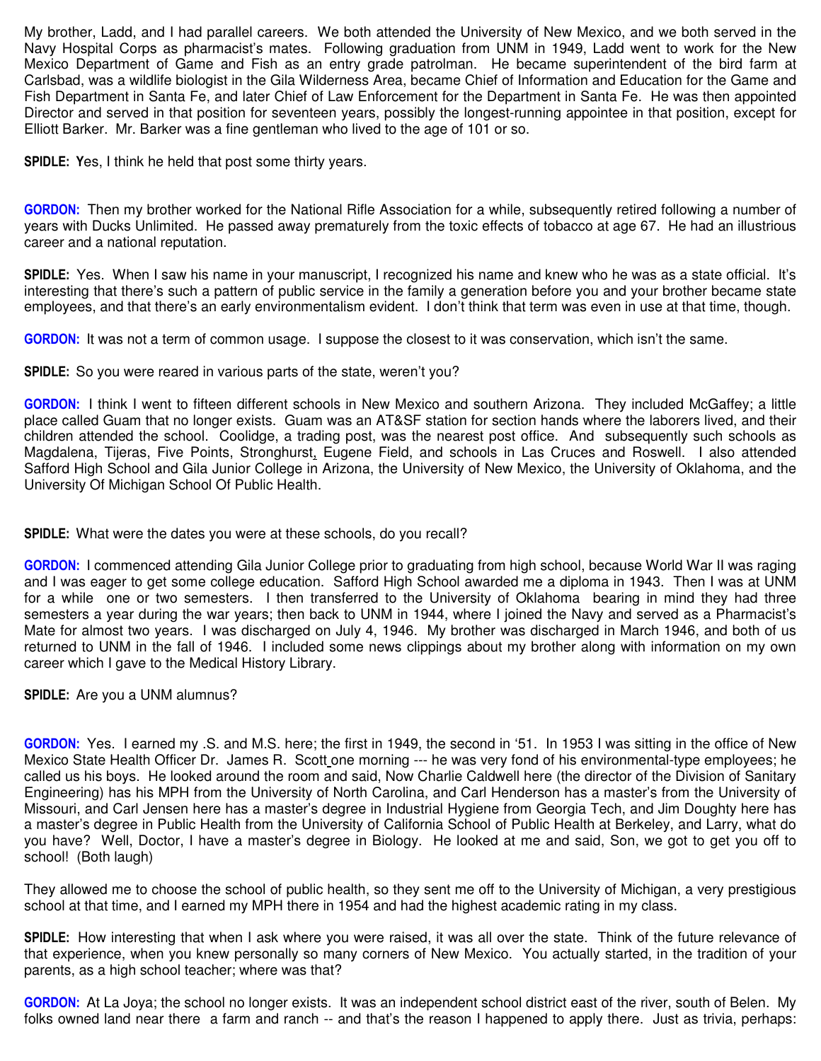My brother, Ladd, and I had parallel careers. We both attended the University of New Mexico, and we both served in the Navy Hospital Corps as pharmacist's mates. Following graduation from UNM in 1949, Ladd went to work for the New Mexico Department of Game and Fish as an entry grade patrolman. He became superintendent of the bird farm at Carlsbad, was a wildlife biologist in the Gila Wilderness Area, became Chief of Information and Education for the Game and Fish Department in Santa Fe, and later Chief of Law Enforcement for the Department in Santa Fe. He was then appointed Director and served in that position for seventeen years, possibly the longest-running appointee in that position, except for Elliott Barker. Mr. Barker was a fine gentleman who lived to the age of 101 or so.

**SPIDLE:** Yes, I think he held that post some thirty years.

**GORDON:** Then my brother worked for the National Rifle Association for a while, subsequently retired following a number of years with Ducks Unlimited. He passed away prematurely from the toxic effects of tobacco at age 67. He had an illustrious career and a national reputation.

**SPIDLE:** Yes. When I saw his name in your manuscript, I recognized his name and knew who he was as a state official. It's interesting that there's such a pattern of public service in the family a generation before you and your brother became state employees, and that there's an early environmentalism evident. I don't think that term was even in use at that time, though.

**GORDON:** It was not a term of common usage. I suppose the closest to it was conservation, which isn't the same.

**SPIDLE:** So you were reared in various parts of the state, weren't you?

**GORDON:** I think I went to fifteen different schools in New Mexico and southern Arizona. They included McGaffey; a little place called Guam that no longer exists. Guam was an AT&SF station for section hands where the laborers lived, and their children attended the school. Coolidge, a trading post, was the nearest post office. And subsequently such schools as Magdalena, Tijeras, Five Points, Stronghurst, Eugene Field, and schools in Las Cruces and Roswell. I also attended Safford High School and Gila Junior College in Arizona, the University of New Mexico, the University of Oklahoma, and the University Of Michigan School Of Public Health.

**SPIDLE:** What were the dates you were at these schools, do you recall?

**GORDON:** I commenced attending Gila Junior College prior to graduating from high school, because World War II was raging and I was eager to get some college education. Safford High School awarded me a diploma in 1943. Then I was at UNM for a while one or two semesters. I then transferred to the University of Oklahoma bearing in mind they had three semesters a year during the war years; then back to UNM in 1944, where I joined the Navy and served as a Pharmacist's Mate for almost two years. I was discharged on July 4, 1946. My brother was discharged in March 1946, and both of us returned to UNM in the fall of 1946. I included some news clippings about my brother along with information on my own career which I gave to the Medical History Library.

**SPIDLE:** Are you a UNM alumnus?

**GORDON:** Yes. I earned my .S. and M.S. here; the first in 1949, the second in '51. In 1953 I was sitting in the office of New Mexico State Health Officer Dr. James R. Scott one morning --- he was very fond of his environmental-type employees; he called us his boys. He looked around the room and said, Now Charlie Caldwell here (the director of the Division of Sanitary Engineering) has his MPH from the University of North Carolina, and Carl Henderson has a master's from the University of Missouri, and Carl Jensen here has a master's degree in Industrial Hygiene from Georgia Tech, and Jim Doughty here has a master's degree in Public Health from the University of California School of Public Health at Berkeley, and Larry, what do you have? Well, Doctor, I have a master's degree in Biology. He looked at me and said, Son, we got to get you off to school! (Both laugh)

They allowed me to choose the school of public health, so they sent me off to the University of Michigan, a very prestigious school at that time, and I earned my MPH there in 1954 and had the highest academic rating in my class.

**SPIDLE:** How interesting that when I ask where you were raised, it was all over the state. Think of the future relevance of that experience, when you knew personally so many corners of New Mexico. You actually started, in the tradition of your parents, as a high school teacher; where was that?

**GORDON:** At La Joya; the school no longer exists. It was an independent school district east of the river, south of Belen. My folks owned land near there a farm and ranch -- and that's the reason I happened to apply there. Just as trivia, perhaps: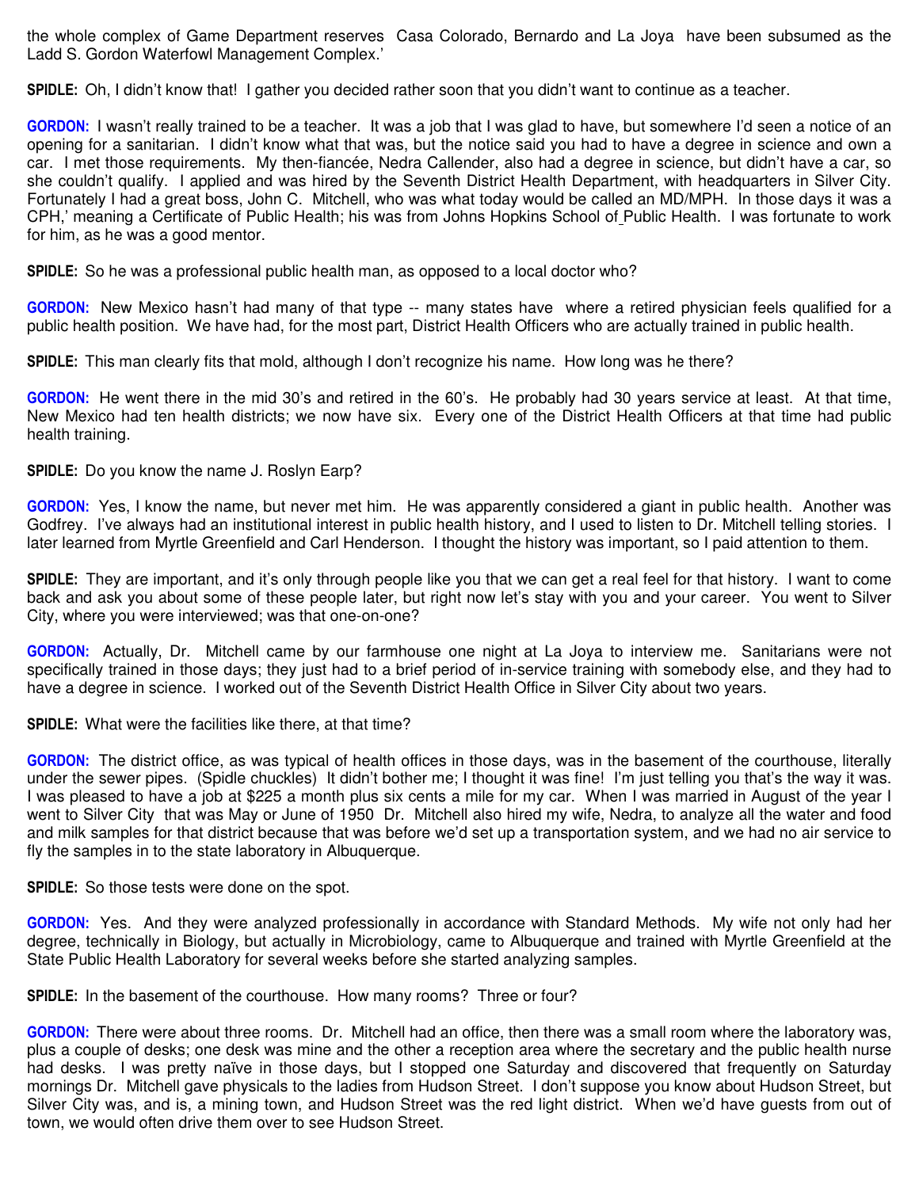the whole complex of Game Department reserves  Casa Colorado, Bernardo and La Joya  have been subsumed as the Ladd S. Gordon Waterfowl Management Complex.'

**SPIDLE:** Oh, I didn't know that!  I gather you decided rather soon that you didn't want to continue as a teacher.

**GORDON:** I wasn't really trained to be a teacher.  It was a job that I was glad to have, but somewhere I'd seen a notice of an opening for a sanitarian.  I didn't know what that was, but the notice said you had to have a degree in science and own a car.  I met those requirements.  My then-fiancée, Nedra Callender, also had a degree in science, but didn't have a car, so she couldn't qualify.  I applied and was hired by the Seventh District Health Department, with headquarters in Silver City.  Fortunately I had a great boss, John C. Mitchell, who was what today would be called an MD/MPH.  In those days it was a CPH,' meaning a Certificate of Public Health; his was from Johns Hopkins School of Public Health.  I was fortunate to work for him, as he was a good mentor.

**SPIDLE:** So he was a professional public health man, as opposed to a local doctor who?

**GORDON:** New Mexico hasn't had many of that type -- many states have  where a retired physician feels qualified for a public health position.  We have had, for the most part, District Health Officers who are actually trained in public health.

**SPIDLE:** This man clearly fits that mold, although I don't recognize his name.  How long was he there?

**GORDON:** He went there in the mid 30's and retired in the 60's.  He probably had 30 years service at least.  At that time, New Mexico had ten health districts; we now have six.  Every one of the District Health Officers at that time had public health training.

**SPIDLE:** Do you know the name J. Roslyn Earp?

**GORDON:** Yes, I know the name, but never met him.  He was apparently considered a giant in public health.  Another was Godfrey.  I've always had an institutional interest in public health history, and I used to listen to Dr. Mitchell telling stories.  I later learned from Myrtle Greenfield and Carl Henderson.  I thought the history was important, so I paid attention to them.

**SPIDLE:** They are important, and it's only through people like you that we can get a real feel for that history.  I want to come back and ask you about some of these people later, but right now let's stay with you and your career.  You went to Silver City, where you were interviewed; was that one-on-one?

**GORDON:** Actually, Dr.  Mitchell came by our farmhouse one night at La Joya to interview me.  Sanitarians were not specifically trained in those days; they just had to a brief period of in-service training with somebody else, and they had to have a degree in science.  I worked out of the Seventh District Health Office in Silver City about two years.

**SPIDLE:** What were the facilities like there, at that time?

**GORDON:** The district office, as was typical of health offices in those days, was in the basement of the courthouse, literally under the sewer pipes.  (Spidle chuckles)  It didn't bother me; I thought it was fine!  I'm just telling you that's the way it was.  I was pleased to have a job at $225 a month plus six cents a mile for my car.  When I was married in August of the year I went to Silver City  that was May or June of 1950  Dr. Mitchell also hired my wife, Nedra, to analyze all the water and food and milk samples for that district because that was before we'd set up a transportation system, and we had no air service to fly the samples in to the state laboratory in Albuquerque.

**SPIDLE:** So those tests were done on the spot.

**GORDON:** Yes.  And they were analyzed professionally in accordance with Standard Methods.  My wife not only had her degree, technically in Biology, but actually in Microbiology, came to Albuquerque and trained with Myrtle Greenfield at the State Public Health Laboratory for several weeks before she started analyzing samples.

**SPIDLE:** In the basement of the courthouse.  How many rooms?  Three or four?

**GORDON:** There were about three rooms.  Dr.  Mitchell had an office, then there was a small room where the laboratory was, plus a couple of desks; one desk was mine and the other a reception area where the secretary and the public health nurse had desks.  I was pretty naïve in those days, but I stopped one Saturday and discovered that frequently on Saturday mornings Dr.  Mitchell gave physicals to the ladies from Hudson Street.  I don't suppose you know about Hudson Street, but Silver City was, and is, a mining town, and Hudson Street was the red light district.  When we'd have guests from out of town, we would often drive them over to see Hudson Street.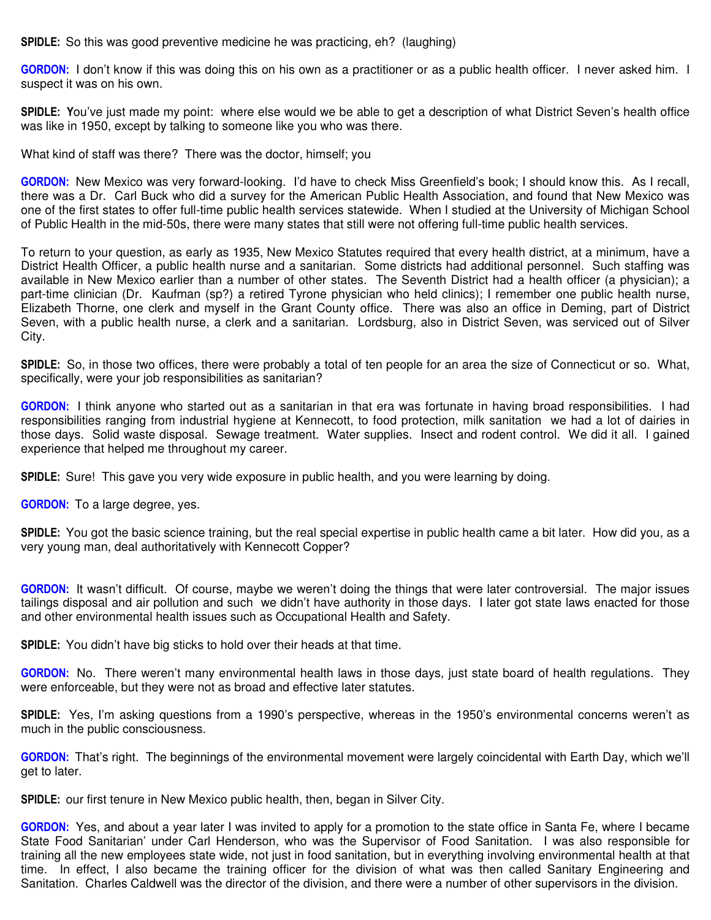**SPIDLE:** So this was good preventive medicine he was practicing, eh? (laughing)

**GORDON:** I don't know if this was doing this on his own as a practitioner or as a public health officer. I never asked him. I suspect it was on his own.

**SPIDLE:** **Y**ou've just made my point: where else would we be able to get a description of what District Seven's health office was like in 1950, except by talking to someone like you who was there.

What kind of staff was there? There was the doctor, himself; you

**GORDON:** New Mexico was very forward-looking. I'd have to check Miss Greenfield's book; I should know this. As I recall, there was a Dr. Carl Buck who did a survey for the American Public Health Association, and found that New Mexico was one of the first states to offer full-time public health services statewide. When I studied at the University of Michigan School of Public Health in the mid-50s, there were many states that still were not offering full-time public health services.

To return to your question, as early as 1935, New Mexico Statutes required that every health district, at a minimum, have a District Health Officer, a public health nurse and a sanitarian. Some districts had additional personnel. Such staffing was available in New Mexico earlier than a number of other states. The Seventh District had a health officer (a physician); a part-time clinician (Dr. Kaufman (sp?) a retired Tyrone physician who held clinics); I remember one public health nurse, Elizabeth Thorne, one clerk and myself in the Grant County office. There was also an office in Deming, part of District Seven, with a public health nurse, a clerk and a sanitarian. Lordsburg, also in District Seven, was serviced out of Silver City.

**SPIDLE:** So, in those two offices, there were probably a total of ten people for an area the size of Connecticut or so. What, specifically, were your job responsibilities as sanitarian?

**GORDON:** I think anyone who started out as a sanitarian in that era was fortunate in having broad responsibilities. I had responsibilities ranging from industrial hygiene at Kennecott, to food protection, milk sanitation we had a lot of dairies in those days. Solid waste disposal. Sewage treatment. Water supplies. Insect and rodent control. We did it all. I gained experience that helped me throughout my career.

**SPIDLE:** Sure! This gave you very wide exposure in public health, and you were learning by doing.

**GORDON:** To a large degree, yes.

**SPIDLE:** You got the basic science training, but the real special expertise in public health came a bit later. How did you, as a very young man, deal authoritatively with Kennecott Copper?

**GORDON:** It wasn't difficult. Of course, maybe we weren't doing the things that were later controversial. The major issues tailings disposal and air pollution and such we didn't have authority in those days. I later got state laws enacted for those and other environmental health issues such as Occupational Health and Safety.

**SPIDLE:** You didn't have big sticks to hold over their heads at that time.

**GORDON:** No. There weren't many environmental health laws in those days, just state board of health regulations. They were enforceable, but they were not as broad and effective later statutes.

**SPIDLE:** Yes, I'm asking questions from a 1990's perspective, whereas in the 1950's environmental concerns weren't as much in the public consciousness.

**GORDON:** That's right. The beginnings of the environmental movement were largely coincidental with Earth Day, which we'll get to later.

**SPIDLE:** our first tenure in New Mexico public health, then, began in Silver City.

**GORDON:** Yes, and about a year later I was invited to apply for a promotion to the state office in Santa Fe, where I became State Food Sanitarian' under Carl Henderson, who was the Supervisor of Food Sanitation. I was also responsible for training all the new employees state wide, not just in food sanitation, but in everything involving environmental health at that time. In effect, I also became the training officer for the division of what was then called Sanitary Engineering and Sanitation. Charles Caldwell was the director of the division, and there were a number of other supervisors in the division.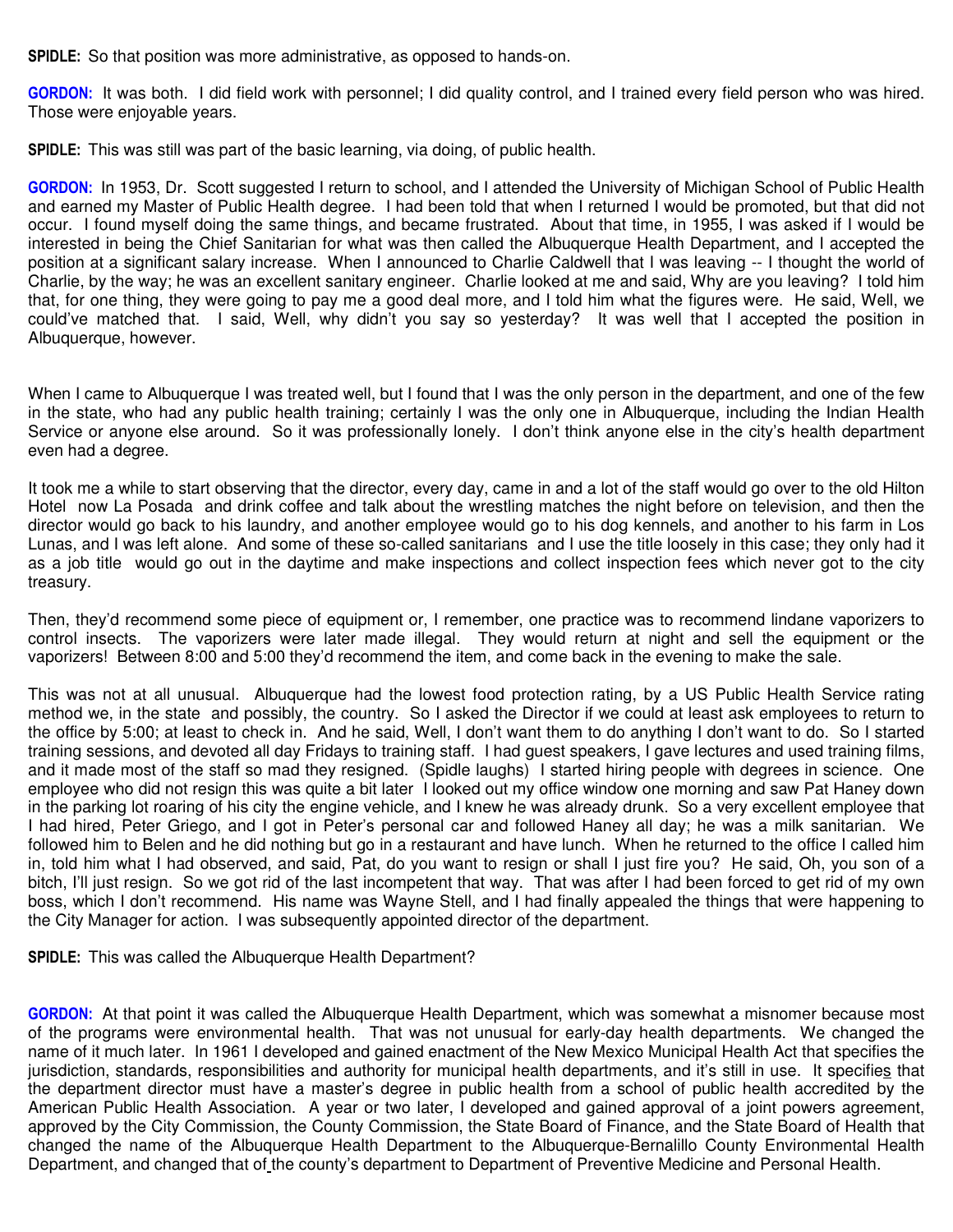**SPIDLE:** So that position was more administrative, as opposed to hands-on.

**GORDON:** It was both. I did field work with personnel; I did quality control, and I trained every field person who was hired. Those were enjoyable years.

**SPIDLE:** This was still was part of the basic learning, via doing, of public health.

**GORDON:** In 1953, Dr. Scott suggested I return to school, and I attended the University of Michigan School of Public Health and earned my Master of Public Health degree. I had been told that when I returned I would be promoted, but that did not occur. I found myself doing the same things, and became frustrated. About that time, in 1955, I was asked if I would be interested in being the Chief Sanitarian for what was then called the Albuquerque Health Department, and I accepted the position at a significant salary increase. When I announced to Charlie Caldwell that I was leaving -- I thought the world of Charlie, by the way; he was an excellent sanitary engineer. Charlie looked at me and said, Why are you leaving? I told him that, for one thing, they were going to pay me a good deal more, and I told him what the figures were. He said, Well, we could've matched that. I said, Well, why didn't you say so yesterday? It was well that I accepted the position in Albuquerque, however.

When I came to Albuquerque I was treated well, but I found that I was the only person in the department, and one of the few in the state, who had any public health training; certainly I was the only one in Albuquerque, including the Indian Health Service or anyone else around. So it was professionally lonely. I don't think anyone else in the city's health department even had a degree.

It took me a while to start observing that the director, every day, came in and a lot of the staff would go over to the old Hilton Hotel now La Posada and drink coffee and talk about the wrestling matches the night before on television, and then the director would go back to his laundry, and another employee would go to his dog kennels, and another to his farm in Los Lunas, and I was left alone. And some of these so-called sanitarians and I use the title loosely in this case; they only had it as a job title would go out in the daytime and make inspections and collect inspection fees which never got to the city treasury.

Then, they'd recommend some piece of equipment or, I remember, one practice was to recommend lindane vaporizers to control insects. The vaporizers were later made illegal. They would return at night and sell the equipment or the vaporizers! Between 8:00 and 5:00 they'd recommend the item, and come back in the evening to make the sale.

This was not at all unusual. Albuquerque had the lowest food protection rating, by a US Public Health Service rating method we, in the state and possibly, the country. So I asked the Director if we could at least ask employees to return to the office by 5:00; at least to check in. And he said, Well, I don't want them to do anything I don't want to do. So I started training sessions, and devoted all day Fridays to training staff. I had guest speakers, I gave lectures and used training films, and it made most of the staff so mad they resigned. (Spidle laughs) I started hiring people with degrees in science. One employee who did not resign this was quite a bit later I looked out my office window one morning and saw Pat Haney down in the parking lot roaring of his city the engine vehicle, and I knew he was already drunk. So a very excellent employee that I had hired, Peter Griego, and I got in Peter's personal car and followed Haney all day; he was a milk sanitarian. We followed him to Belen and he did nothing but go in a restaurant and have lunch. When he returned to the office I called him in, told him what I had observed, and said, Pat, do you want to resign or shall I just fire you? He said, Oh, you son of a bitch, I'll just resign. So we got rid of the last incompetent that way. That was after I had been forced to get rid of my own boss, which I don't recommend. His name was Wayne Stell, and I had finally appealed the things that were happening to the City Manager for action. I was subsequently appointed director of the department.

**SPIDLE:** This was called the Albuquerque Health Department?

**GORDON:** At that point it was called the Albuquerque Health Department, which was somewhat a misnomer because most of the programs were environmental health. That was not unusual for early-day health departments. We changed the name of it much later. In 1961 I developed and gained enactment of the New Mexico Municipal Health Act that specifies the jurisdiction, standards, responsibilities and authority for municipal health departments, and it's still in use. It specifies that the department director must have a master's degree in public health from a school of public health accredited by the American Public Health Association. A year or two later, I developed and gained approval of a joint powers agreement, approved by the City Commission, the County Commission, the State Board of Finance, and the State Board of Health that changed the name of the Albuquerque Health Department to the Albuquerque-Bernalillo County Environmental Health Department, and changed that of the county's department to Department of Preventive Medicine and Personal Health.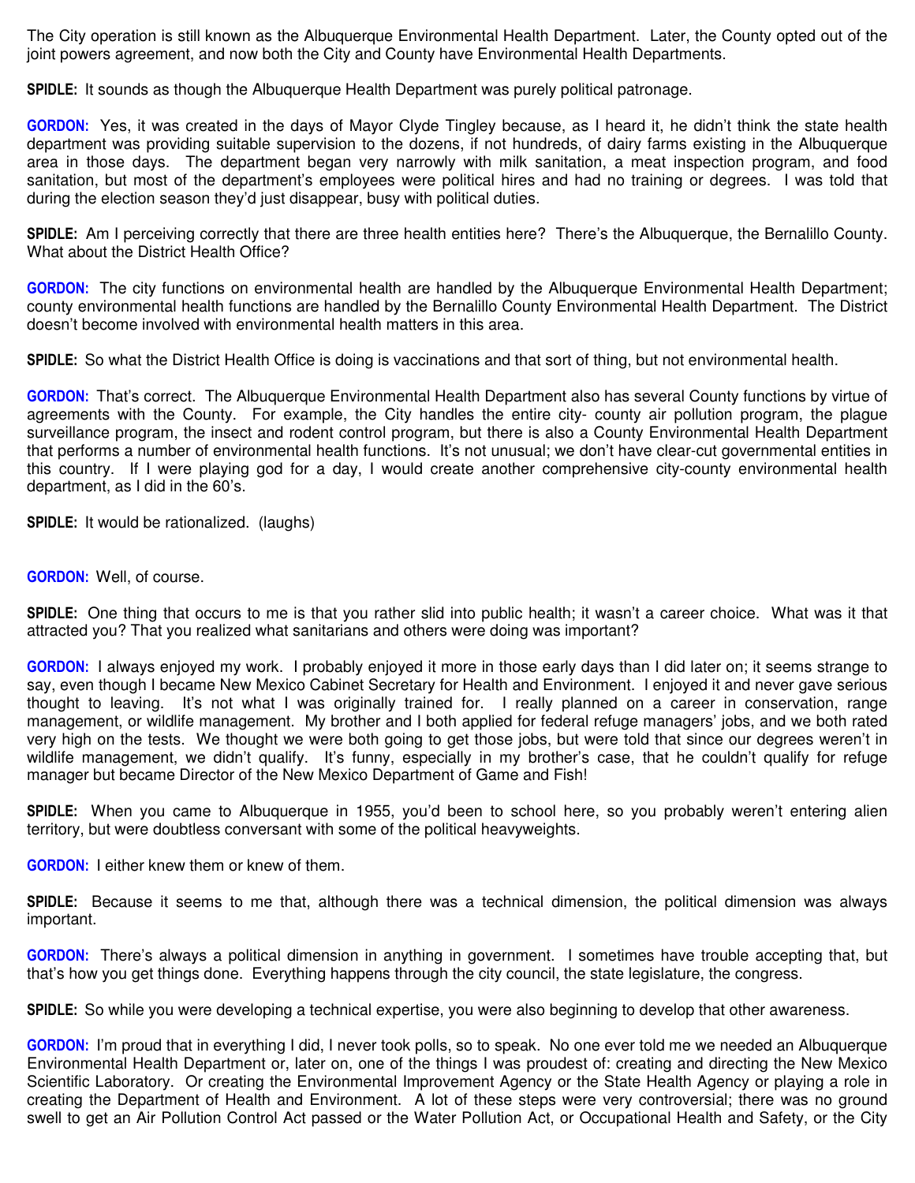The City operation is still known as the Albuquerque Environmental Health Department. Later, the County opted out of the joint powers agreement, and now both the City and County have Environmental Health Departments.

**SPIDLE:** It sounds as though the Albuquerque Health Department was purely political patronage.

**GORDON:** Yes, it was created in the days of Mayor Clyde Tingley because, as I heard it, he didn't think the state health department was providing suitable supervision to the dozens, if not hundreds, of dairy farms existing in the Albuquerque area in those days. The department began very narrowly with milk sanitation, a meat inspection program, and food sanitation, but most of the department's employees were political hires and had no training or degrees. I was told that during the election season they'd just disappear, busy with political duties.

**SPIDLE:** Am I perceiving correctly that there are three health entities here? There's the Albuquerque, the Bernalillo County. What about the District Health Office?

**GORDON:** The city functions on environmental health are handled by the Albuquerque Environmental Health Department; county environmental health functions are handled by the Bernalillo County Environmental Health Department. The District doesn't become involved with environmental health matters in this area.

**SPIDLE:** So what the District Health Office is doing is vaccinations and that sort of thing, but not environmental health.

**GORDON:** That's correct. The Albuquerque Environmental Health Department also has several County functions by virtue of agreements with the County. For example, the City handles the entire city- county air pollution program, the plague surveillance program, the insect and rodent control program, but there is also a County Environmental Health Department that performs a number of environmental health functions. It's not unusual; we don't have clear-cut governmental entities in this country. If I were playing god for a day, I would create another comprehensive city-county environmental health department, as I did in the 60's.

**SPIDLE:** It would be rationalized. (laughs)

**GORDON:** Well, of course.

**SPIDLE:** One thing that occurs to me is that you rather slid into public health; it wasn't a career choice. What was it that attracted you? That you realized what sanitarians and others were doing was important?

**GORDON:** I always enjoyed my work. I probably enjoyed it more in those early days than I did later on; it seems strange to say, even though I became New Mexico Cabinet Secretary for Health and Environment. I enjoyed it and never gave serious thought to leaving. It's not what I was originally trained for. I really planned on a career in conservation, range management, or wildlife management. My brother and I both applied for federal refuge managers' jobs, and we both rated very high on the tests. We thought we were both going to get those jobs, but were told that since our degrees weren't in wildlife management, we didn't qualify. It's funny, especially in my brother's case, that he couldn't qualify for refuge manager but became Director of the New Mexico Department of Game and Fish!

**SPIDLE:** When you came to Albuquerque in 1955, you'd been to school here, so you probably weren't entering alien territory, but were doubtless conversant with some of the political heavyweights.

**GORDON:** I either knew them or knew of them.

**SPIDLE:** Because it seems to me that, although there was a technical dimension, the political dimension was always important.

**GORDON:** There's always a political dimension in anything in government. I sometimes have trouble accepting that, but that's how you get things done. Everything happens through the city council, the state legislature, the congress.

**SPIDLE:** So while you were developing a technical expertise, you were also beginning to develop that other awareness.

**GORDON:** I'm proud that in everything I did, I never took polls, so to speak. No one ever told me we needed an Albuquerque Environmental Health Department or, later on, one of the things I was proudest of: creating and directing the New Mexico Scientific Laboratory. Or creating the Environmental Improvement Agency or the State Health Agency or playing a role in creating the Department of Health and Environment. A lot of these steps were very controversial; there was no ground swell to get an Air Pollution Control Act passed or the Water Pollution Act, or Occupational Health and Safety, or the City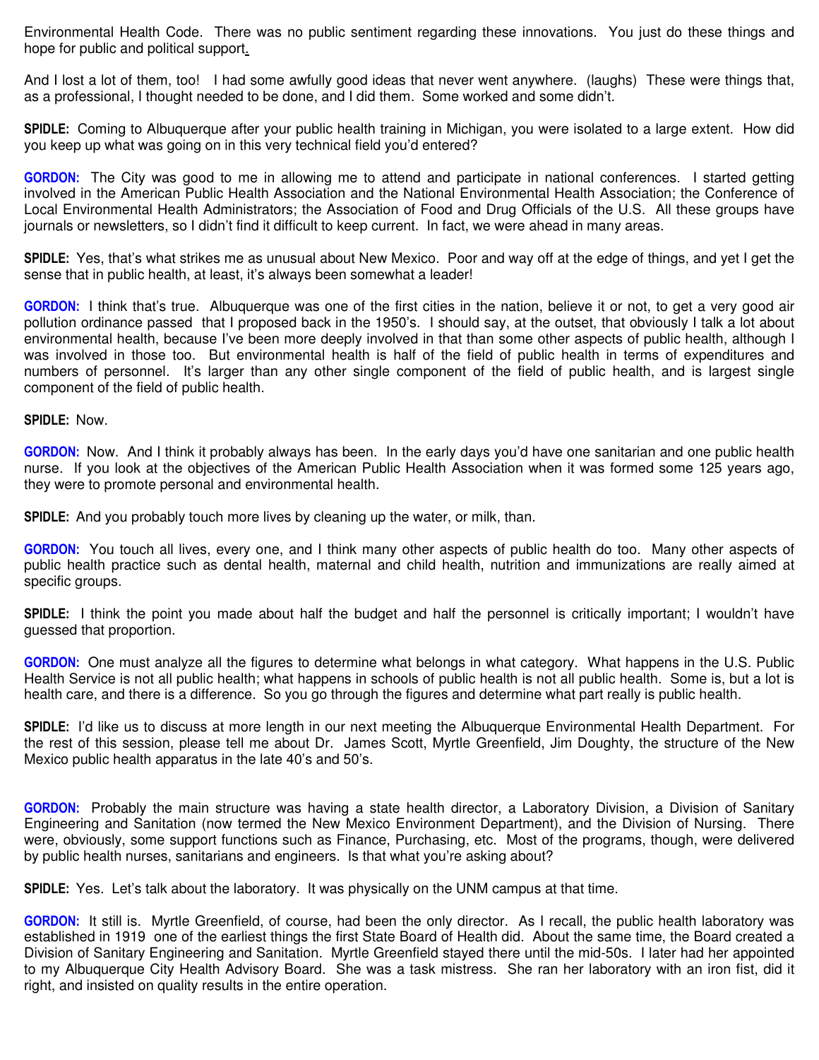Environmental Health Code. There was no public sentiment regarding these innovations. You just do these things and hope for public and political support.

And I lost a lot of them, too! I had some awfully good ideas that never went anywhere. (laughs) These were things that, as a professional, I thought needed to be done, and I did them. Some worked and some didn't.

**SPIDLE:** Coming to Albuquerque after your public health training in Michigan, you were isolated to a large extent. How did you keep up what was going on in this very technical field you'd entered?

**GORDON:** The City was good to me in allowing me to attend and participate in national conferences. I started getting involved in the American Public Health Association and the National Environmental Health Association; the Conference of Local Environmental Health Administrators; the Association of Food and Drug Officials of the U.S. All these groups have journals or newsletters, so I didn't find it difficult to keep current. In fact, we were ahead in many areas.

**SPIDLE:** Yes, that's what strikes me as unusual about New Mexico. Poor and way off at the edge of things, and yet I get the sense that in public health, at least, it's always been somewhat a leader!

**GORDON:** I think that's true. Albuquerque was one of the first cities in the nation, believe it or not, to get a very good air pollution ordinance passed that I proposed back in the 1950's. I should say, at the outset, that obviously I talk a lot about environmental health, because I've been more deeply involved in that than some other aspects of public health, although I was involved in those too. But environmental health is half of the field of public health in terms of expenditures and numbers of personnel. It's larger than any other single component of the field of public health, and is largest single component of the field of public health.

**SPIDLE:** Now.

**GORDON:** Now. And I think it probably always has been. In the early days you'd have one sanitarian and one public health nurse. If you look at the objectives of the American Public Health Association when it was formed some 125 years ago, they were to promote personal and environmental health.

**SPIDLE:** And you probably touch more lives by cleaning up the water, or milk, than.

**GORDON:** You touch all lives, every one, and I think many other aspects of public health do too. Many other aspects of public health practice such as dental health, maternal and child health, nutrition and immunizations are really aimed at specific groups.

**SPIDLE:** I think the point you made about half the budget and half the personnel is critically important; I wouldn't have guessed that proportion.

**GORDON:** One must analyze all the figures to determine what belongs in what category. What happens in the U.S. Public Health Service is not all public health; what happens in schools of public health is not all public health. Some is, but a lot is health care, and there is a difference. So you go through the figures and determine what part really is public health.

**SPIDLE:** I'd like us to discuss at more length in our next meeting the Albuquerque Environmental Health Department. For the rest of this session, please tell me about Dr. James Scott, Myrtle Greenfield, Jim Doughty, the structure of the New Mexico public health apparatus in the late 40's and 50's.

**GORDON:** Probably the main structure was having a state health director, a Laboratory Division, a Division of Sanitary Engineering and Sanitation (now termed the New Mexico Environment Department), and the Division of Nursing. There were, obviously, some support functions such as Finance, Purchasing, etc. Most of the programs, though, were delivered by public health nurses, sanitarians and engineers. Is that what you're asking about?

**SPIDLE:** Yes. Let's talk about the laboratory. It was physically on the UNM campus at that time.

**GORDON:** It still is. Myrtle Greenfield, of course, had been the only director. As I recall, the public health laboratory was established in 1919 one of the earliest things the first State Board of Health did. About the same time, the Board created a Division of Sanitary Engineering and Sanitation. Myrtle Greenfield stayed there until the mid-50s. I later had her appointed to my Albuquerque City Health Advisory Board. She was a task mistress. She ran her laboratory with an iron fist, did it right, and insisted on quality results in the entire operation.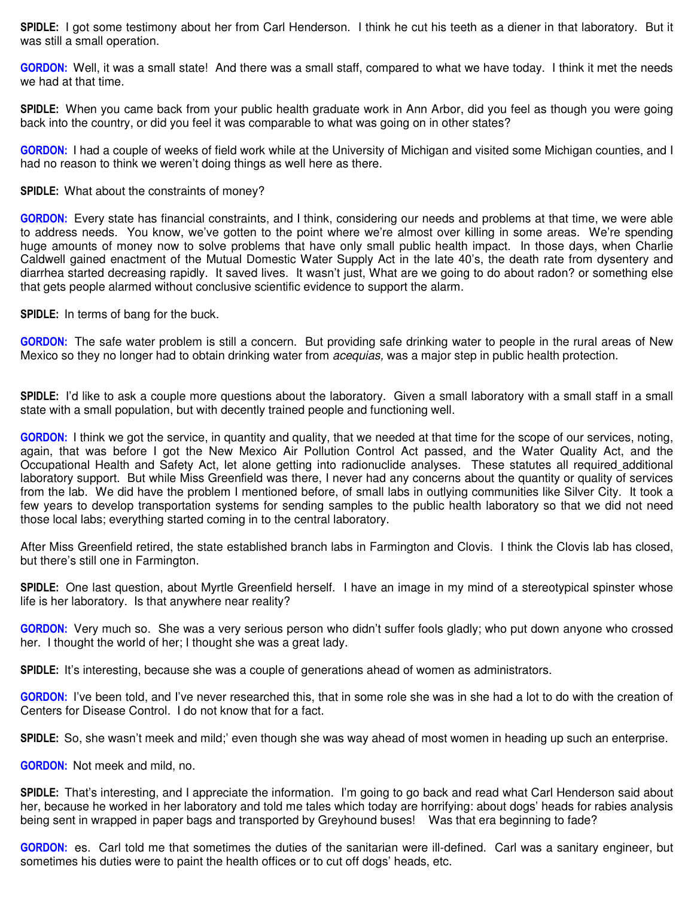**SPIDLE:** I got some testimony about her from Carl Henderson. I think he cut his teeth as a diener in that laboratory. But it was still a small operation.

**GORDON:** Well, it was a small state! And there was a small staff, compared to what we have today. I think it met the needs we had at that time.

**SPIDLE:** When you came back from your public health graduate work in Ann Arbor, did you feel as though you were going back into the country, or did you feel it was comparable to what was going on in other states?

**GORDON:** I had a couple of weeks of field work while at the University of Michigan and visited some Michigan counties, and I had no reason to think we weren't doing things as well here as there.

**SPIDLE:** What about the constraints of money?

**GORDON:** Every state has financial constraints, and I think, considering our needs and problems at that time, we were able to address needs. You know, we've gotten to the point where we're almost over killing in some areas. We're spending huge amounts of money now to solve problems that have only small public health impact. In those days, when Charlie Caldwell gained enactment of the Mutual Domestic Water Supply Act in the late 40's, the death rate from dysentery and diarrhea started decreasing rapidly. It saved lives. It wasn't just, What are we going to do about radon? or something else that gets people alarmed without conclusive scientific evidence to support the alarm.

**SPIDLE:** In terms of bang for the buck.

**GORDON:** The safe water problem is still a concern. But providing safe drinking water to people in the rural areas of New Mexico so they no longer had to obtain drinking water from *acequias,* was a major step in public health protection.

**SPIDLE:** I'd like to ask a couple more questions about the laboratory. Given a small laboratory with a small staff in a small state with a small population, but with decently trained people and functioning well.

**GORDON:** I think we got the service, in quantity and quality, that we needed at that time for the scope of our services, noting, again, that was before I got the New Mexico Air Pollution Control Act passed, and the Water Quality Act, and the Occupational Health and Safety Act, let alone getting into radionuclide analyses. These statutes all required additional laboratory support. But while Miss Greenfield was there, I never had any concerns about the quantity or quality of services from the lab. We did have the problem I mentioned before, of small labs in outlying communities like Silver City. It took a few years to develop transportation systems for sending samples to the public health laboratory so that we did not need those local labs; everything started coming in to the central laboratory.

After Miss Greenfield retired, the state established branch labs in Farmington and Clovis. I think the Clovis lab has closed, but there's still one in Farmington.

**SPIDLE:** One last question, about Myrtle Greenfield herself. I have an image in my mind of a stereotypical spinster whose life is her laboratory. Is that anywhere near reality?

**GORDON:** Very much so. She was a very serious person who didn't suffer fools gladly; who put down anyone who crossed her. I thought the world of her; I thought she was a great lady.

**SPIDLE:** It's interesting, because she was a couple of generations ahead of women as administrators.

**GORDON:** I've been told, and I've never researched this, that in some role she was in she had a lot to do with the creation of Centers for Disease Control. I do not know that for a fact.

**SPIDLE:** So, she wasn't meek and mild;' even though she was way ahead of most women in heading up such an enterprise.

**GORDON:** Not meek and mild, no.

**SPIDLE:** That's interesting, and I appreciate the information. I'm going to go back and read what Carl Henderson said about her, because he worked in her laboratory and told me tales which today are horrifying: about dogs' heads for rabies analysis being sent in wrapped in paper bags and transported by Greyhound buses! Was that era beginning to fade?

**GORDON:** es. Carl told me that sometimes the duties of the sanitarian were ill-defined. Carl was a sanitary engineer, but sometimes his duties were to paint the health offices or to cut off dogs' heads, etc.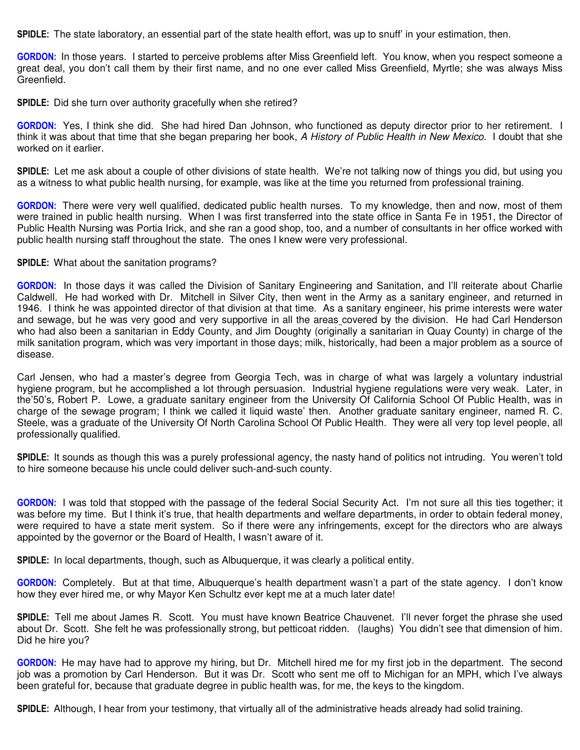**SPIDLE:** The state laboratory, an essential part of the state health effort, was up to snuff' in your estimation, then.

**GORDON:** In those years. I started to perceive problems after Miss Greenfield left. You know, when you respect someone a great deal, you don't call them by their first name, and no one ever called Miss Greenfield, Myrtle; she was always Miss Greenfield.

**SPIDLE:** Did she turn over authority gracefully when she retired?

**GORDON:** Yes, I think she did. She had hired Dan Johnson, who functioned as deputy director prior to her retirement. I think it was about that time that she began preparing her book, *A History of Public Health in New Mexico.* I doubt that she worked on it earlier.

**SPIDLE:** Let me ask about a couple of other divisions of state health. We're not talking now of things you did, but using you as a witness to what public health nursing, for example, was like at the time you returned from professional training.

**GORDON:** There were very well qualified, dedicated public health nurses. To my knowledge, then and now, most of them were trained in public health nursing. When I was first transferred into the state office in Santa Fe in 1951, the Director of Public Health Nursing was Portia Irick, and she ran a good shop, too, and a number of consultants in her office worked with public health nursing staff throughout the state. The ones I knew were very professional.

**SPIDLE:** What about the sanitation programs?

**GORDON:** In those days it was called the Division of Sanitary Engineering and Sanitation, and I'll reiterate about Charlie Caldwell. He had worked with Dr. Mitchell in Silver City, then went in the Army as a sanitary engineer, and returned in 1946. I think he was appointed director of that division at that time. As a sanitary engineer, his prime interests were water and sewage, but he was very good and very supportive in all the areas covered by the division. He had Carl Henderson who had also been a sanitarian in Eddy County, and Jim Doughty (originally a sanitarian in Quay County) in charge of the milk sanitation program, which was very important in those days; milk, historically, had been a major problem as a source of disease.

Carl Jensen, who had a master's degree from Georgia Tech, was in charge of what was largely a voluntary industrial hygiene program, but he accomplished a lot through persuasion. Industrial hygiene regulations were very weak. Later, in the'50's, Robert P. Lowe, a graduate sanitary engineer from the University Of California School Of Public Health, was in charge of the sewage program; I think we called it liquid waste' then. Another graduate sanitary engineer, named R. C. Steele, was a graduate of the University Of North Carolina School Of Public Health. They were all very top level people, all professionally qualified.

**SPIDLE:** It sounds as though this was a purely professional agency, the nasty hand of politics not intruding. You weren't told to hire someone because his uncle could deliver such-and-such county.

**GORDON:** I was told that stopped with the passage of the federal Social Security Act. I'm not sure all this ties together; it was before my time. But I think it's true, that health departments and welfare departments, in order to obtain federal money, were required to have a state merit system. So if there were any infringements, except for the directors who are always appointed by the governor or the Board of Health, I wasn't aware of it.

**SPIDLE:** In local departments, though, such as Albuquerque, it was clearly a political entity.

**GORDON:** Completely. But at that time, Albuquerque's health department wasn't a part of the state agency. I don't know how they ever hired me, or why Mayor Ken Schultz ever kept me at a much later date!

**SPIDLE:** Tell me about James R. Scott. You must have known Beatrice Chauvenet. I'll never forget the phrase she used about Dr. Scott. She felt he was professionally strong, but petticoat ridden. (laughs) You didn't see that dimension of him. Did he hire you?

**GORDON:** He may have had to approve my hiring, but Dr. Mitchell hired me for my first job in the department. The second job was a promotion by Carl Henderson. But it was Dr. Scott who sent me off to Michigan for an MPH, which I've always been grateful for, because that graduate degree in public health was, for me, the keys to the kingdom.

**SPIDLE:** Although, I hear from your testimony, that virtually all of the administrative heads already had solid training.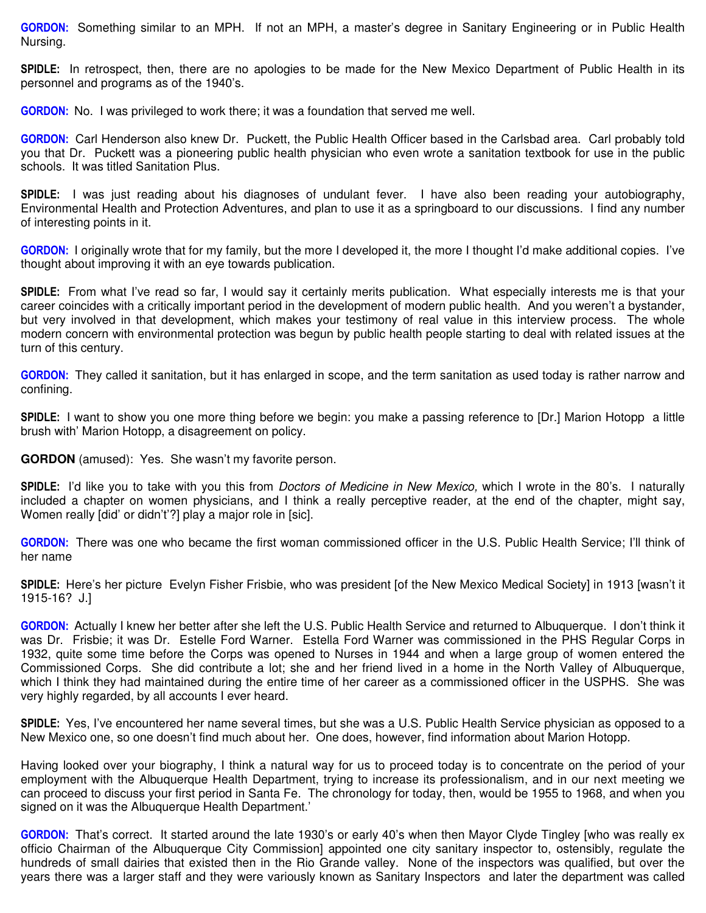**GORDON:** Something similar to an MPH. If not an MPH, a master's degree in Sanitary Engineering or in Public Health Nursing.

**SPIDLE:** In retrospect, then, there are no apologies to be made for the New Mexico Department of Public Health in its personnel and programs as of the 1940's.

**GORDON:** No. I was privileged to work there; it was a foundation that served me well.

**GORDON:** Carl Henderson also knew Dr. Puckett, the Public Health Officer based in the Carlsbad area. Carl probably told you that Dr. Puckett was a pioneering public health physician who even wrote a sanitation textbook for use in the public schools. It was titled Sanitation Plus.

**SPIDLE:** I was just reading about his diagnoses of undulant fever. I have also been reading your autobiography, Environmental Health and Protection Adventures, and plan to use it as a springboard to our discussions. I find any number of interesting points in it.

**GORDON:** I originally wrote that for my family, but the more I developed it, the more I thought I'd make additional copies. I've thought about improving it with an eye towards publication.

**SPIDLE:** From what I've read so far, I would say it certainly merits publication. What especially interests me is that your career coincides with a critically important period in the development of modern public health. And you weren't a bystander, but very involved in that development, which makes your testimony of real value in this interview process. The whole modern concern with environmental protection was begun by public health people starting to deal with related issues at the turn of this century.

**GORDON:** They called it sanitation, but it has enlarged in scope, and the term sanitation as used today is rather narrow and confining.

**SPIDLE:** I want to show you one more thing before we begin: you make a passing reference to [Dr.] Marion Hotopp a little brush with' Marion Hotopp, a disagreement on policy.

**GORDON** (amused): Yes. She wasn't my favorite person.

**SPIDLE:** I'd like you to take with you this from *Doctors of Medicine in New Mexico,* which I wrote in the 80's. I naturally included a chapter on women physicians, and I think a really perceptive reader, at the end of the chapter, might say, Women really [did' or didn't'?] play a major role in [sic].

**GORDON:** There was one who became the first woman commissioned officer in the U.S. Public Health Service; I'll think of her name

**SPIDLE:** Here's her picture Evelyn Fisher Frisbie, who was president [of the New Mexico Medical Society] in 1913 [wasn't it 1915-16? J.]

**GORDON:** Actually I knew her better after she left the U.S. Public Health Service and returned to Albuquerque. I don't think it was Dr. Frisbie; it was Dr. Estelle Ford Warner. Estella Ford Warner was commissioned in the PHS Regular Corps in 1932, quite some time before the Corps was opened to Nurses in 1944 and when a large group of women entered the Commissioned Corps. She did contribute a lot; she and her friend lived in a home in the North Valley of Albuquerque, which I think they had maintained during the entire time of her career as a commissioned officer in the USPHS. She was very highly regarded, by all accounts I ever heard.

**SPIDLE:** Yes, I've encountered her name several times, but she was a U.S. Public Health Service physician as opposed to a New Mexico one, so one doesn't find much about her. One does, however, find information about Marion Hotopp.

Having looked over your biography, I think a natural way for us to proceed today is to concentrate on the period of your employment with the Albuquerque Health Department, trying to increase its professionalism, and in our next meeting we can proceed to discuss your first period in Santa Fe. The chronology for today, then, would be 1955 to 1968, and when you signed on it was the Albuquerque Health Department.'

**GORDON:** That's correct. It started around the late 1930's or early 40's when then Mayor Clyde Tingley [who was really ex officio Chairman of the Albuquerque City Commission] appointed one city sanitary inspector to, ostensibly, regulate the hundreds of small dairies that existed then in the Rio Grande valley. None of the inspectors was qualified, but over the years there was a larger staff and they were variously known as Sanitary Inspectors and later the department was called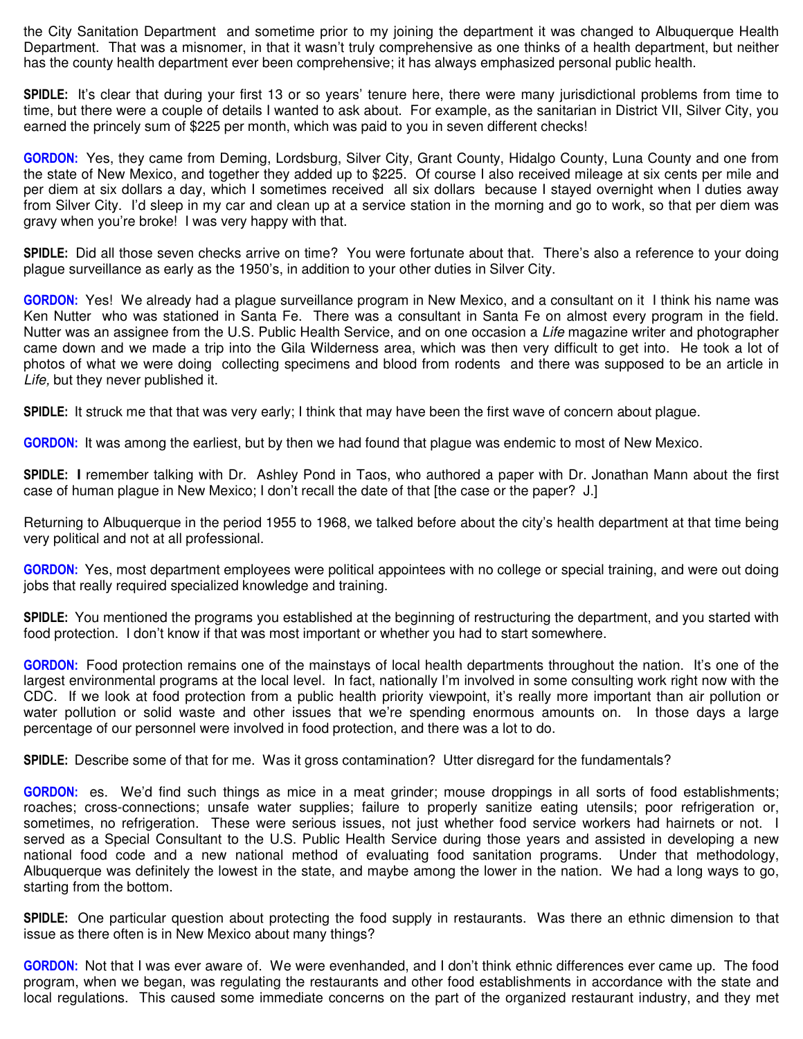the City Sanitation Department and sometime prior to my joining the department it was changed to Albuquerque Health Department. That was a misnomer, in that it wasn't truly comprehensive as one thinks of a health department, but neither has the county health department ever been comprehensive; it has always emphasized personal public health.

**SPIDLE:** It's clear that during your first 13 or so years' tenure here, there were many jurisdictional problems from time to time, but there were a couple of details I wanted to ask about. For example, as the sanitarian in District VII, Silver City, you earned the princely sum of $225 per month, which was paid to you in seven different checks!

**GORDON:** Yes, they came from Deming, Lordsburg, Silver City, Grant County, Hidalgo County, Luna County and one from the state of New Mexico, and together they added up to $225. Of course I also received mileage at six cents per mile and per diem at six dollars a day, which I sometimes received all six dollars because I stayed overnight when I duties away from Silver City. I'd sleep in my car and clean up at a service station in the morning and go to work, so that per diem was gravy when you're broke! I was very happy with that.

**SPIDLE:** Did all those seven checks arrive on time? You were fortunate about that. There's also a reference to your doing plague surveillance as early as the 1950's, in addition to your other duties in Silver City.

**GORDON:** Yes! We already had a plague surveillance program in New Mexico, and a consultant on it I think his name was Ken Nutter who was stationed in Santa Fe. There was a consultant in Santa Fe on almost every program in the field. Nutter was an assignee from the U.S. Public Health Service, and on one occasion a *Life* magazine writer and photographer came down and we made a trip into the Gila Wilderness area, which was then very difficult to get into. He took a lot of photos of what we were doing collecting specimens and blood from rodents and there was supposed to be an article in *Life,* but they never published it.

**SPIDLE:** It struck me that that was very early; I think that may have been the first wave of concern about plague.

**GORDON:** It was among the earliest, but by then we had found that plague was endemic to most of New Mexico.

**SPIDLE: I** remember talking with Dr. Ashley Pond in Taos, who authored a paper with Dr. Jonathan Mann about the first case of human plague in New Mexico; I don't recall the date of that [the case or the paper? J.]

Returning to Albuquerque in the period 1955 to 1968, we talked before about the city's health department at that time being very political and not at all professional.

**GORDON:** Yes, most department employees were political appointees with no college or special training, and were out doing jobs that really required specialized knowledge and training.

**SPIDLE:** You mentioned the programs you established at the beginning of restructuring the department, and you started with food protection. I don't know if that was most important or whether you had to start somewhere.

**GORDON:** Food protection remains one of the mainstays of local health departments throughout the nation. It's one of the largest environmental programs at the local level. In fact, nationally I'm involved in some consulting work right now with the CDC. If we look at food protection from a public health priority viewpoint, it's really more important than air pollution or water pollution or solid waste and other issues that we're spending enormous amounts on. In those days a large percentage of our personnel were involved in food protection, and there was a lot to do.

**SPIDLE:** Describe some of that for me. Was it gross contamination? Utter disregard for the fundamentals?

**GORDON:** es. We'd find such things as mice in a meat grinder; mouse droppings in all sorts of food establishments; roaches; cross-connections; unsafe water supplies; failure to properly sanitize eating utensils; poor refrigeration or, sometimes, no refrigeration. These were serious issues, not just whether food service workers had hairnets or not. I served as a Special Consultant to the U.S. Public Health Service during those years and assisted in developing a new national food code and a new national method of evaluating food sanitation programs. Under that methodology, Albuquerque was definitely the lowest in the state, and maybe among the lower in the nation. We had a long ways to go, starting from the bottom.

**SPIDLE:** One particular question about protecting the food supply in restaurants. Was there an ethnic dimension to that issue as there often is in New Mexico about many things?

**GORDON:** Not that I was ever aware of. We were evenhanded, and I don't think ethnic differences ever came up. The food program, when we began, was regulating the restaurants and other food establishments in accordance with the state and local regulations. This caused some immediate concerns on the part of the organized restaurant industry, and they met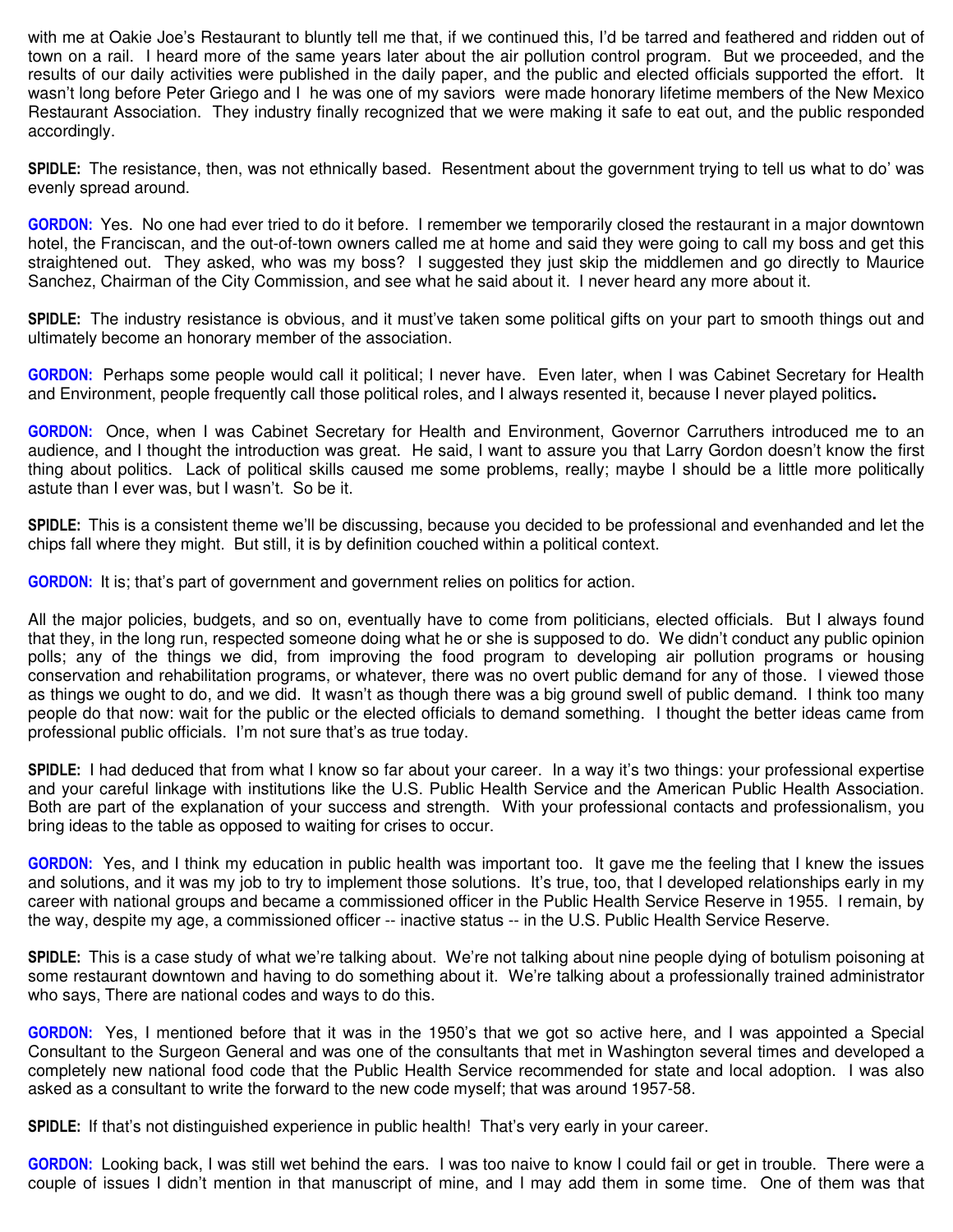with me at Oakie Joe's Restaurant to bluntly tell me that, if we continued this, I'd be tarred and feathered and ridden out of town on a rail. I heard more of the same years later about the air pollution control program. But we proceeded, and the results of our daily activities were published in the daily paper, and the public and elected officials supported the effort. It wasn't long before Peter Griego and I he was one of my saviors were made honorary lifetime members of the New Mexico Restaurant Association. They industry finally recognized that we were making it safe to eat out, and the public responded accordingly.

**SPIDLE:** The resistance, then, was not ethnically based. Resentment about the government trying to tell us what to do' was evenly spread around.

**GORDON:** Yes. No one had ever tried to do it before. I remember we temporarily closed the restaurant in a major downtown hotel, the Franciscan, and the out-of-town owners called me at home and said they were going to call my boss and get this straightened out. They asked, who was my boss? I suggested they just skip the middlemen and go directly to Maurice Sanchez, Chairman of the City Commission, and see what he said about it. I never heard any more about it.

**SPIDLE:** The industry resistance is obvious, and it must've taken some political gifts on your part to smooth things out and ultimately become an honorary member of the association.

**GORDON:** Perhaps some people would call it political; I never have. Even later, when I was Cabinet Secretary for Health and Environment, people frequently call those political roles, and I always resented it, because I never played politics**.**

**GORDON:** Once, when I was Cabinet Secretary for Health and Environment, Governor Carruthers introduced me to an audience, and I thought the introduction was great. He said, I want to assure you that Larry Gordon doesn't know the first thing about politics. Lack of political skills caused me some problems, really; maybe I should be a little more politically astute than I ever was, but I wasn't. So be it.

**SPIDLE:** This is a consistent theme we'll be discussing, because you decided to be professional and evenhanded and let the chips fall where they might. But still, it is by definition couched within a political context.

**GORDON:** It is; that's part of government and government relies on politics for action.

All the major policies, budgets, and so on, eventually have to come from politicians, elected officials. But I always found that they, in the long run, respected someone doing what he or she is supposed to do. We didn't conduct any public opinion polls; any of the things we did, from improving the food program to developing air pollution programs or housing conservation and rehabilitation programs, or whatever, there was no overt public demand for any of those. I viewed those as things we ought to do, and we did. It wasn't as though there was a big ground swell of public demand. I think too many people do that now: wait for the public or the elected officials to demand something. I thought the better ideas came from professional public officials. I'm not sure that's as true today.

**SPIDLE:** I had deduced that from what I know so far about your career. In a way it's two things: your professional expertise and your careful linkage with institutions like the U.S. Public Health Service and the American Public Health Association. Both are part of the explanation of your success and strength. With your professional contacts and professionalism, you bring ideas to the table as opposed to waiting for crises to occur.

**GORDON:** Yes, and I think my education in public health was important too. It gave me the feeling that I knew the issues and solutions, and it was my job to try to implement those solutions. It's true, too, that I developed relationships early in my career with national groups and became a commissioned officer in the Public Health Service Reserve in 1955. I remain, by the way, despite my age, a commissioned officer -- inactive status -- in the U.S. Public Health Service Reserve.

**SPIDLE:** This is a case study of what we're talking about. We're not talking about nine people dying of botulism poisoning at some restaurant downtown and having to do something about it. We're talking about a professionally trained administrator who says, There are national codes and ways to do this.

**GORDON:** Yes, I mentioned before that it was in the 1950's that we got so active here, and I was appointed a Special Consultant to the Surgeon General and was one of the consultants that met in Washington several times and developed a completely new national food code that the Public Health Service recommended for state and local adoption. I was also asked as a consultant to write the forward to the new code myself; that was around 1957-58.

**SPIDLE:** If that's not distinguished experience in public health! That's very early in your career.

**GORDON:** Looking back, I was still wet behind the ears. I was too naive to know I could fail or get in trouble. There were a couple of issues I didn't mention in that manuscript of mine, and I may add them in some time. One of them was that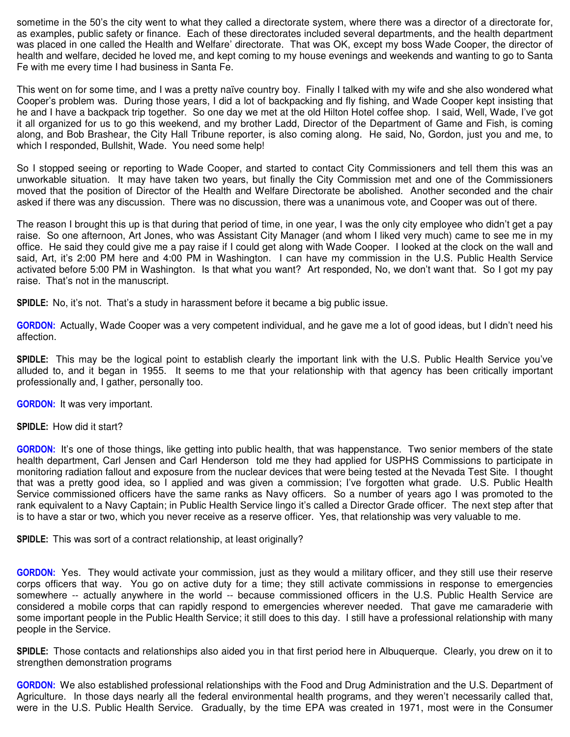sometime in the 50's the city went to what they called a directorate system, where there was a director of a directorate for, as examples, public safety or finance. Each of these directorates included several departments, and the health department was placed in one called the Health and Welfare' directorate. That was OK, except my boss Wade Cooper, the director of health and welfare, decided he loved me, and kept coming to my house evenings and weekends and wanting to go to Santa Fe with me every time I had business in Santa Fe.

This went on for some time, and I was a pretty naïve country boy. Finally I talked with my wife and she also wondered what Cooper's problem was. During those years, I did a lot of backpacking and fly fishing, and Wade Cooper kept insisting that he and I have a backpack trip together. So one day we met at the old Hilton Hotel coffee shop. I said, Well, Wade, I've got it all organized for us to go this weekend, and my brother Ladd, Director of the Department of Game and Fish, is coming along, and Bob Brashear, the City Hall Tribune reporter, is also coming along. He said, No, Gordon, just you and me, to which I responded, Bullshit, Wade. You need some help!

So I stopped seeing or reporting to Wade Cooper, and started to contact City Commissioners and tell them this was an unworkable situation. It may have taken two years, but finally the City Commission met and one of the Commissioners moved that the position of Director of the Health and Welfare Directorate be abolished. Another seconded and the chair asked if there was any discussion. There was no discussion, there was a unanimous vote, and Cooper was out of there.

The reason I brought this up is that during that period of time, in one year, I was the only city employee who didn't get a pay raise. So one afternoon, Art Jones, who was Assistant City Manager (and whom I liked very much) came to see me in my office. He said they could give me a pay raise if I could get along with Wade Cooper. I looked at the clock on the wall and said, Art, it's 2:00 PM here and 4:00 PM in Washington. I can have my commission in the U.S. Public Health Service activated before 5:00 PM in Washington. Is that what you want? Art responded, No, we don't want that. So I got my pay raise. That's not in the manuscript.

**SPIDLE:** No, it's not. That's a study in harassment before it became a big public issue.

**GORDON:** Actually, Wade Cooper was a very competent individual, and he gave me a lot of good ideas, but I didn't need his affection.

**SPIDLE:** This may be the logical point to establish clearly the important link with the U.S. Public Health Service you've alluded to, and it began in 1955. It seems to me that your relationship with that agency has been critically important professionally and, I gather, personally too.

**GORDON:** It was very important.

**SPIDLE:** How did it start?

**GORDON:** It's one of those things, like getting into public health, that was happenstance. Two senior members of the state health department, Carl Jensen and Carl Henderson told me they had applied for USPHS Commissions to participate in monitoring radiation fallout and exposure from the nuclear devices that were being tested at the Nevada Test Site. I thought that was a pretty good idea, so I applied and was given a commission; I've forgotten what grade. U.S. Public Health Service commissioned officers have the same ranks as Navy officers. So a number of years ago I was promoted to the rank equivalent to a Navy Captain; in Public Health Service lingo it's called a Director Grade officer. The next step after that is to have a star or two, which you never receive as a reserve officer. Yes, that relationship was very valuable to me.

**SPIDLE:** This was sort of a contract relationship, at least originally?

**GORDON:** Yes. They would activate your commission, just as they would a military officer, and they still use their reserve corps officers that way. You go on active duty for a time; they still activate commissions in response to emergencies somewhere -- actually anywhere in the world -- because commissioned officers in the U.S. Public Health Service are considered a mobile corps that can rapidly respond to emergencies wherever needed. That gave me camaraderie with some important people in the Public Health Service; it still does to this day. I still have a professional relationship with many people in the Service.

**SPIDLE:** Those contacts and relationships also aided you in that first period here in Albuquerque. Clearly, you drew on it to strengthen demonstration programs

**GORDON:** We also established professional relationships with the Food and Drug Administration and the U.S. Department of Agriculture. In those days nearly all the federal environmental health programs, and they weren't necessarily called that, were in the U.S. Public Health Service. Gradually, by the time EPA was created in 1971, most were in the Consumer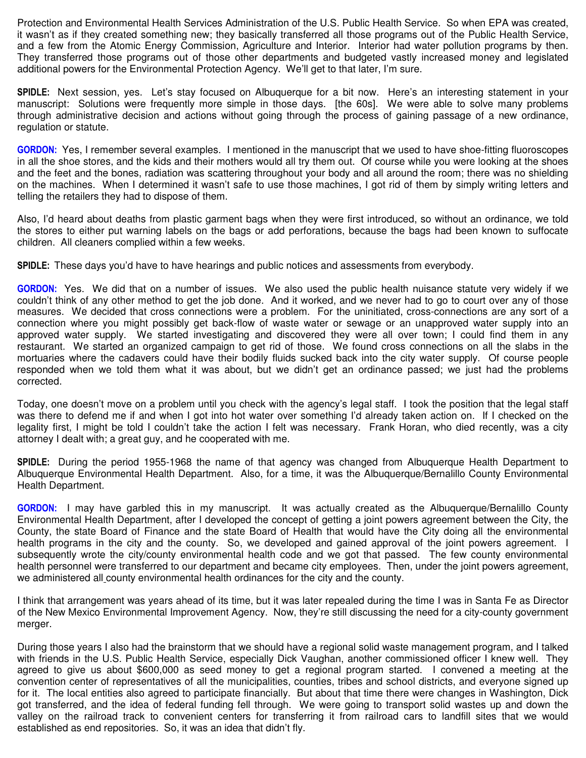Protection and Environmental Health Services Administration of the U.S. Public Health Service. So when EPA was created, it wasn't as if they created something new; they basically transferred all those programs out of the Public Health Service, and a few from the Atomic Energy Commission, Agriculture and Interior. Interior had water pollution programs by then. They transferred those programs out of those other departments and budgeted vastly increased money and legislated additional powers for the Environmental Protection Agency. We'll get to that later, I'm sure.

**SPIDLE:** Next session, yes. Let's stay focused on Albuquerque for a bit now. Here's an interesting statement in your manuscript: Solutions were frequently more simple in those days. [the 60s]. We were able to solve many problems through administrative decision and actions without going through the process of gaining passage of a new ordinance, regulation or statute.

**GORDON:** Yes, I remember several examples. I mentioned in the manuscript that we used to have shoe-fitting fluoroscopes in all the shoe stores, and the kids and their mothers would all try them out. Of course while you were looking at the shoes and the feet and the bones, radiation was scattering throughout your body and all around the room; there was no shielding on the machines. When I determined it wasn't safe to use those machines, I got rid of them by simply writing letters and telling the retailers they had to dispose of them.

Also, I'd heard about deaths from plastic garment bags when they were first introduced, so without an ordinance, we told the stores to either put warning labels on the bags or add perforations, because the bags had been known to suffocate children. All cleaners complied within a few weeks.

**SPIDLE:** These days you'd have to have hearings and public notices and assessments from everybody.

**GORDON:** Yes. We did that on a number of issues. We also used the public health nuisance statute very widely if we couldn't think of any other method to get the job done. And it worked, and we never had to go to court over any of those measures. We decided that cross connections were a problem. For the uninitiated, cross-connections are any sort of a connection where you might possibly get back-flow of waste water or sewage or an unapproved water supply into an approved water supply. We started investigating and discovered they were all over town; I could find them in any restaurant. We started an organized campaign to get rid of those. We found cross connections on all the slabs in the mortuaries where the cadavers could have their bodily fluids sucked back into the city water supply. Of course people responded when we told them what it was about, but we didn't get an ordinance passed; we just had the problems corrected.

Today, one doesn't move on a problem until you check with the agency's legal staff. I took the position that the legal staff was there to defend me if and when I got into hot water over something I'd already taken action on. If I checked on the legality first, I might be told I couldn't take the action I felt was necessary. Frank Horan, who died recently, was a city attorney I dealt with; a great guy, and he cooperated with me.

**SPIDLE:** During the period 1955-1968 the name of that agency was changed from Albuquerque Health Department to Albuquerque Environmental Health Department. Also, for a time, it was the Albuquerque/Bernalillo County Environmental Health Department.

**GORDON:** I may have garbled this in my manuscript. It was actually created as the Albuquerque/Bernalillo County Environmental Health Department, after I developed the concept of getting a joint powers agreement between the City, the County, the state Board of Finance and the state Board of Health that would have the City doing all the environmental health programs in the city and the county. So, we developed and gained approval of the joint powers agreement. I subsequently wrote the city/county environmental health code and we got that passed. The few county environmental health personnel were transferred to our department and became city employees. Then, under the joint powers agreement, we administered all county environmental health ordinances for the city and the county.

I think that arrangement was years ahead of its time, but it was later repealed during the time I was in Santa Fe as Director of the New Mexico Environmental Improvement Agency. Now, they're still discussing the need for a city-county government merger.

During those years I also had the brainstorm that we should have a regional solid waste management program, and I talked with friends in the U.S. Public Health Service, especially Dick Vaughan, another commissioned officer I knew well. They agreed to give us about $600,000 as seed money to get a regional program started. I convened a meeting at the convention center of representatives of all the municipalities, counties, tribes and school districts, and everyone signed up for it. The local entities also agreed to participate financially. But about that time there were changes in Washington, Dick got transferred, and the idea of federal funding fell through. We were going to transport solid wastes up and down the valley on the railroad track to convenient centers for transferring it from railroad cars to landfill sites that we would established as end repositories. So, it was an idea that didn't fly.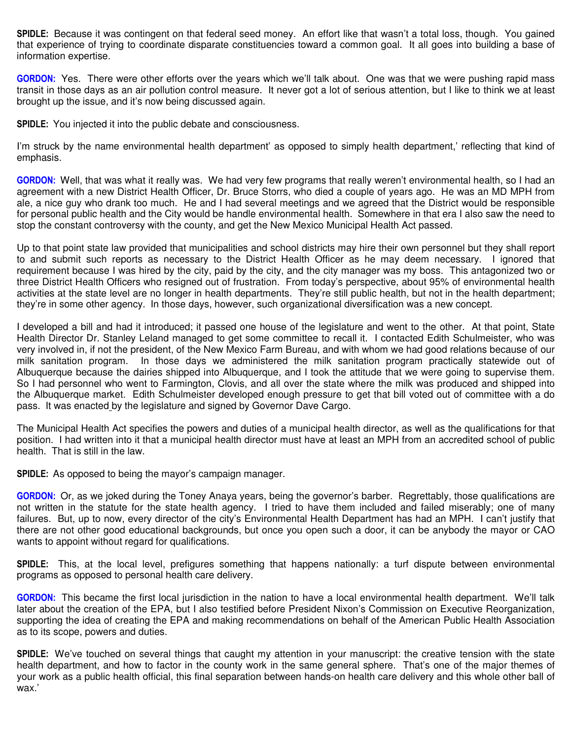**SPIDLE:** Because it was contingent on that federal seed money. An effort like that wasn't a total loss, though. You gained that experience of trying to coordinate disparate constituencies toward a common goal. It all goes into building a base of information expertise.

**GORDON:** Yes. There were other efforts over the years which we'll talk about. One was that we were pushing rapid mass transit in those days as an air pollution control measure. It never got a lot of serious attention, but I like to think we at least brought up the issue, and it's now being discussed again.

**SPIDLE:** You injected it into the public debate and consciousness.

I'm struck by the name environmental health department' as opposed to simply health department,' reflecting that kind of emphasis.

**GORDON:** Well, that was what it really was. We had very few programs that really weren't environmental health, so I had an agreement with a new District Health Officer, Dr. Bruce Storrs, who died a couple of years ago. He was an MD MPH from ale, a nice guy who drank too much. He and I had several meetings and we agreed that the District would be responsible for personal public health and the City would be handle environmental health. Somewhere in that era I also saw the need to stop the constant controversy with the county, and get the New Mexico Municipal Health Act passed.

Up to that point state law provided that municipalities and school districts may hire their own personnel but they shall report to and submit such reports as necessary to the District Health Officer as he may deem necessary. I ignored that requirement because I was hired by the city, paid by the city, and the city manager was my boss. This antagonized two or three District Health Officers who resigned out of frustration. From today's perspective, about 95% of environmental health activities at the state level are no longer in health departments. They're still public health, but not in the health department; they're in some other agency. In those days, however, such organizational diversification was a new concept.

I developed a bill and had it introduced; it passed one house of the legislature and went to the other. At that point, State Health Director Dr. Stanley Leland managed to get some committee to recall it. I contacted Edith Schulmeister, who was very involved in, if not the president, of the New Mexico Farm Bureau, and with whom we had good relations because of our milk sanitation program. In those days we administered the milk sanitation program practically statewide out of Albuquerque because the dairies shipped into Albuquerque, and I took the attitude that we were going to supervise them. So I had personnel who went to Farmington, Clovis, and all over the state where the milk was produced and shipped into the Albuquerque market. Edith Schulmeister developed enough pressure to get that bill voted out of committee with a do pass. It was enacted by the legislature and signed by Governor Dave Cargo.

The Municipal Health Act specifies the powers and duties of a municipal health director, as well as the qualifications for that position. I had written into it that a municipal health director must have at least an MPH from an accredited school of public health. That is still in the law.

**SPIDLE:** As opposed to being the mayor's campaign manager.

**GORDON:** Or, as we joked during the Toney Anaya years, being the governor's barber. Regrettably, those qualifications are not written in the statute for the state health agency. I tried to have them included and failed miserably; one of many failures. But, up to now, every director of the city's Environmental Health Department has had an MPH. I can't justify that there are not other good educational backgrounds, but once you open such a door, it can be anybody the mayor or CAO wants to appoint without regard for qualifications.

**SPIDLE:** This, at the local level, prefigures something that happens nationally: a turf dispute between environmental programs as opposed to personal health care delivery.

**GORDON:** This became the first local jurisdiction in the nation to have a local environmental health department. We'll talk later about the creation of the EPA, but I also testified before President Nixon's Commission on Executive Reorganization, supporting the idea of creating the EPA and making recommendations on behalf of the American Public Health Association as to its scope, powers and duties.

**SPIDLE:** We've touched on several things that caught my attention in your manuscript: the creative tension with the state health department, and how to factor in the county work in the same general sphere. That's one of the major themes of your work as a public health official, this final separation between hands-on health care delivery and this whole other ball of wax.'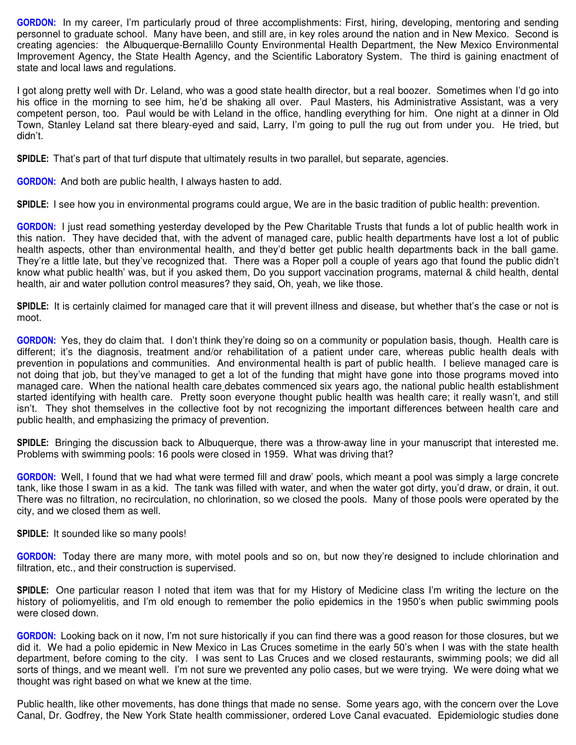**GORDON:** In my career, I'm particularly proud of three accomplishments: First, hiring, developing, mentoring and sending personnel to graduate school. Many have been, and still are, in key roles around the nation and in New Mexico. Second is creating agencies: the Albuquerque-Bernalillo County Environmental Health Department, the New Mexico Environmental Improvement Agency, the State Health Agency, and the Scientific Laboratory System. The third is gaining enactment of state and local laws and regulations.

I got along pretty well with Dr. Leland, who was a good state health director, but a real boozer. Sometimes when I'd go into his office in the morning to see him, he'd be shaking all over. Paul Masters, his Administrative Assistant, was a very competent person, too. Paul would be with Leland in the office, handling everything for him. One night at a dinner in Old Town, Stanley Leland sat there bleary-eyed and said, Larry, I'm going to pull the rug out from under you. He tried, but didn't.

**SPIDLE:** That's part of that turf dispute that ultimately results in two parallel, but separate, agencies.

**GORDON:** And both are public health, I always hasten to add.

**SPIDLE:** I see how you in environmental programs could argue, We are in the basic tradition of public health: prevention.

**GORDON:** I just read something yesterday developed by the Pew Charitable Trusts that funds a lot of public health work in this nation. They have decided that, with the advent of managed care, public health departments have lost a lot of public health aspects, other than environmental health, and they'd better get public health departments back in the ball game. They're a little late, but they've recognized that. There was a Roper poll a couple of years ago that found the public didn't know what public health' was, but if you asked them, Do you support vaccination programs, maternal & child health, dental health, air and water pollution control measures? they said, Oh, yeah, we like those.

**SPIDLE:** It is certainly claimed for managed care that it will prevent illness and disease, but whether that's the case or not is moot.

**GORDON:** Yes, they do claim that. I don't think they're doing so on a community or population basis, though. Health care is different; it's the diagnosis, treatment and/or rehabilitation of a patient under care, whereas public health deals with prevention in populations and communities. And environmental health is part of public health. I believe managed care is not doing that job, but they've managed to get a lot of the funding that might have gone into those programs moved into managed care. When the national health care debates commenced six years ago, the national public health establishment started identifying with health care. Pretty soon everyone thought public health was health care; it really wasn't, and still isn't. They shot themselves in the collective foot by not recognizing the important differences between health care and public health, and emphasizing the primacy of prevention.

**SPIDLE:** Bringing the discussion back to Albuquerque, there was a throw-away line in your manuscript that interested me. Problems with swimming pools: 16 pools were closed in 1959. What was driving that?

**GORDON:** Well, I found that we had what were termed fill and draw' pools, which meant a pool was simply a large concrete tank, like those I swam in as a kid. The tank was filled with water, and when the water got dirty, you'd draw, or drain, it out. There was no filtration, no recirculation, no chlorination, so we closed the pools. Many of those pools were operated by the city, and we closed them as well.

**SPIDLE:** It sounded like so many pools!

**GORDON:** Today there are many more, with motel pools and so on, but now they're designed to include chlorination and filtration, etc., and their construction is supervised.

**SPIDLE:** One particular reason I noted that item was that for my History of Medicine class I'm writing the lecture on the history of poliomyelitis, and I'm old enough to remember the polio epidemics in the 1950's when public swimming pools were closed down.

**GORDON:** Looking back on it now, I'm not sure historically if you can find there was a good reason for those closures, but we did it. We had a polio epidemic in New Mexico in Las Cruces sometime in the early 50's when I was with the state health department, before coming to the city. I was sent to Las Cruces and we closed restaurants, swimming pools; we did all sorts of things, and we meant well. I'm not sure we prevented any polio cases, but we were trying. We were doing what we thought was right based on what we knew at the time.

Public health, like other movements, has done things that made no sense. Some years ago, with the concern over the Love Canal, Dr. Godfrey, the New York State health commissioner, ordered Love Canal evacuated. Epidemiologic studies done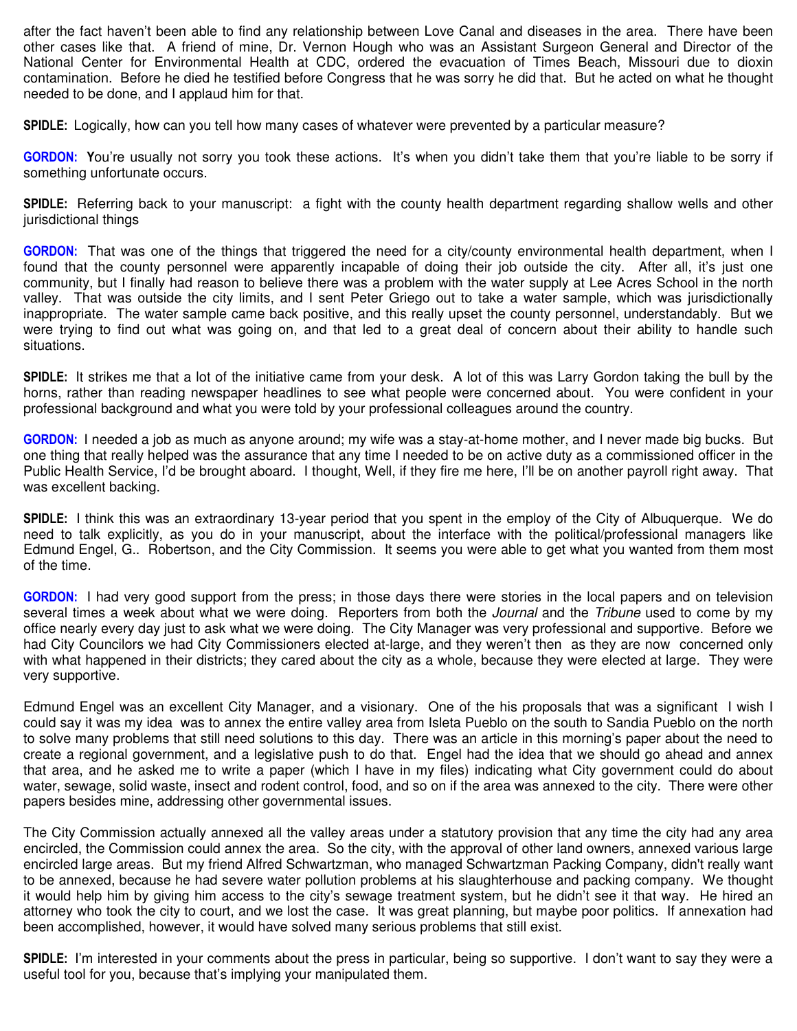after the fact haven't been able to find any relationship between Love Canal and diseases in the area. There have been other cases like that. A friend of mine, Dr. Vernon Hough who was an Assistant Surgeon General and Director of the National Center for Environmental Health at CDC, ordered the evacuation of Times Beach, Missouri due to dioxin contamination. Before he died he testified before Congress that he was sorry he did that. But he acted on what he thought needed to be done, and I applaud him for that.

**SPIDLE:** Logically, how can you tell how many cases of whatever were prevented by a particular measure?

**GORDON:** You're usually not sorry you took these actions. It's when you didn't take them that you're liable to be sorry if something unfortunate occurs.

**SPIDLE:** Referring back to your manuscript: a fight with the county health department regarding shallow wells and other jurisdictional things

**GORDON:** That was one of the things that triggered the need for a city/county environmental health department, when I found that the county personnel were apparently incapable of doing their job outside the city. After all, it's just one community, but I finally had reason to believe there was a problem with the water supply at Lee Acres School in the north valley. That was outside the city limits, and I sent Peter Griego out to take a water sample, which was jurisdictionally inappropriate. The water sample came back positive, and this really upset the county personnel, understandably. But we were trying to find out what was going on, and that led to a great deal of concern about their ability to handle such situations.

**SPIDLE:** It strikes me that a lot of the initiative came from your desk. A lot of this was Larry Gordon taking the bull by the horns, rather than reading newspaper headlines to see what people were concerned about. You were confident in your professional background and what you were told by your professional colleagues around the country.

**GORDON:** I needed a job as much as anyone around; my wife was a stay-at-home mother, and I never made big bucks. But one thing that really helped was the assurance that any time I needed to be on active duty as a commissioned officer in the Public Health Service, I'd be brought aboard. I thought, Well, if they fire me here, I'll be on another payroll right away. That was excellent backing.

**SPIDLE:** I think this was an extraordinary 13-year period that you spent in the employ of the City of Albuquerque. We do need to talk explicitly, as you do in your manuscript, about the interface with the political/professional managers like Edmund Engel, G.. Robertson, and the City Commission. It seems you were able to get what you wanted from them most of the time.

**GORDON:** I had very good support from the press; in those days there were stories in the local papers and on television several times a week about what we were doing. Reporters from both the *Journal* and the *Tribune* used to come by my office nearly every day just to ask what we were doing. The City Manager was very professional and supportive. Before we had City Councilors we had City Commissioners elected at-large, and they weren't then as they are now concerned only with what happened in their districts; they cared about the city as a whole, because they were elected at large. They were very supportive.

Edmund Engel was an excellent City Manager, and a visionary. One of the his proposals that was a significant I wish I could say it was my idea was to annex the entire valley area from Isleta Pueblo on the south to Sandia Pueblo on the north to solve many problems that still need solutions to this day. There was an article in this morning's paper about the need to create a regional government, and a legislative push to do that. Engel had the idea that we should go ahead and annex that area, and he asked me to write a paper (which I have in my files) indicating what City government could do about water, sewage, solid waste, insect and rodent control, food, and so on if the area was annexed to the city. There were other papers besides mine, addressing other governmental issues.

The City Commission actually annexed all the valley areas under a statutory provision that any time the city had any area encircled, the Commission could annex the area. So the city, with the approval of other land owners, annexed various large encircled large areas. But my friend Alfred Schwartzman, who managed Schwartzman Packing Company, didn't really want to be annexed, because he had severe water pollution problems at his slaughterhouse and packing company. We thought it would help him by giving him access to the city's sewage treatment system, but he didn't see it that way. He hired an attorney who took the city to court, and we lost the case. It was great planning, but maybe poor politics. If annexation had been accomplished, however, it would have solved many serious problems that still exist.

**SPIDLE:** I'm interested in your comments about the press in particular, being so supportive. I don't want to say they were a useful tool for you, because that's implying your manipulated them.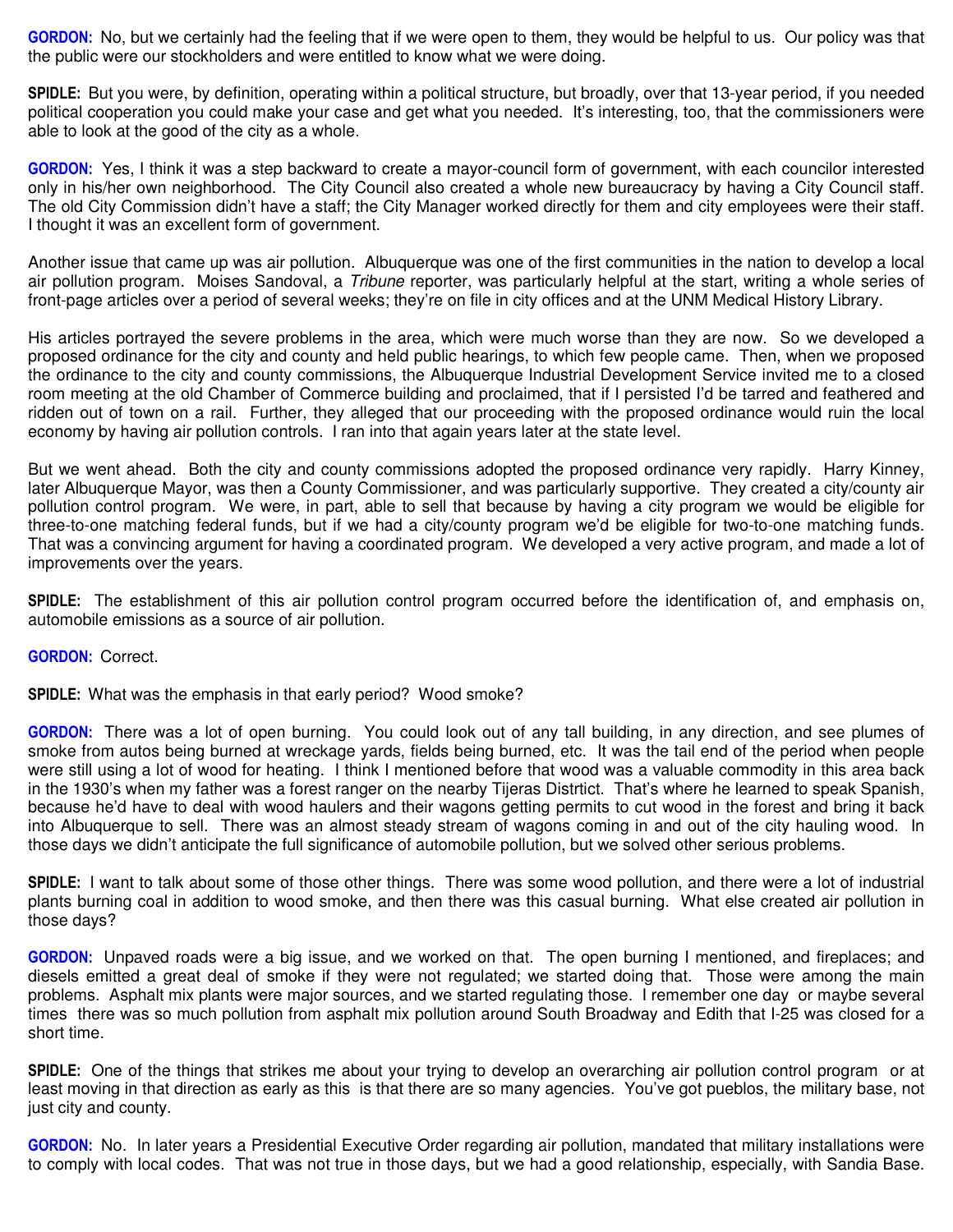**GORDON:** No, but we certainly had the feeling that if we were open to them, they would be helpful to us. Our policy was that the public were our stockholders and were entitled to know what we were doing.

**SPIDLE:** But you were, by definition, operating within a political structure, but broadly, over that 13-year period, if you needed political cooperation you could make your case and get what you needed. It's interesting, too, that the commissioners were able to look at the good of the city as a whole.

**GORDON:** Yes, I think it was a step backward to create a mayor-council form of government, with each councilor interested only in his/her own neighborhood. The City Council also created a whole new bureaucracy by having a City Council staff. The old City Commission didn't have a staff; the City Manager worked directly for them and city employees were their staff. I thought it was an excellent form of government.

Another issue that came up was air pollution. Albuquerque was one of the first communities in the nation to develop a local air pollution program. Moises Sandoval, a *Tribune* reporter, was particularly helpful at the start, writing a whole series of front-page articles over a period of several weeks; they're on file in city offices and at the UNM Medical History Library.

His articles portrayed the severe problems in the area, which were much worse than they are now. So we developed a proposed ordinance for the city and county and held public hearings, to which few people came. Then, when we proposed the ordinance to the city and county commissions, the Albuquerque Industrial Development Service invited me to a closed room meeting at the old Chamber of Commerce building and proclaimed, that if I persisted I'd be tarred and feathered and ridden out of town on a rail. Further, they alleged that our proceeding with the proposed ordinance would ruin the local economy by having air pollution controls. I ran into that again years later at the state level.

But we went ahead. Both the city and county commissions adopted the proposed ordinance very rapidly. Harry Kinney, later Albuquerque Mayor, was then a County Commissioner, and was particularly supportive. They created a city/county air pollution control program. We were, in part, able to sell that because by having a city program we would be eligible for three-to-one matching federal funds, but if we had a city/county program we'd be eligible for two-to-one matching funds. That was a convincing argument for having a coordinated program. We developed a very active program, and made a lot of improvements over the years.

**SPIDLE:** The establishment of this air pollution control program occurred before the identification of, and emphasis on, automobile emissions as a source of air pollution.

**GORDON:** Correct.

**SPIDLE:** What was the emphasis in that early period? Wood smoke?

**GORDON:** There was a lot of open burning. You could look out of any tall building, in any direction, and see plumes of smoke from autos being burned at wreckage yards, fields being burned, etc. It was the tail end of the period when people were still using a lot of wood for heating. I think I mentioned before that wood was a valuable commodity in this area back in the 1930's when my father was a forest ranger on the nearby Tijeras Distrtict. That's where he learned to speak Spanish, because he'd have to deal with wood haulers and their wagons getting permits to cut wood in the forest and bring it back into Albuquerque to sell. There was an almost steady stream of wagons coming in and out of the city hauling wood. In those days we didn't anticipate the full significance of automobile pollution, but we solved other serious problems.

**SPIDLE:** I want to talk about some of those other things. There was some wood pollution, and there were a lot of industrial plants burning coal in addition to wood smoke, and then there was this casual burning. What else created air pollution in those days?

**GORDON:** Unpaved roads were a big issue, and we worked on that. The open burning I mentioned, and fireplaces; and diesels emitted a great deal of smoke if they were not regulated; we started doing that. Those were among the main problems. Asphalt mix plants were major sources, and we started regulating those. I remember one day or maybe several times there was so much pollution from asphalt mix pollution around South Broadway and Edith that I-25 was closed for a short time.

**SPIDLE:** One of the things that strikes me about your trying to develop an overarching air pollution control program or at least moving in that direction as early as this is that there are so many agencies. You've got pueblos, the military base, not just city and county.

**GORDON:** No. In later years a Presidential Executive Order regarding air pollution, mandated that military installations were to comply with local codes. That was not true in those days, but we had a good relationship, especially, with Sandia Base.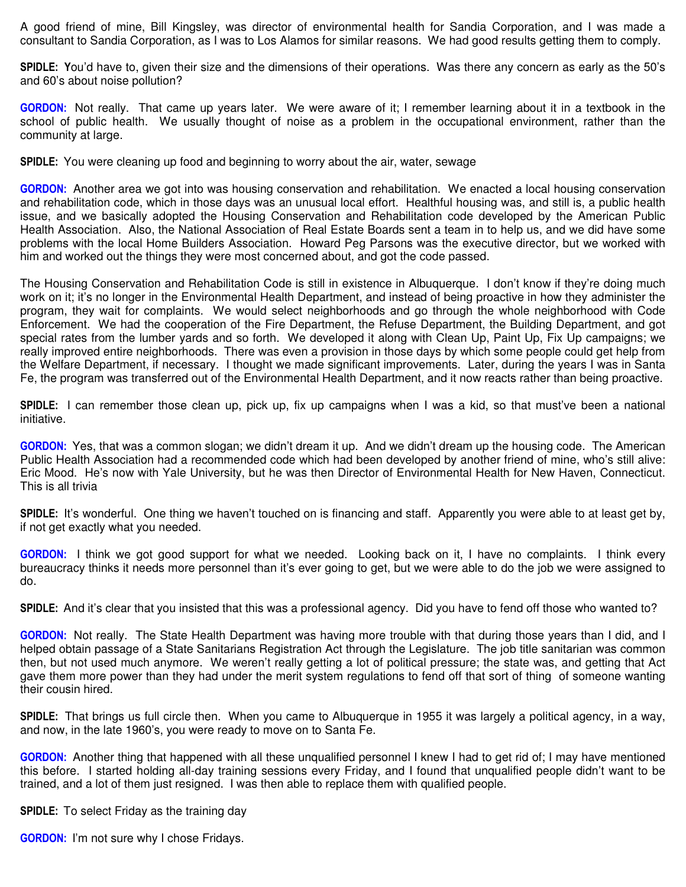A good friend of mine, Bill Kingsley, was director of environmental health for Sandia Corporation, and I was made a consultant to Sandia Corporation, as I was to Los Alamos for similar reasons. We had good results getting them to comply.

**SPIDLE:** You'd have to, given their size and the dimensions of their operations. Was there any concern as early as the 50's and 60's about noise pollution?

**GORDON:** Not really. That came up years later. We were aware of it; I remember learning about it in a textbook in the school of public health. We usually thought of noise as a problem in the occupational environment, rather than the community at large.

**SPIDLE:** You were cleaning up food and beginning to worry about the air, water, sewage

**GORDON:** Another area we got into was housing conservation and rehabilitation. We enacted a local housing conservation and rehabilitation code, which in those days was an unusual local effort. Healthful housing was, and still is, a public health issue, and we basically adopted the Housing Conservation and Rehabilitation code developed by the American Public Health Association. Also, the National Association of Real Estate Boards sent a team in to help us, and we did have some problems with the local Home Builders Association. Howard Peg Parsons was the executive director, but we worked with him and worked out the things they were most concerned about, and got the code passed.

The Housing Conservation and Rehabilitation Code is still in existence in Albuquerque. I don't know if they're doing much work on it; it's no longer in the Environmental Health Department, and instead of being proactive in how they administer the program, they wait for complaints. We would select neighborhoods and go through the whole neighborhood with Code Enforcement. We had the cooperation of the Fire Department, the Refuse Department, the Building Department, and got special rates from the lumber yards and so forth. We developed it along with Clean Up, Paint Up, Fix Up campaigns; we really improved entire neighborhoods. There was even a provision in those days by which some people could get help from the Welfare Department, if necessary. I thought we made significant improvements. Later, during the years I was in Santa Fe, the program was transferred out of the Environmental Health Department, and it now reacts rather than being proactive.

**SPIDLE:** I can remember those clean up, pick up, fix up campaigns when I was a kid, so that must've been a national initiative.

**GORDON:** Yes, that was a common slogan; we didn't dream it up. And we didn't dream up the housing code. The American Public Health Association had a recommended code which had been developed by another friend of mine, who's still alive: Eric Mood. He's now with Yale University, but he was then Director of Environmental Health for New Haven, Connecticut. This is all trivia

**SPIDLE:** It's wonderful. One thing we haven't touched on is financing and staff. Apparently you were able to at least get by, if not get exactly what you needed.

**GORDON:** I think we got good support for what we needed. Looking back on it, I have no complaints. I think every bureaucracy thinks it needs more personnel than it's ever going to get, but we were able to do the job we were assigned to do.

**SPIDLE:** And it's clear that you insisted that this was a professional agency. Did you have to fend off those who wanted to?

**GORDON:** Not really. The State Health Department was having more trouble with that during those years than I did, and I helped obtain passage of a State Sanitarians Registration Act through the Legislature. The job title sanitarian was common then, but not used much anymore. We weren't really getting a lot of political pressure; the state was, and getting that Act gave them more power than they had under the merit system regulations to fend off that sort of thing of someone wanting their cousin hired.

**SPIDLE:** That brings us full circle then. When you came to Albuquerque in 1955 it was largely a political agency, in a way, and now, in the late 1960's, you were ready to move on to Santa Fe.

**GORDON:** Another thing that happened with all these unqualified personnel I knew I had to get rid of; I may have mentioned this before. I started holding all-day training sessions every Friday, and I found that unqualified people didn't want to be trained, and a lot of them just resigned. I was then able to replace them with qualified people.

**SPIDLE:** To select Friday as the training day

**GORDON:** I'm not sure why I chose Fridays.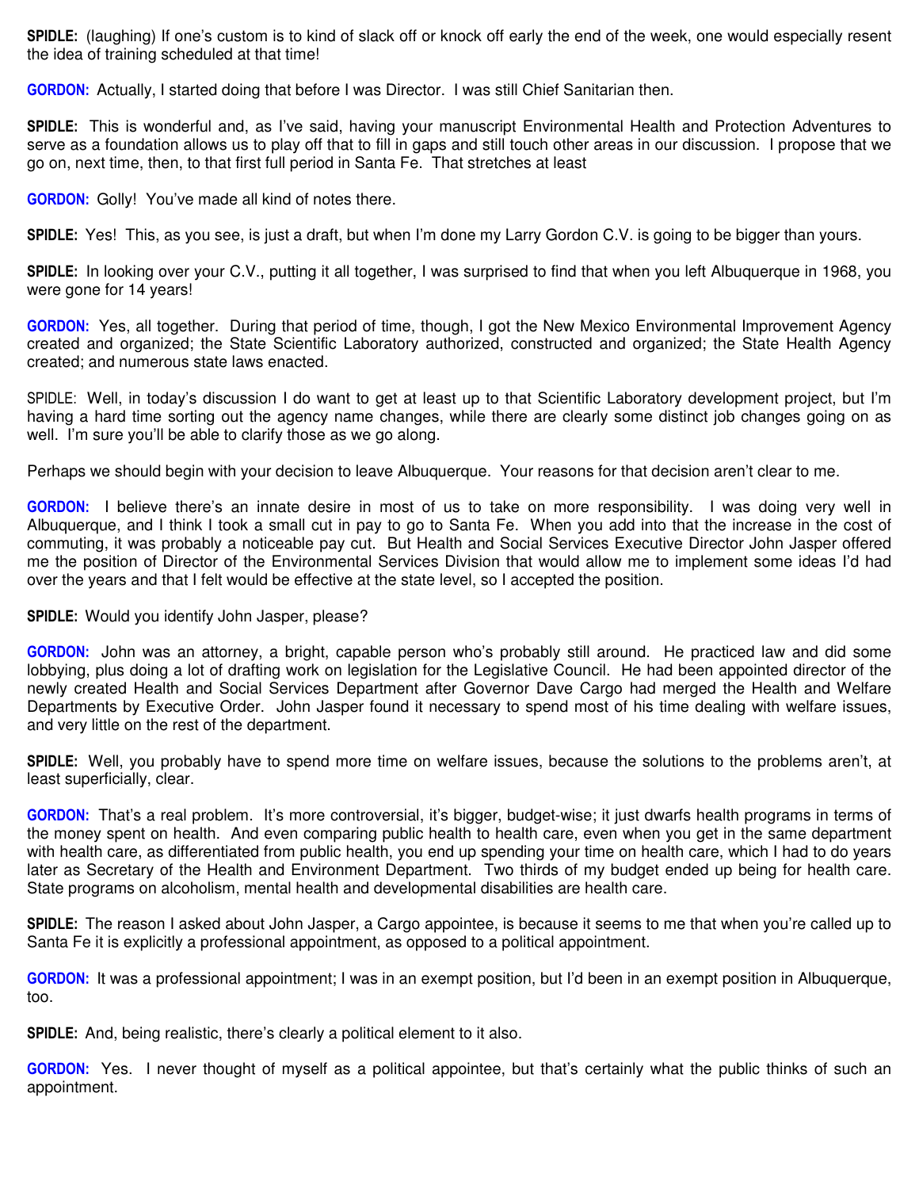**SPIDLE:** (laughing) If one's custom is to kind of slack off or knock off early the end of the week, one would especially resent the idea of training scheduled at that time!

**GORDON:** Actually, I started doing that before I was Director. I was still Chief Sanitarian then.

**SPIDLE:** This is wonderful and, as I've said, having your manuscript Environmental Health and Protection Adventures to serve as a foundation allows us to play off that to fill in gaps and still touch other areas in our discussion. I propose that we go on, next time, then, to that first full period in Santa Fe. That stretches at least

**GORDON:** Golly! You've made all kind of notes there.

**SPIDLE:** Yes! This, as you see, is just a draft, but when I'm done my Larry Gordon C.V. is going to be bigger than yours.

**SPIDLE:** In looking over your C.V., putting it all together, I was surprised to find that when you left Albuquerque in 1968, you were gone for 14 years!

**GORDON:** Yes, all together. During that period of time, though, I got the New Mexico Environmental Improvement Agency created and organized; the State Scientific Laboratory authorized, constructed and organized; the State Health Agency created; and numerous state laws enacted.

SPIDLE: Well, in today's discussion I do want to get at least up to that Scientific Laboratory development project, but I'm having a hard time sorting out the agency name changes, while there are clearly some distinct job changes going on as well. I'm sure you'll be able to clarify those as we go along.

Perhaps we should begin with your decision to leave Albuquerque. Your reasons for that decision aren't clear to me.

**GORDON:** I believe there's an innate desire in most of us to take on more responsibility. I was doing very well in Albuquerque, and I think I took a small cut in pay to go to Santa Fe. When you add into that the increase in the cost of commuting, it was probably a noticeable pay cut. But Health and Social Services Executive Director John Jasper offered me the position of Director of the Environmental Services Division that would allow me to implement some ideas I'd had over the years and that I felt would be effective at the state level, so I accepted the position.

**SPIDLE:** Would you identify John Jasper, please?

**GORDON:** John was an attorney, a bright, capable person who's probably still around. He practiced law and did some lobbying, plus doing a lot of drafting work on legislation for the Legislative Council. He had been appointed director of the newly created Health and Social Services Department after Governor Dave Cargo had merged the Health and Welfare Departments by Executive Order. John Jasper found it necessary to spend most of his time dealing with welfare issues, and very little on the rest of the department.

**SPIDLE:** Well, you probably have to spend more time on welfare issues, because the solutions to the problems aren't, at least superficially, clear.

**GORDON:** That's a real problem. It's more controversial, it's bigger, budget-wise; it just dwarfs health programs in terms of the money spent on health. And even comparing public health to health care, even when you get in the same department with health care, as differentiated from public health, you end up spending your time on health care, which I had to do years later as Secretary of the Health and Environment Department. Two thirds of my budget ended up being for health care. State programs on alcoholism, mental health and developmental disabilities are health care.

**SPIDLE:** The reason I asked about John Jasper, a Cargo appointee, is because it seems to me that when you're called up to Santa Fe it is explicitly a professional appointment, as opposed to a political appointment.

**GORDON:** It was a professional appointment; I was in an exempt position, but I'd been in an exempt position in Albuquerque, too.

**SPIDLE:** And, being realistic, there's clearly a political element to it also.

**GORDON:** Yes. I never thought of myself as a political appointee, but that's certainly what the public thinks of such an appointment.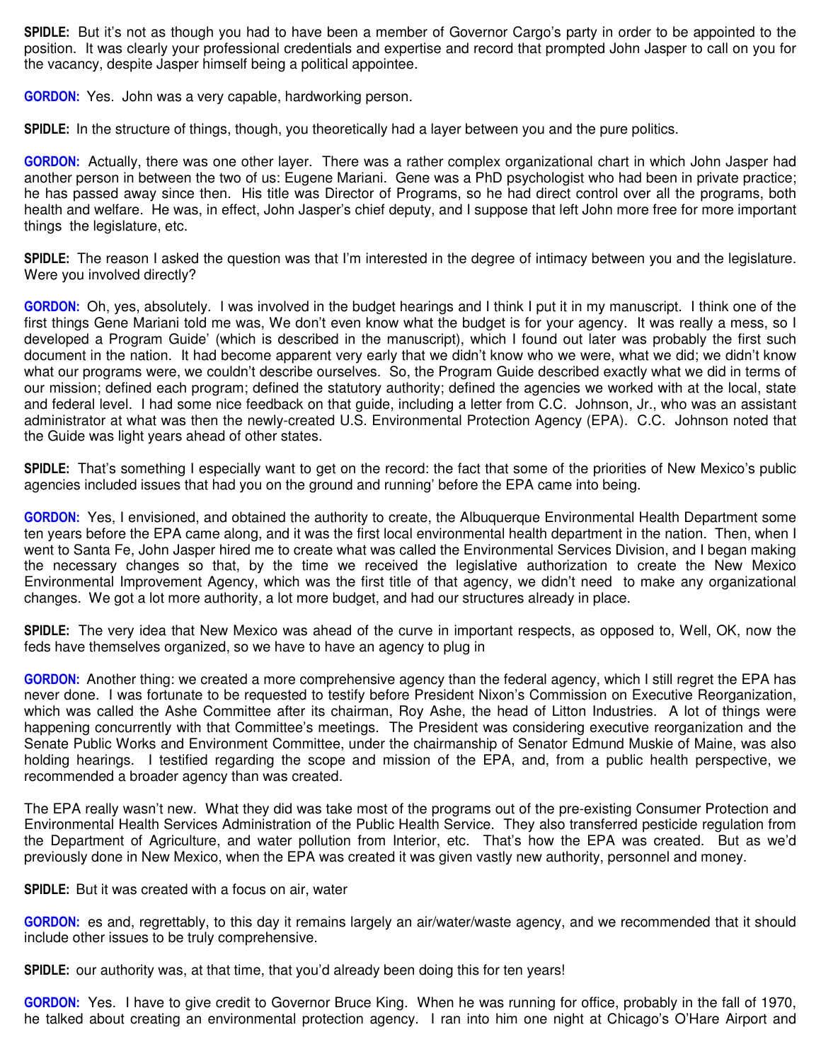**SPIDLE:** But it's not as though you had to have been a member of Governor Cargo's party in order to be appointed to the position. It was clearly your professional credentials and expertise and record that prompted John Jasper to call on you for the vacancy, despite Jasper himself being a political appointee.

**GORDON:** Yes. John was a very capable, hardworking person.

**SPIDLE:** In the structure of things, though, you theoretically had a layer between you and the pure politics.

**GORDON:** Actually, there was one other layer. There was a rather complex organizational chart in which John Jasper had another person in between the two of us: Eugene Mariani. Gene was a PhD psychologist who had been in private practice; he has passed away since then. His title was Director of Programs, so he had direct control over all the programs, both health and welfare. He was, in effect, John Jasper's chief deputy, and I suppose that left John more free for more important things the legislature, etc.

**SPIDLE:** The reason I asked the question was that I'm interested in the degree of intimacy between you and the legislature. Were you involved directly?

**GORDON:** Oh, yes, absolutely. I was involved in the budget hearings and I think I put it in my manuscript. I think one of the first things Gene Mariani told me was, We don't even know what the budget is for your agency. It was really a mess, so I developed a Program Guide' (which is described in the manuscript), which I found out later was probably the first such document in the nation. It had become apparent very early that we didn't know who we were, what we did; we didn't know what our programs were, we couldn't describe ourselves. So, the Program Guide described exactly what we did in terms of our mission; defined each program; defined the statutory authority; defined the agencies we worked with at the local, state and federal level. I had some nice feedback on that guide, including a letter from C.C. Johnson, Jr., who was an assistant administrator at what was then the newly-created U.S. Environmental Protection Agency (EPA). C.C. Johnson noted that the Guide was light years ahead of other states.

**SPIDLE:** That's something I especially want to get on the record: the fact that some of the priorities of New Mexico's public agencies included issues that had you on the ground and running' before the EPA came into being.

**GORDON:** Yes, I envisioned, and obtained the authority to create, the Albuquerque Environmental Health Department some ten years before the EPA came along, and it was the first local environmental health department in the nation. Then, when I went to Santa Fe, John Jasper hired me to create what was called the Environmental Services Division, and I began making the necessary changes so that, by the time we received the legislative authorization to create the New Mexico Environmental Improvement Agency, which was the first title of that agency, we didn't need to make any organizational changes. We got a lot more authority, a lot more budget, and had our structures already in place.

**SPIDLE:** The very idea that New Mexico was ahead of the curve in important respects, as opposed to, Well, OK, now the feds have themselves organized, so we have to have an agency to plug in

**GORDON:** Another thing: we created a more comprehensive agency than the federal agency, which I still regret the EPA has never done. I was fortunate to be requested to testify before President Nixon's Commission on Executive Reorganization, which was called the Ashe Committee after its chairman, Roy Ashe, the head of Litton Industries. A lot of things were happening concurrently with that Committee's meetings. The President was considering executive reorganization and the Senate Public Works and Environment Committee, under the chairmanship of Senator Edmund Muskie of Maine, was also holding hearings. I testified regarding the scope and mission of the EPA, and, from a public health perspective, we recommended a broader agency than was created.

The EPA really wasn't new. What they did was take most of the programs out of the pre-existing Consumer Protection and Environmental Health Services Administration of the Public Health Service. They also transferred pesticide regulation from the Department of Agriculture, and water pollution from Interior, etc. That's how the EPA was created. But as we'd previously done in New Mexico, when the EPA was created it was given vastly new authority, personnel and money.

**SPIDLE:** But it was created with a focus on air, water

**GORDON:** es and, regrettably, to this day it remains largely an air/water/waste agency, and we recommended that it should include other issues to be truly comprehensive.

**SPIDLE:** our authority was, at that time, that you'd already been doing this for ten years!

**GORDON:** Yes. I have to give credit to Governor Bruce King. When he was running for office, probably in the fall of 1970, he talked about creating an environmental protection agency. I ran into him one night at Chicago's O'Hare Airport and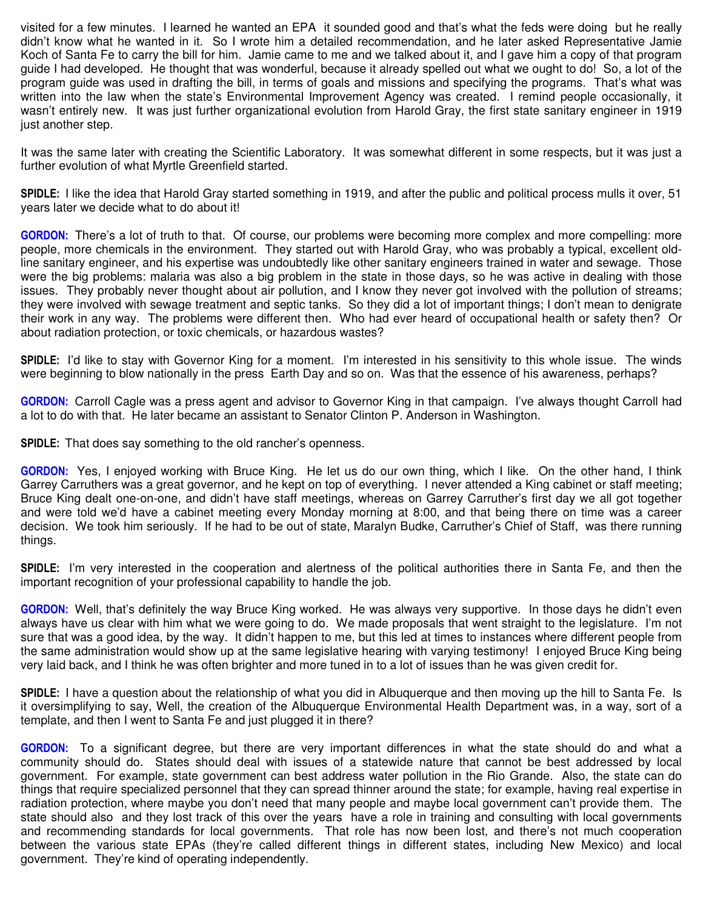visited for a few minutes. I learned he wanted an EPA it sounded good and that's what the feds were doing but he really didn't know what he wanted in it. So I wrote him a detailed recommendation, and he later asked Representative Jamie Koch of Santa Fe to carry the bill for him. Jamie came to me and we talked about it, and I gave him a copy of that program guide I had developed. He thought that was wonderful, because it already spelled out what we ought to do! So, a lot of the program guide was used in drafting the bill, in terms of goals and missions and specifying the programs. That's what was written into the law when the state's Environmental Improvement Agency was created. I remind people occasionally, it wasn't entirely new. It was just further organizational evolution from Harold Gray, the first state sanitary engineer in 1919 just another step.

It was the same later with creating the Scientific Laboratory. It was somewhat different in some respects, but it was just a further evolution of what Myrtle Greenfield started.

**SPIDLE:** I like the idea that Harold Gray started something in 1919, and after the public and political process mulls it over, 51 years later we decide what to do about it!

**GORDON:** There's a lot of truth to that. Of course, our problems were becoming more complex and more compelling: more people, more chemicals in the environment. They started out with Harold Gray, who was probably a typical, excellent old-line sanitary engineer, and his expertise was undoubtedly like other sanitary engineers trained in water and sewage. Those were the big problems: malaria was also a big problem in the state in those days, so he was active in dealing with those issues. They probably never thought about air pollution, and I know they never got involved with the pollution of streams; they were involved with sewage treatment and septic tanks. So they did a lot of important things; I don't mean to denigrate their work in any way. The problems were different then. Who had ever heard of occupational health or safety then? Or about radiation protection, or toxic chemicals, or hazardous wastes?

**SPIDLE:** I'd like to stay with Governor King for a moment. I'm interested in his sensitivity to this whole issue. The winds were beginning to blow nationally in the press Earth Day and so on. Was that the essence of his awareness, perhaps?

**GORDON:** Carroll Cagle was a press agent and advisor to Governor King in that campaign. I've always thought Carroll had a lot to do with that. He later became an assistant to Senator Clinton P. Anderson in Washington.

**SPIDLE:** That does say something to the old rancher's openness.

**GORDON:** Yes, I enjoyed working with Bruce King. He let us do our own thing, which I like. On the other hand, I think Garrey Carruthers was a great governor, and he kept on top of everything. I never attended a King cabinet or staff meeting; Bruce King dealt one-on-one, and didn't have staff meetings, whereas on Garrey Carruther's first day we all got together and were told we'd have a cabinet meeting every Monday morning at 8:00, and that being there on time was a career decision. We took him seriously. If he had to be out of state, Maralyn Budke, Carruther's Chief of Staff, was there running things.

**SPIDLE:** I'm very interested in the cooperation and alertness of the political authorities there in Santa Fe, and then the important recognition of your professional capability to handle the job.

**GORDON:** Well, that's definitely the way Bruce King worked. He was always very supportive. In those days he didn't even always have us clear with him what we were going to do. We made proposals that went straight to the legislature. I'm not sure that was a good idea, by the way. It didn't happen to me, but this led at times to instances where different people from the same administration would show up at the same legislative hearing with varying testimony! I enjoyed Bruce King being very laid back, and I think he was often brighter and more tuned in to a lot of issues than he was given credit for.

**SPIDLE:** I have a question about the relationship of what you did in Albuquerque and then moving up the hill to Santa Fe. Is it oversimplifying to say, Well, the creation of the Albuquerque Environmental Health Department was, in a way, sort of a template, and then I went to Santa Fe and just plugged it in there?

**GORDON:** To a significant degree, but there are very important differences in what the state should do and what a community should do. States should deal with issues of a statewide nature that cannot be best addressed by local government. For example, state government can best address water pollution in the Rio Grande. Also, the state can do things that require specialized personnel that they can spread thinner around the state; for example, having real expertise in radiation protection, where maybe you don't need that many people and maybe local government can't provide them. The state should also and they lost track of this over the years have a role in training and consulting with local governments and recommending standards for local governments. That role has now been lost, and there's not much cooperation between the various state EPAs (they're called different things in different states, including New Mexico) and local government. They're kind of operating independently.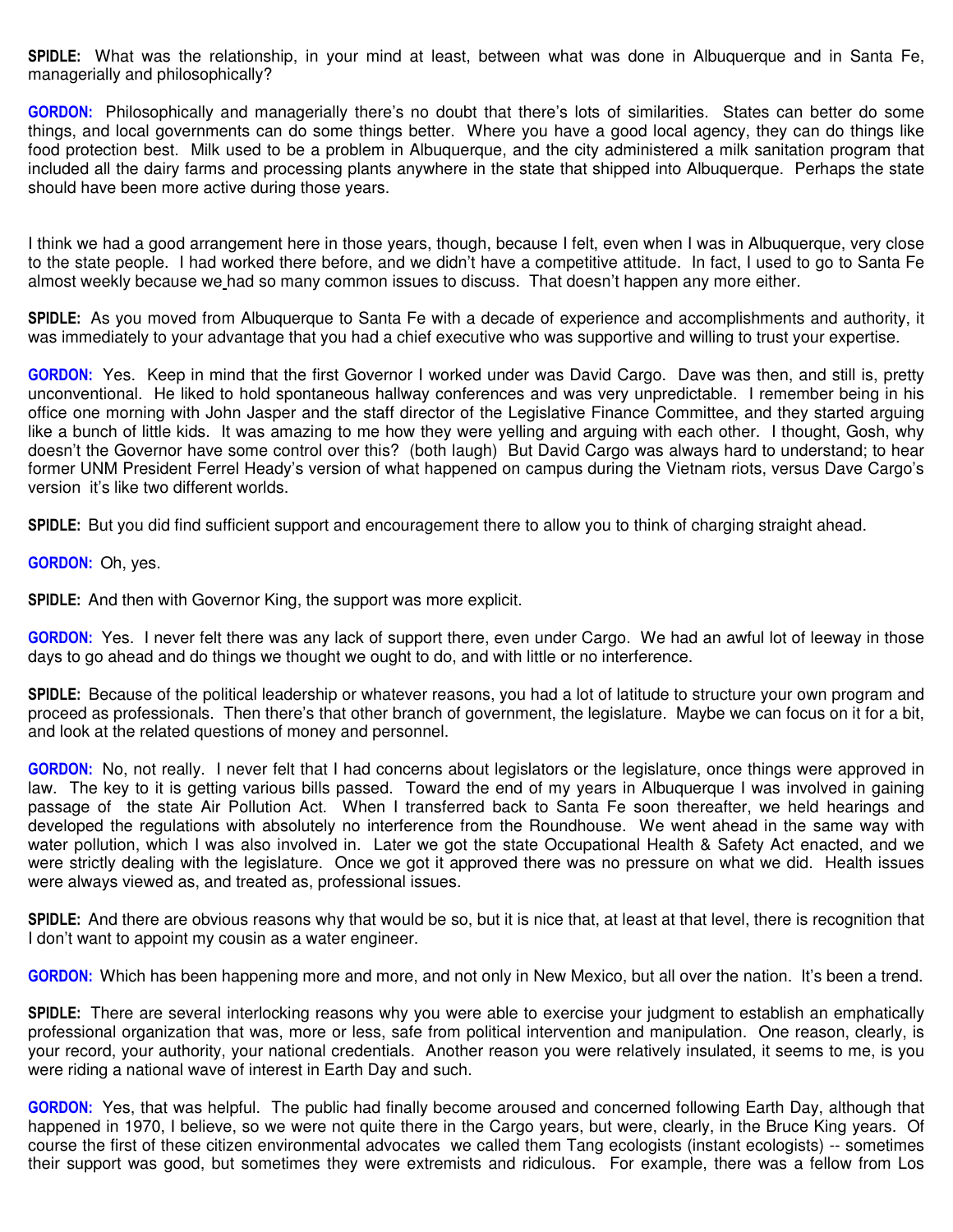**SPIDLE:** What was the relationship, in your mind at least, between what was done in Albuquerque and in Santa Fe, managerially and philosophically?

**GORDON:** Philosophically and managerially there's no doubt that there's lots of similarities. States can better do some things, and local governments can do some things better. Where you have a good local agency, they can do things like food protection best. Milk used to be a problem in Albuquerque, and the city administered a milk sanitation program that included all the dairy farms and processing plants anywhere in the state that shipped into Albuquerque. Perhaps the state should have been more active during those years.

I think we had a good arrangement here in those years, though, because I felt, even when I was in Albuquerque, very close to the state people. I had worked there before, and we didn't have a competitive attitude. In fact, I used to go to Santa Fe almost weekly because we had so many common issues to discuss. That doesn't happen any more either.

**SPIDLE:** As you moved from Albuquerque to Santa Fe with a decade of experience and accomplishments and authority, it was immediately to your advantage that you had a chief executive who was supportive and willing to trust your expertise.

**GORDON:** Yes. Keep in mind that the first Governor I worked under was David Cargo. Dave was then, and still is, pretty unconventional. He liked to hold spontaneous hallway conferences and was very unpredictable. I remember being in his office one morning with John Jasper and the staff director of the Legislative Finance Committee, and they started arguing like a bunch of little kids. It was amazing to me how they were yelling and arguing with each other. I thought, Gosh, why doesn't the Governor have some control over this? (both laugh) But David Cargo was always hard to understand; to hear former UNM President Ferrel Heady's version of what happened on campus during the Vietnam riots, versus Dave Cargo's version it's like two different worlds.

**SPIDLE:** But you did find sufficient support and encouragement there to allow you to think of charging straight ahead.

**GORDON:** Oh, yes.

**SPIDLE:** And then with Governor King, the support was more explicit.

**GORDON:** Yes. I never felt there was any lack of support there, even under Cargo. We had an awful lot of leeway in those days to go ahead and do things we thought we ought to do, and with little or no interference.

**SPIDLE:** Because of the political leadership or whatever reasons, you had a lot of latitude to structure your own program and proceed as professionals. Then there's that other branch of government, the legislature. Maybe we can focus on it for a bit, and look at the related questions of money and personnel.

**GORDON:** No, not really. I never felt that I had concerns about legislators or the legislature, once things were approved in law. The key to it is getting various bills passed. Toward the end of my years in Albuquerque I was involved in gaining passage of the state Air Pollution Act. When I transferred back to Santa Fe soon thereafter, we held hearings and developed the regulations with absolutely no interference from the Roundhouse. We went ahead in the same way with water pollution, which I was also involved in. Later we got the state Occupational Health & Safety Act enacted, and we were strictly dealing with the legislature. Once we got it approved there was no pressure on what we did. Health issues were always viewed as, and treated as, professional issues.

**SPIDLE:** And there are obvious reasons why that would be so, but it is nice that, at least at that level, there is recognition that I don't want to appoint my cousin as a water engineer.

**GORDON:** Which has been happening more and more, and not only in New Mexico, but all over the nation. It's been a trend.

**SPIDLE:** There are several interlocking reasons why you were able to exercise your judgment to establish an emphatically professional organization that was, more or less, safe from political intervention and manipulation. One reason, clearly, is your record, your authority, your national credentials. Another reason you were relatively insulated, it seems to me, is you were riding a national wave of interest in Earth Day and such.

**GORDON:** Yes, that was helpful. The public had finally become aroused and concerned following Earth Day, although that happened in 1970, I believe, so we were not quite there in the Cargo years, but were, clearly, in the Bruce King years. Of course the first of these citizen environmental advocates we called them Tang ecologists (instant ecologists) -- sometimes their support was good, but sometimes they were extremists and ridiculous. For example, there was a fellow from Los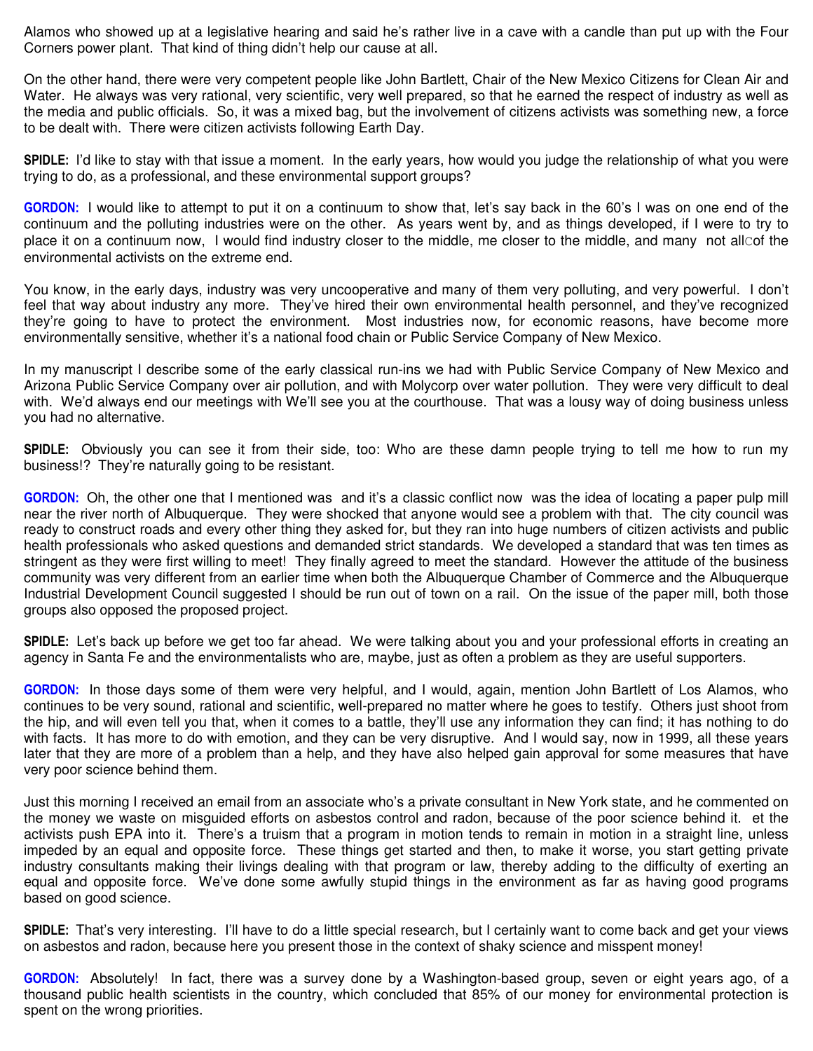Alamos who showed up at a legislative hearing and said he's rather live in a cave with a candle than put up with the Four Corners power plant. That kind of thing didn't help our cause at all.

On the other hand, there were very competent people like John Bartlett, Chair of the New Mexico Citizens for Clean Air and Water. He always was very rational, very scientific, very well prepared, so that he earned the respect of industry as well as the media and public officials. So, it was a mixed bag, but the involvement of citizens activists was something new, a force to be dealt with. There were citizen activists following Earth Day.

**SPIDLE:** I'd like to stay with that issue a moment. In the early years, how would you judge the relationship of what you were trying to do, as a professional, and these environmental support groups?

**GORDON:** I would like to attempt to put it on a continuum to show that, let's say back in the 60's I was on one end of the continuum and the polluting industries were on the other. As years went by, and as things developed, if I were to try to place it on a continuum now, I would find industry closer to the middle, me closer to the middle, and many not all of the environmental activists on the extreme end.

You know, in the early days, industry was very uncooperative and many of them very polluting, and very powerful. I don't feel that way about industry any more. They've hired their own environmental health personnel, and they've recognized they're going to have to protect the environment. Most industries now, for economic reasons, have become more environmentally sensitive, whether it's a national food chain or Public Service Company of New Mexico.

In my manuscript I describe some of the early classical run-ins we had with Public Service Company of New Mexico and Arizona Public Service Company over air pollution, and with Molycorp over water pollution. They were very difficult to deal with. We'd always end our meetings with We'll see you at the courthouse. That was a lousy way of doing business unless you had no alternative.

**SPIDLE:** Obviously you can see it from their side, too: Who are these damn people trying to tell me how to run my business!? They're naturally going to be resistant.

**GORDON:** Oh, the other one that I mentioned was and it's a classic conflict now was the idea of locating a paper pulp mill near the river north of Albuquerque. They were shocked that anyone would see a problem with that. The city council was ready to construct roads and every other thing they asked for, but they ran into huge numbers of citizen activists and public health professionals who asked questions and demanded strict standards. We developed a standard that was ten times as stringent as they were first willing to meet! They finally agreed to meet the standard. However the attitude of the business community was very different from an earlier time when both the Albuquerque Chamber of Commerce and the Albuquerque Industrial Development Council suggested I should be run out of town on a rail. On the issue of the paper mill, both those groups also opposed the proposed project.

**SPIDLE:** Let's back up before we get too far ahead. We were talking about you and your professional efforts in creating an agency in Santa Fe and the environmentalists who are, maybe, just as often a problem as they are useful supporters.

**GORDON:** In those days some of them were very helpful, and I would, again, mention John Bartlett of Los Alamos, who continues to be very sound, rational and scientific, well-prepared no matter where he goes to testify. Others just shoot from the hip, and will even tell you that, when it comes to a battle, they'll use any information they can find; it has nothing to do with facts. It has more to do with emotion, and they can be very disruptive. And I would say, now in 1999, all these years later that they are more of a problem than a help, and they have also helped gain approval for some measures that have very poor science behind them.

Just this morning I received an email from an associate who's a private consultant in New York state, and he commented on the money we waste on misguided efforts on asbestos control and radon, because of the poor science behind it. et the activists push EPA into it. There's a truism that a program in motion tends to remain in motion in a straight line, unless impeded by an equal and opposite force. These things get started and then, to make it worse, you start getting private industry consultants making their livings dealing with that program or law, thereby adding to the difficulty of exerting an equal and opposite force. We've done some awfully stupid things in the environment as far as having good programs based on good science.

**SPIDLE:** That's very interesting. I'll have to do a little special research, but I certainly want to come back and get your views on asbestos and radon, because here you present those in the context of shaky science and misspent money!

**GORDON:** Absolutely! In fact, there was a survey done by a Washington-based group, seven or eight years ago, of a thousand public health scientists in the country, which concluded that 85% of our money for environmental protection is spent on the wrong priorities.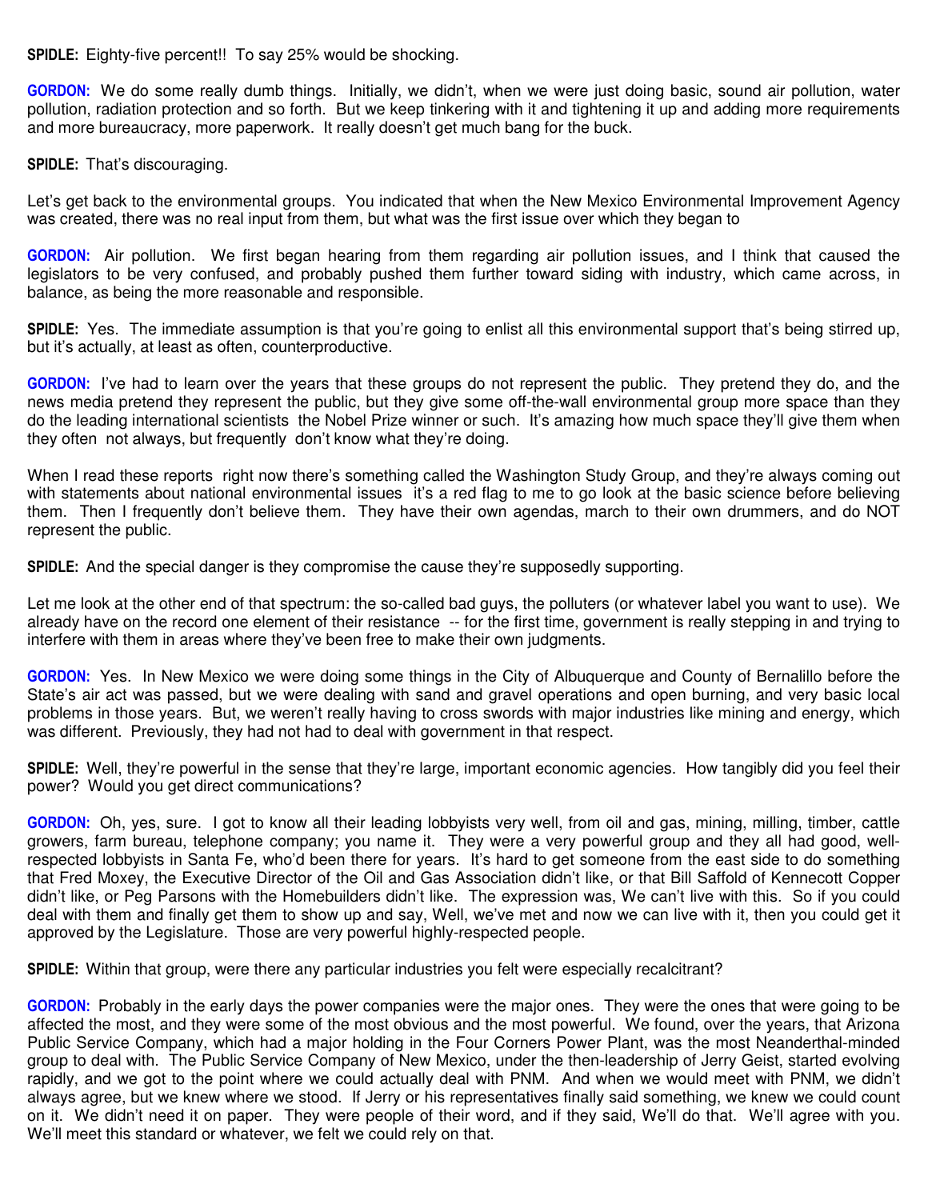**SPIDLE:** Eighty-five percent!! To say 25% would be shocking.

**GORDON:** We do some really dumb things. Initially, we didn't, when we were just doing basic, sound air pollution, water pollution, radiation protection and so forth. But we keep tinkering with it and tightening it up and adding more requirements and more bureaucracy, more paperwork. It really doesn't get much bang for the buck.

**SPIDLE:** That's discouraging.

Let's get back to the environmental groups. You indicated that when the New Mexico Environmental Improvement Agency was created, there was no real input from them, but what was the first issue over which they began to

**GORDON:** Air pollution. We first began hearing from them regarding air pollution issues, and I think that caused the legislators to be very confused, and probably pushed them further toward siding with industry, which came across, in balance, as being the more reasonable and responsible.

**SPIDLE:** Yes. The immediate assumption is that you're going to enlist all this environmental support that's being stirred up, but it's actually, at least as often, counterproductive.

**GORDON:** I've had to learn over the years that these groups do not represent the public. They pretend they do, and the news media pretend they represent the public, but they give some off-the-wall environmental group more space than they do the leading international scientists the Nobel Prize winner or such. It's amazing how much space they'll give them when they often not always, but frequently don't know what they're doing.

When I read these reports right now there's something called the Washington Study Group, and they're always coming out with statements about national environmental issues it's a red flag to me to go look at the basic science before believing them. Then I frequently don't believe them. They have their own agendas, march to their own drummers, and do NOT represent the public.

**SPIDLE:** And the special danger is they compromise the cause they're supposedly supporting.

Let me look at the other end of that spectrum: the so-called bad guys, the polluters (or whatever label you want to use). We already have on the record one element of their resistance -- for the first time, government is really stepping in and trying to interfere with them in areas where they've been free to make their own judgments.

**GORDON:** Yes. In New Mexico we were doing some things in the City of Albuquerque and County of Bernalillo before the State's air act was passed, but we were dealing with sand and gravel operations and open burning, and very basic local problems in those years. But, we weren't really having to cross swords with major industries like mining and energy, which was different. Previously, they had not had to deal with government in that respect.

**SPIDLE:** Well, they're powerful in the sense that they're large, important economic agencies. How tangibly did you feel their power? Would you get direct communications?

**GORDON:** Oh, yes, sure. I got to know all their leading lobbyists very well, from oil and gas, mining, milling, timber, cattle growers, farm bureau, telephone company; you name it. They were a very powerful group and they all had good, well-respected lobbyists in Santa Fe, who'd been there for years. It's hard to get someone from the east side to do something that Fred Moxey, the Executive Director of the Oil and Gas Association didn't like, or that Bill Saffold of Kennecott Copper didn't like, or Peg Parsons with the Homebuilders didn't like. The expression was, We can't live with this. So if you could deal with them and finally get them to show up and say, Well, we've met and now we can live with it, then you could get it approved by the Legislature. Those are very powerful highly-respected people.

**SPIDLE:** Within that group, were there any particular industries you felt were especially recalcitrant?

**GORDON:** Probably in the early days the power companies were the major ones. They were the ones that were going to be affected the most, and they were some of the most obvious and the most powerful. We found, over the years, that Arizona Public Service Company, which had a major holding in the Four Corners Power Plant, was the most Neanderthal-minded group to deal with. The Public Service Company of New Mexico, under the then-leadership of Jerry Geist, started evolving rapidly, and we got to the point where we could actually deal with PNM. And when we would meet with PNM, we didn't always agree, but we knew where we stood. If Jerry or his representatives finally said something, we knew we could count on it. We didn't need it on paper. They were people of their word, and if they said, We'll do that. We'll agree with you. We'll meet this standard or whatever, we felt we could rely on that.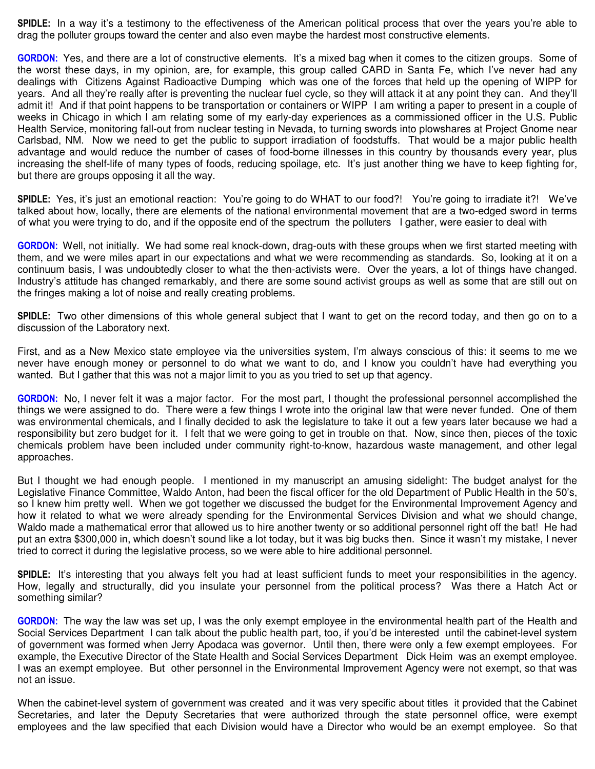**SPIDLE:** In a way it's a testimony to the effectiveness of the American political process that over the years you're able to drag the polluter groups toward the center and also even maybe the hardest most constructive elements.

**GORDON:** Yes, and there are a lot of constructive elements. It's a mixed bag when it comes to the citizen groups. Some of the worst these days, in my opinion, are, for example, this group called CARD in Santa Fe, which I've never had any dealings with Citizens Against Radioactive Dumping which was one of the forces that held up the opening of WIPP for years. And all they're really after is preventing the nuclear fuel cycle, so they will attack it at any point they can. And they'll admit it! And if that point happens to be transportation or containers or WIPP I am writing a paper to present in a couple of weeks in Chicago in which I am relating some of my early-day experiences as a commissioned officer in the U.S. Public Health Service, monitoring fall-out from nuclear testing in Nevada, to turning swords into plowshares at Project Gnome near Carlsbad, NM. Now we need to get the public to support irradiation of foodstuffs. That would be a major public health advantage and would reduce the number of cases of food-borne illnesses in this country by thousands every year, plus increasing the shelf-life of many types of foods, reducing spoilage, etc. It's just another thing we have to keep fighting for, but there are groups opposing it all the way.

**SPIDLE:** Yes, it's just an emotional reaction: You're going to do WHAT to our food?! You're going to irradiate it?! We've talked about how, locally, there are elements of the national environmental movement that are a two-edged sword in terms of what you were trying to do, and if the opposite end of the spectrum the polluters I gather, were easier to deal with

**GORDON:** Well, not initially. We had some real knock-down, drag-outs with these groups when we first started meeting with them, and we were miles apart in our expectations and what we were recommending as standards. So, looking at it on a continuum basis, I was undoubtedly closer to what the then-activists were. Over the years, a lot of things have changed. Industry's attitude has changed remarkably, and there are some sound activist groups as well as some that are still out on the fringes making a lot of noise and really creating problems.

**SPIDLE:** Two other dimensions of this whole general subject that I want to get on the record today, and then go on to a discussion of the Laboratory next.

First, and as a New Mexico state employee via the universities system, I'm always conscious of this: it seems to me we never have enough money or personnel to do what we want to do, and I know you couldn't have had everything you wanted. But I gather that this was not a major limit to you as you tried to set up that agency.

**GORDON:** No, I never felt it was a major factor. For the most part, I thought the professional personnel accomplished the things we were assigned to do. There were a few things I wrote into the original law that were never funded. One of them was environmental chemicals, and I finally decided to ask the legislature to take it out a few years later because we had a responsibility but zero budget for it. I felt that we were going to get in trouble on that. Now, since then, pieces of the toxic chemicals problem have been included under community right-to-know, hazardous waste management, and other legal approaches.

But I thought we had enough people. I mentioned in my manuscript an amusing sidelight: The budget analyst for the Legislative Finance Committee, Waldo Anton, had been the fiscal officer for the old Department of Public Health in the 50's, so I knew him pretty well. When we got together we discussed the budget for the Environmental Improvement Agency and how it related to what we were already spending for the Environmental Services Division and what we should change, Waldo made a mathematical error that allowed us to hire another twenty or so additional personnel right off the bat! He had put an extra $300,000 in, which doesn't sound like a lot today, but it was big bucks then. Since it wasn't my mistake, I never tried to correct it during the legislative process, so we were able to hire additional personnel.

**SPIDLE:** It's interesting that you always felt you had at least sufficient funds to meet your responsibilities in the agency. How, legally and structurally, did you insulate your personnel from the political process? Was there a Hatch Act or something similar?

**GORDON:** The way the law was set up, I was the only exempt employee in the environmental health part of the Health and Social Services Department I can talk about the public health part, too, if you'd be interested until the cabinet-level system of government was formed when Jerry Apodaca was governor. Until then, there were only a few exempt employees. For example, the Executive Director of the State Health and Social Services Department Dick Heim was an exempt employee. I was an exempt employee. But other personnel in the Environmental Improvement Agency were not exempt, so that was not an issue.

When the cabinet-level system of government was created and it was very specific about titles it provided that the Cabinet Secretaries, and later the Deputy Secretaries that were authorized through the state personnel office, were exempt employees and the law specified that each Division would have a Director who would be an exempt employee. So that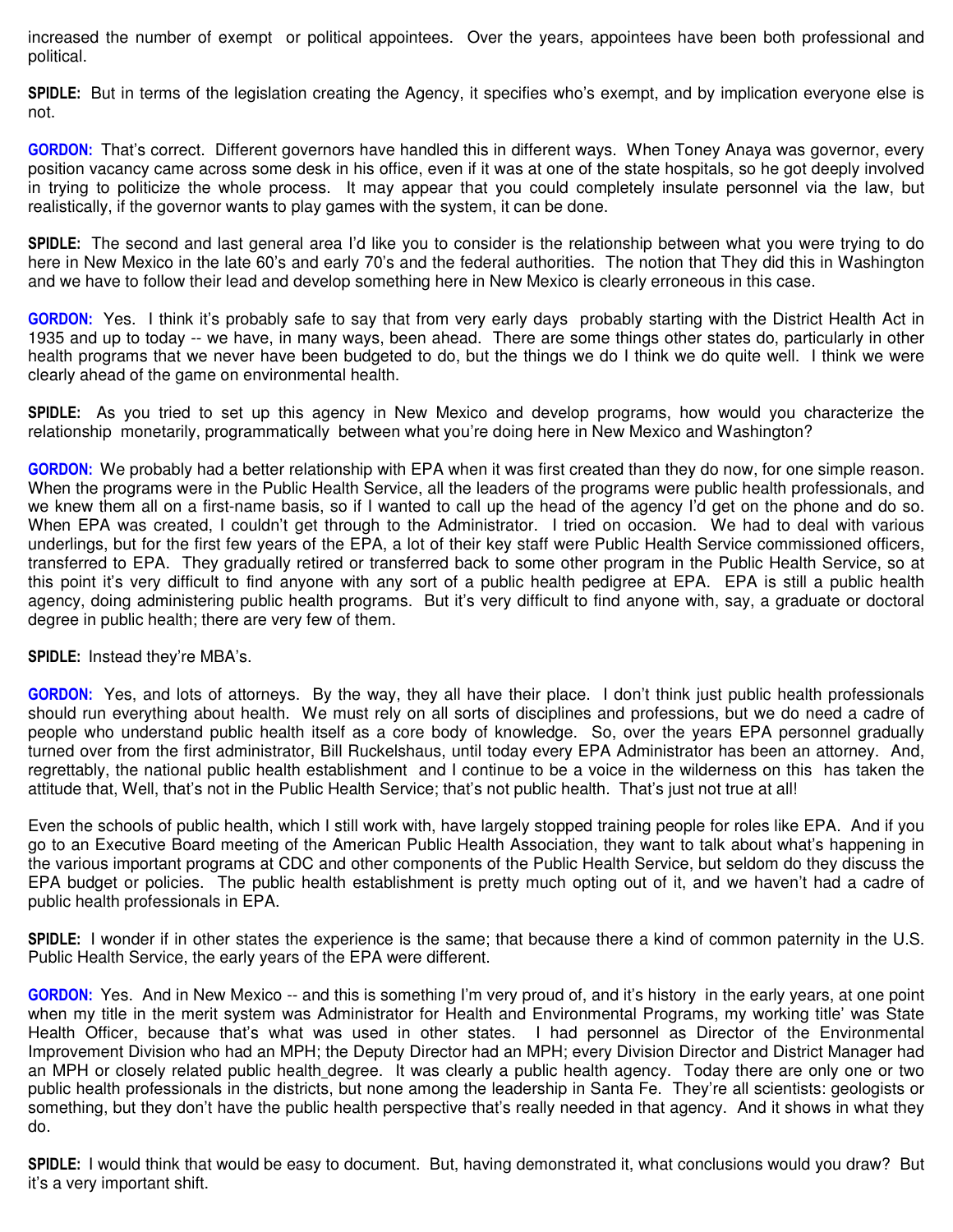increased the number of exempt or political appointees. Over the years, appointees have been both professional and political.

**SPIDLE:** But in terms of the legislation creating the Agency, it specifies who's exempt, and by implication everyone else is not.

**GORDON:** That's correct. Different governors have handled this in different ways. When Toney Anaya was governor, every position vacancy came across some desk in his office, even if it was at one of the state hospitals, so he got deeply involved in trying to politicize the whole process. It may appear that you could completely insulate personnel via the law, but realistically, if the governor wants to play games with the system, it can be done.

**SPIDLE:** The second and last general area I'd like you to consider is the relationship between what you were trying to do here in New Mexico in the late 60's and early 70's and the federal authorities. The notion that They did this in Washington and we have to follow their lead and develop something here in New Mexico is clearly erroneous in this case.

**GORDON:** Yes. I think it's probably safe to say that from very early days probably starting with the District Health Act in 1935 and up to today -- we have, in many ways, been ahead. There are some things other states do, particularly in other health programs that we never have been budgeted to do, but the things we do I think we do quite well. I think we were clearly ahead of the game on environmental health.

**SPIDLE:** As you tried to set up this agency in New Mexico and develop programs, how would you characterize the relationship monetarily, programmatically between what you're doing here in New Mexico and Washington?

**GORDON:** We probably had a better relationship with EPA when it was first created than they do now, for one simple reason. When the programs were in the Public Health Service, all the leaders of the programs were public health professionals, and we knew them all on a first-name basis, so if I wanted to call up the head of the agency I'd get on the phone and do so. When EPA was created, I couldn't get through to the Administrator. I tried on occasion. We had to deal with various underlings, but for the first few years of the EPA, a lot of their key staff were Public Health Service commissioned officers, transferred to EPA. They gradually retired or transferred back to some other program in the Public Health Service, so at this point it's very difficult to find anyone with any sort of a public health pedigree at EPA. EPA is still a public health agency, doing administering public health programs. But it's very difficult to find anyone with, say, a graduate or doctoral degree in public health; there are very few of them.

**SPIDLE:** Instead they're MBA's.

**GORDON:** Yes, and lots of attorneys. By the way, they all have their place. I don't think just public health professionals should run everything about health. We must rely on all sorts of disciplines and professions, but we do need a cadre of people who understand public health itself as a core body of knowledge. So, over the years EPA personnel gradually turned over from the first administrator, Bill Ruckelshaus, until today every EPA Administrator has been an attorney. And, regrettably, the national public health establishment and I continue to be a voice in the wilderness on this has taken the attitude that, Well, that's not in the Public Health Service; that's not public health. That's just not true at all!

Even the schools of public health, which I still work with, have largely stopped training people for roles like EPA. And if you go to an Executive Board meeting of the American Public Health Association, they want to talk about what's happening in the various important programs at CDC and other components of the Public Health Service, but seldom do they discuss the EPA budget or policies. The public health establishment is pretty much opting out of it, and we haven't had a cadre of public health professionals in EPA.

**SPIDLE:** I wonder if in other states the experience is the same; that because there a kind of common paternity in the U.S. Public Health Service, the early years of the EPA were different.

**GORDON:** Yes. And in New Mexico -- and this is something I'm very proud of, and it's history in the early years, at one point when my title in the merit system was Administrator for Health and Environmental Programs, my working title' was State Health Officer, because that's what was used in other states. I had personnel as Director of the Environmental Improvement Division who had an MPH; the Deputy Director had an MPH; every Division Director and District Manager had an MPH or closely related public health degree. It was clearly a public health agency. Today there are only one or two public health professionals in the districts, but none among the leadership in Santa Fe. They're all scientists: geologists or something, but they don't have the public health perspective that's really needed in that agency. And it shows in what they do.

**SPIDLE:** I would think that would be easy to document. But, having demonstrated it, what conclusions would you draw? But it's a very important shift.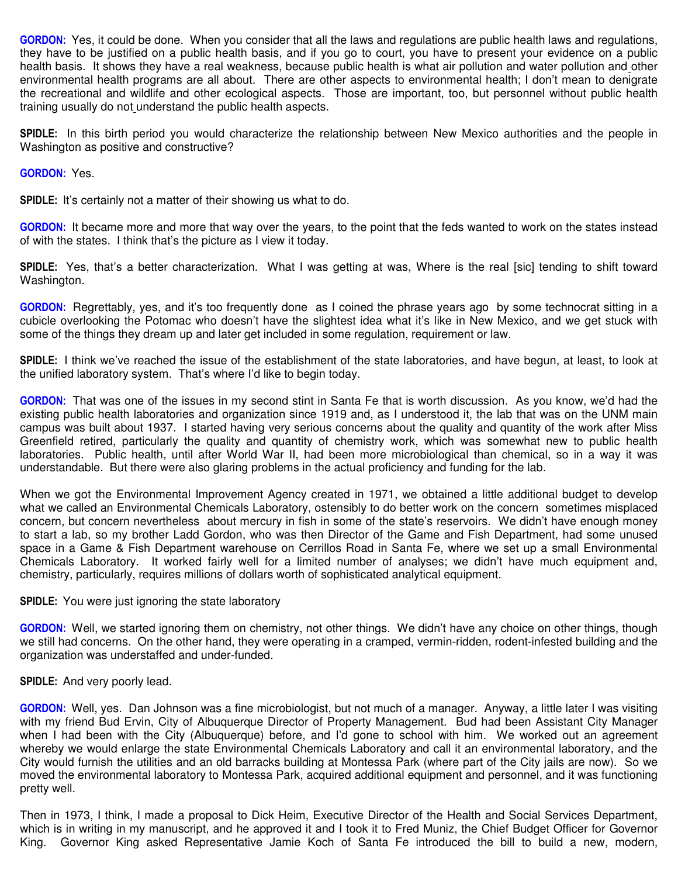**GORDON:** Yes, it could be done. When you consider that all the laws and regulations are public health laws and regulations, they have to be justified on a public health basis, and if you go to court, you have to present your evidence on a public health basis. It shows they have a real weakness, because public health is what air pollution and water pollution and other environmental health programs are all about. There are other aspects to environmental health; I don't mean to denigrate the recreational and wildlife and other ecological aspects. Those are important, too, but personnel without public health training usually do not understand the public health aspects.

**SPIDLE:** In this birth period you would characterize the relationship between New Mexico authorities and the people in Washington as positive and constructive?

**GORDON:** Yes.

**SPIDLE:** It's certainly not a matter of their showing us what to do.

**GORDON:** It became more and more that way over the years, to the point that the feds wanted to work on the states instead of with the states. I think that's the picture as I view it today.

**SPIDLE:** Yes, that's a better characterization. What I was getting at was, Where is the real [sic] tending to shift toward Washington.

**GORDON:** Regrettably, yes, and it's too frequently done as I coined the phrase years ago by some technocrat sitting in a cubicle overlooking the Potomac who doesn't have the slightest idea what it's like in New Mexico, and we get stuck with some of the things they dream up and later get included in some regulation, requirement or law.

**SPIDLE:** I think we've reached the issue of the establishment of the state laboratories, and have begun, at least, to look at the unified laboratory system. That's where I'd like to begin today.

**GORDON:** That was one of the issues in my second stint in Santa Fe that is worth discussion. As you know, we'd had the existing public health laboratories and organization since 1919 and, as I understood it, the lab that was on the UNM main campus was built about 1937. I started having very serious concerns about the quality and quantity of the work after Miss Greenfield retired, particularly the quality and quantity of chemistry work, which was somewhat new to public health laboratories. Public health, until after World War II, had been more microbiological than chemical, so in a way it was understandable. But there were also glaring problems in the actual proficiency and funding for the lab.

When we got the Environmental Improvement Agency created in 1971, we obtained a little additional budget to develop what we called an Environmental Chemicals Laboratory, ostensibly to do better work on the concern sometimes misplaced concern, but concern nevertheless about mercury in fish in some of the state's reservoirs. We didn't have enough money to start a lab, so my brother Ladd Gordon, who was then Director of the Game and Fish Department, had some unused space in a Game & Fish Department warehouse on Cerrillos Road in Santa Fe, where we set up a small Environmental Chemicals Laboratory. It worked fairly well for a limited number of analyses; we didn't have much equipment and, chemistry, particularly, requires millions of dollars worth of sophisticated analytical equipment.

**SPIDLE:** You were just ignoring the state laboratory

**GORDON:** Well, we started ignoring them on chemistry, not other things. We didn't have any choice on other things, though we still had concerns. On the other hand, they were operating in a cramped, vermin-ridden, rodent-infested building and the organization was understaffed and under-funded.

**SPIDLE:** And very poorly lead.

**GORDON:** Well, yes. Dan Johnson was a fine microbiologist, but not much of a manager. Anyway, a little later I was visiting with my friend Bud Ervin, City of Albuquerque Director of Property Management. Bud had been Assistant City Manager when I had been with the City (Albuquerque) before, and I'd gone to school with him. We worked out an agreement whereby we would enlarge the state Environmental Chemicals Laboratory and call it an environmental laboratory, and the City would furnish the utilities and an old barracks building at Montessa Park (where part of the City jails are now). So we moved the environmental laboratory to Montessa Park, acquired additional equipment and personnel, and it was functioning pretty well.

Then in 1973, I think, I made a proposal to Dick Heim, Executive Director of the Health and Social Services Department, which is in writing in my manuscript, and he approved it and I took it to Fred Muniz, the Chief Budget Officer for Governor King. Governor King asked Representative Jamie Koch of Santa Fe introduced the bill to build a new, modern,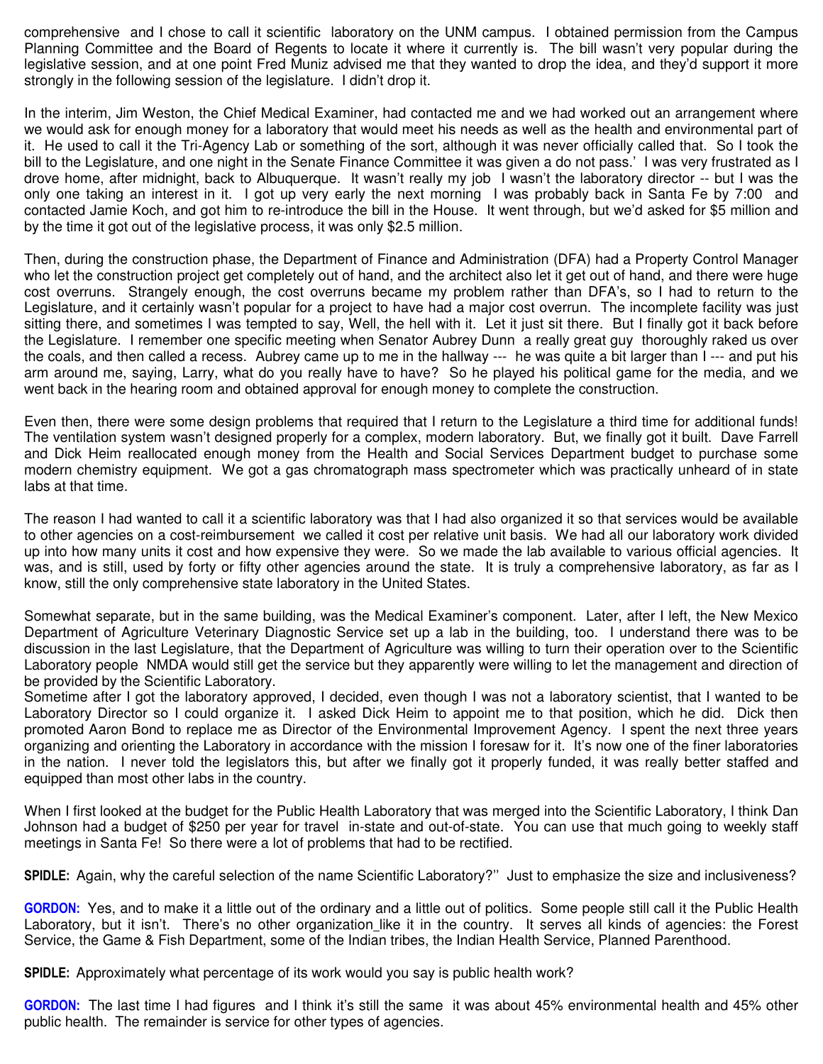comprehensive and I chose to call it scientific laboratory on the UNM campus. I obtained permission from the Campus Planning Committee and the Board of Regents to locate it where it currently is. The bill wasn't very popular during the legislative session, and at one point Fred Muniz advised me that they wanted to drop the idea, and they'd support it more strongly in the following session of the legislature. I didn't drop it.

In the interim, Jim Weston, the Chief Medical Examiner, had contacted me and we had worked out an arrangement where we would ask for enough money for a laboratory that would meet his needs as well as the health and environmental part of it. He used to call it the Tri-Agency Lab or something of the sort, although it was never officially called that. So I took the bill to the Legislature, and one night in the Senate Finance Committee it was given a do not pass.' I was very frustrated as I drove home, after midnight, back to Albuquerque. It wasn't really my job I wasn't the laboratory director -- but I was the only one taking an interest in it. I got up very early the next morning I was probably back in Santa Fe by 7:00 and contacted Jamie Koch, and got him to re-introduce the bill in the House. It went through, but we'd asked for $5 million and by the time it got out of the legislative process, it was only $2.5 million.

Then, during the construction phase, the Department of Finance and Administration (DFA) had a Property Control Manager who let the construction project get completely out of hand, and the architect also let it get out of hand, and there were huge cost overruns. Strangely enough, the cost overruns became my problem rather than DFA's, so I had to return to the Legislature, and it certainly wasn't popular for a project to have had a major cost overrun. The incomplete facility was just sitting there, and sometimes I was tempted to say, Well, the hell with it. Let it just sit there. But I finally got it back before the Legislature. I remember one specific meeting when Senator Aubrey Dunn a really great guy thoroughly raked us over the coals, and then called a recess. Aubrey came up to me in the hallway --- he was quite a bit larger than I --- and put his arm around me, saying, Larry, what do you really have to have? So he played his political game for the media, and we went back in the hearing room and obtained approval for enough money to complete the construction.

Even then, there were some design problems that required that I return to the Legislature a third time for additional funds! The ventilation system wasn't designed properly for a complex, modern laboratory. But, we finally got it built. Dave Farrell and Dick Heim reallocated enough money from the Health and Social Services Department budget to purchase some modern chemistry equipment. We got a gas chromatograph mass spectrometer which was practically unheard of in state labs at that time.

The reason I had wanted to call it a scientific laboratory was that I had also organized it so that services would be available to other agencies on a cost-reimbursement we called it cost per relative unit basis. We had all our laboratory work divided up into how many units it cost and how expensive they were. So we made the lab available to various official agencies. It was, and is still, used by forty or fifty other agencies around the state. It is truly a comprehensive laboratory, as far as I know, still the only comprehensive state laboratory in the United States.

Somewhat separate, but in the same building, was the Medical Examiner's component. Later, after I left, the New Mexico Department of Agriculture Veterinary Diagnostic Service set up a lab in the building, too. I understand there was to be discussion in the last Legislature, that the Department of Agriculture was willing to turn their operation over to the Scientific Laboratory people NMDA would still get the service but they apparently were willing to let the management and direction of be provided by the Scientific Laboratory.
Sometime after I got the laboratory approved, I decided, even though I was not a laboratory scientist, that I wanted to be Laboratory Director so I could organize it. I asked Dick Heim to appoint me to that position, which he did. Dick then promoted Aaron Bond to replace me as Director of the Environmental Improvement Agency. I spent the next three years organizing and orienting the Laboratory in accordance with the mission I foresaw for it. It's now one of the finer laboratories in the nation. I never told the legislators this, but after we finally got it properly funded, it was really better staffed and equipped than most other labs in the country.

When I first looked at the budget for the Public Health Laboratory that was merged into the Scientific Laboratory, I think Dan Johnson had a budget of $250 per year for travel in-state and out-of-state. You can use that much going to weekly staff meetings in Santa Fe! So there were a lot of problems that had to be rectified.

**SPIDLE:** Again, why the careful selection of the name Scientific Laboratory?'' Just to emphasize the size and inclusiveness?

**GORDON:** Yes, and to make it a little out of the ordinary and a little out of politics. Some people still call it the Public Health Laboratory, but it isn't. There's no other organization like it in the country. It serves all kinds of agencies: the Forest Service, the Game & Fish Department, some of the Indian tribes, the Indian Health Service, Planned Parenthood.

**SPIDLE:** Approximately what percentage of its work would you say is public health work?

**GORDON:** The last time I had figures and I think it's still the same it was about 45% environmental health and 45% other public health. The remainder is service for other types of agencies.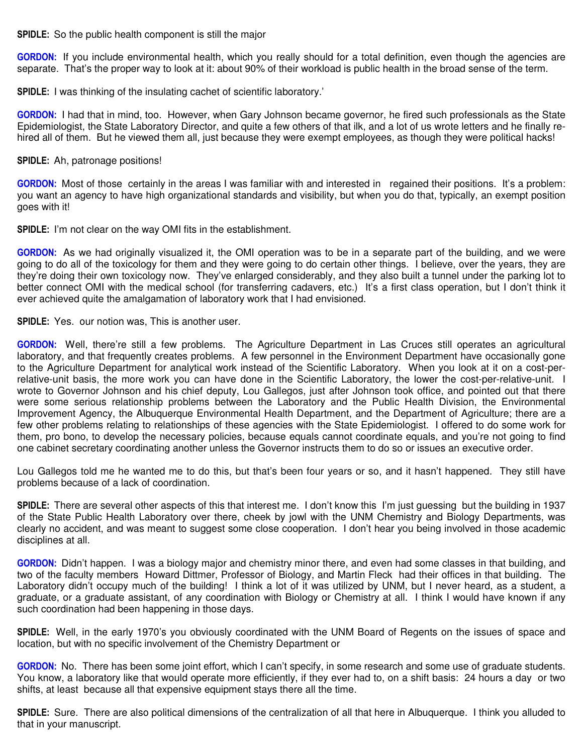**SPIDLE:** So the public health component is still the major

**GORDON:** If you include environmental health, which you really should for a total definition, even though the agencies are separate. That's the proper way to look at it: about 90% of their workload is public health in the broad sense of the term.

**SPIDLE:** I was thinking of the insulating cachet of scientific laboratory.'

**GORDON:** I had that in mind, too. However, when Gary Johnson became governor, he fired such professionals as the State Epidemiologist, the State Laboratory Director, and quite a few others of that ilk, and a lot of us wrote letters and he finally re-hired all of them. But he viewed them all, just because they were exempt employees, as though they were political hacks!

**SPIDLE:** Ah, patronage positions!

**GORDON:** Most of those certainly in the areas I was familiar with and interested in regained their positions. It's a problem: you want an agency to have high organizational standards and visibility, but when you do that, typically, an exempt position goes with it!

**SPIDLE:** I'm not clear on the way OMI fits in the establishment.

**GORDON:** As we had originally visualized it, the OMI operation was to be in a separate part of the building, and we were going to do all of the toxicology for them and they were going to do certain other things. I believe, over the years, they are they're doing their own toxicology now. They've enlarged considerably, and they also built a tunnel under the parking lot to better connect OMI with the medical school (for transferring cadavers, etc.) It's a first class operation, but I don't think it ever achieved quite the amalgamation of laboratory work that I had envisioned.

**SPIDLE:** Yes. our notion was, This is another user.

**GORDON:** Well, there're still a few problems. The Agriculture Department in Las Cruces still operates an agricultural laboratory, and that frequently creates problems. A few personnel in the Environment Department have occasionally gone to the Agriculture Department for analytical work instead of the Scientific Laboratory. When you look at it on a cost-per-relative-unit basis, the more work you can have done in the Scientific Laboratory, the lower the cost-per-relative-unit. I wrote to Governor Johnson and his chief deputy, Lou Gallegos, just after Johnson took office, and pointed out that there were some serious relationship problems between the Laboratory and the Public Health Division, the Environmental Improvement Agency, the Albuquerque Environmental Health Department, and the Department of Agriculture; there are a few other problems relating to relationships of these agencies with the State Epidemiologist. I offered to do some work for them, pro bono, to develop the necessary policies, because equals cannot coordinate equals, and you're not going to find one cabinet secretary coordinating another unless the Governor instructs them to do so or issues an executive order.

Lou Gallegos told me he wanted me to do this, but that's been four years or so, and it hasn't happened. They still have problems because of a lack of coordination.

**SPIDLE:** There are several other aspects of this that interest me. I don't know this I'm just guessing but the building in 1937 of the State Public Health Laboratory over there, cheek by jowl with the UNM Chemistry and Biology Departments, was clearly no accident, and was meant to suggest some close cooperation. I don't hear you being involved in those academic disciplines at all.

**GORDON:** Didn't happen. I was a biology major and chemistry minor there, and even had some classes in that building, and two of the faculty members Howard Dittmer, Professor of Biology, and Martin Fleck had their offices in that building. The Laboratory didn't occupy much of the building! I think a lot of it was utilized by UNM, but I never heard, as a student, a graduate, or a graduate assistant, of any coordination with Biology or Chemistry at all. I think I would have known if any such coordination had been happening in those days.

**SPIDLE:** Well, in the early 1970's you obviously coordinated with the UNM Board of Regents on the issues of space and location, but with no specific involvement of the Chemistry Department or

**GORDON:** No. There has been some joint effort, which I can't specify, in some research and some use of graduate students. You know, a laboratory like that would operate more efficiently, if they ever had to, on a shift basis: 24 hours a day or two shifts, at least because all that expensive equipment stays there all the time.

**SPIDLE:** Sure. There are also political dimensions of the centralization of all that here in Albuquerque. I think you alluded to that in your manuscript.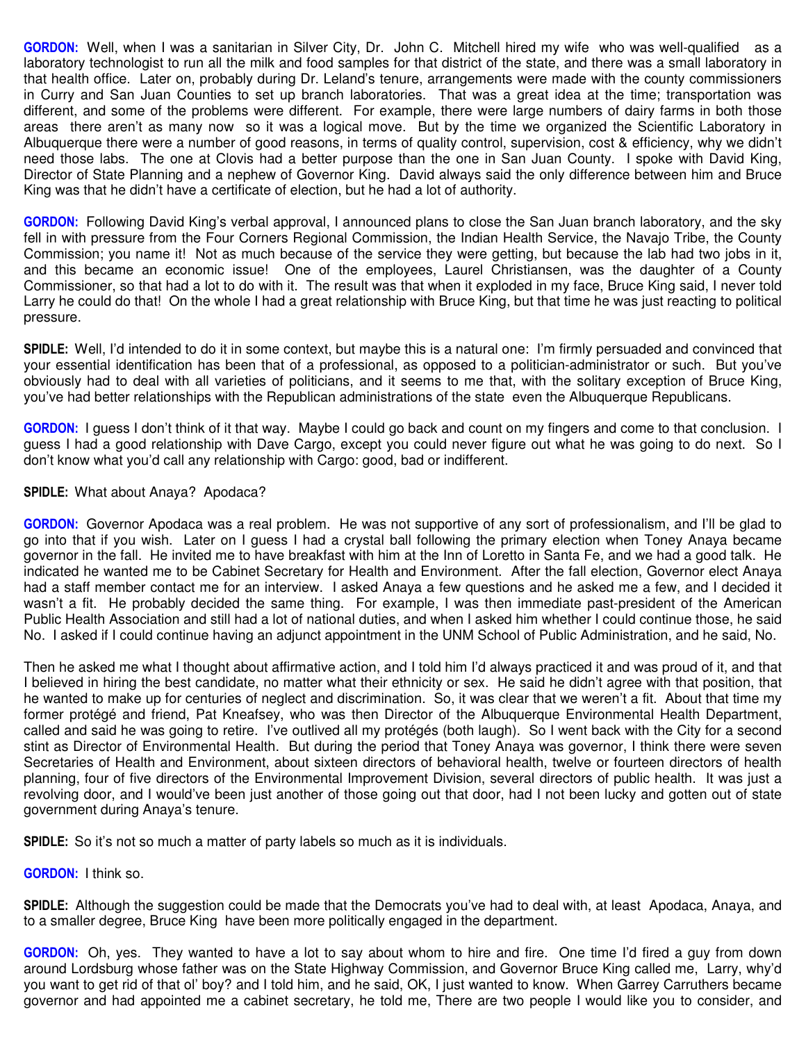**GORDON:** Well, when I was a sanitarian in Silver City, Dr. John C. Mitchell hired my wife who was well-qualified as a laboratory technologist to run all the milk and food samples for that district of the state, and there was a small laboratory in that health office. Later on, probably during Dr. Leland's tenure, arrangements were made with the county commissioners in Curry and San Juan Counties to set up branch laboratories. That was a great idea at the time; transportation was different, and some of the problems were different. For example, there were large numbers of dairy farms in both those areas there aren't as many now so it was a logical move. But by the time we organized the Scientific Laboratory in Albuquerque there were a number of good reasons, in terms of quality control, supervision, cost & efficiency, why we didn't need those labs. The one at Clovis had a better purpose than the one in San Juan County. I spoke with David King, Director of State Planning and a nephew of Governor King. David always said the only difference between him and Bruce King was that he didn't have a certificate of election, but he had a lot of authority.

**GORDON:** Following David King's verbal approval, I announced plans to close the San Juan branch laboratory, and the sky fell in with pressure from the Four Corners Regional Commission, the Indian Health Service, the Navajo Tribe, the County Commission; you name it! Not as much because of the service they were getting, but because the lab had two jobs in it, and this became an economic issue! One of the employees, Laurel Christiansen, was the daughter of a County Commissioner, so that had a lot to do with it. The result was that when it exploded in my face, Bruce King said, I never told Larry he could do that! On the whole I had a great relationship with Bruce King, but that time he was just reacting to political pressure.

**SPIDLE:** Well, I'd intended to do it in some context, but maybe this is a natural one: I'm firmly persuaded and convinced that your essential identification has been that of a professional, as opposed to a politician-administrator or such. But you've obviously had to deal with all varieties of politicians, and it seems to me that, with the solitary exception of Bruce King, you've had better relationships with the Republican administrations of the state even the Albuquerque Republicans.

**GORDON:** I guess I don't think of it that way. Maybe I could go back and count on my fingers and come to that conclusion. I guess I had a good relationship with Dave Cargo, except you could never figure out what he was going to do next. So I don't know what you'd call any relationship with Cargo: good, bad or indifferent.

**SPIDLE:** What about Anaya? Apodaca?

**GORDON:** Governor Apodaca was a real problem. He was not supportive of any sort of professionalism, and I'll be glad to go into that if you wish. Later on I guess I had a crystal ball following the primary election when Toney Anaya became governor in the fall. He invited me to have breakfast with him at the Inn of Loretto in Santa Fe, and we had a good talk. He indicated he wanted me to be Cabinet Secretary for Health and Environment. After the fall election, Governor elect Anaya had a staff member contact me for an interview. I asked Anaya a few questions and he asked me a few, and I decided it wasn't a fit. He probably decided the same thing. For example, I was then immediate past-president of the American Public Health Association and still had a lot of national duties, and when I asked him whether I could continue those, he said No. I asked if I could continue having an adjunct appointment in the UNM School of Public Administration, and he said, No.

Then he asked me what I thought about affirmative action, and I told him I'd always practiced it and was proud of it, and that I believed in hiring the best candidate, no matter what their ethnicity or sex. He said he didn't agree with that position, that he wanted to make up for centuries of neglect and discrimination. So, it was clear that we weren't a fit. About that time my former protégé and friend, Pat Kneafsey, who was then Director of the Albuquerque Environmental Health Department, called and said he was going to retire. I've outlived all my protégés (both laugh). So I went back with the City for a second stint as Director of Environmental Health. But during the period that Toney Anaya was governor, I think there were seven Secretaries of Health and Environment, about sixteen directors of behavioral health, twelve or fourteen directors of health planning, four of five directors of the Environmental Improvement Division, several directors of public health. It was just a revolving door, and I would've been just another of those going out that door, had I not been lucky and gotten out of state government during Anaya's tenure.

**SPIDLE:** So it's not so much a matter of party labels so much as it is individuals.

**GORDON:** I think so.

**SPIDLE:** Although the suggestion could be made that the Democrats you've had to deal with, at least Apodaca, Anaya, and to a smaller degree, Bruce King have been more politically engaged in the department.

**GORDON:** Oh, yes. They wanted to have a lot to say about whom to hire and fire. One time I'd fired a guy from down around Lordsburg whose father was on the State Highway Commission, and Governor Bruce King called me, Larry, why'd you want to get rid of that ol' boy? and I told him, and he said, OK, I just wanted to know. When Garrey Carruthers became governor and had appointed me a cabinet secretary, he told me, There are two people I would like you to consider, and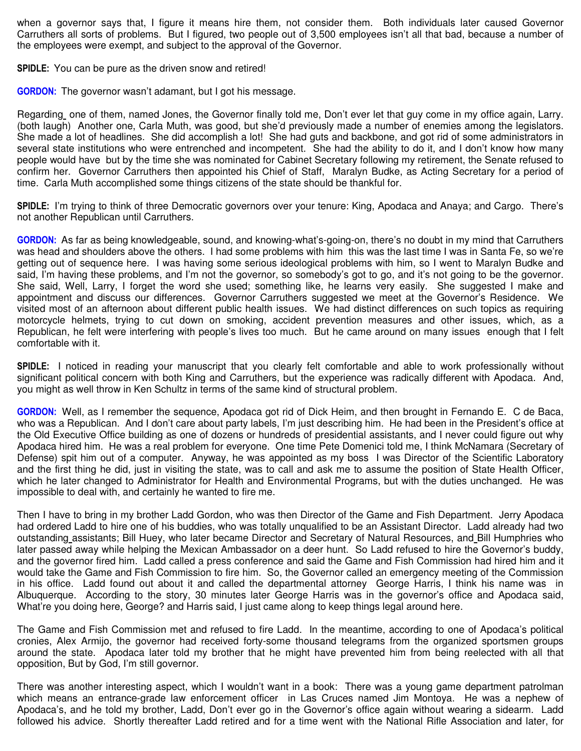when a governor says that, I figure it means hire them, not consider them. Both individuals later caused Governor Carruthers all sorts of problems. But I figured, two people out of 3,500 employees isn't all that bad, because a number of the employees were exempt, and subject to the approval of the Governor.

**SPIDLE:** You can be pure as the driven snow and retired!

**GORDON:** The governor wasn't adamant, but I got his message.

Regarding one of them, named Jones, the Governor finally told me, Don't ever let that guy come in my office again, Larry. (both laugh) Another one, Carla Muth, was good, but she'd previously made a number of enemies among the legislators. She made a lot of headlines. She did accomplish a lot! She had guts and backbone, and got rid of some administrators in several state institutions who were entrenched and incompetent. She had the ability to do it, and I don't know how many people would have but by the time she was nominated for Cabinet Secretary following my retirement, the Senate refused to confirm her. Governor Carruthers then appointed his Chief of Staff, Maralyn Budke, as Acting Secretary for a period of time. Carla Muth accomplished some things citizens of the state should be thankful for.

**SPIDLE:** I'm trying to think of three Democratic governors over your tenure: King, Apodaca and Anaya; and Cargo. There's not another Republican until Carruthers.

**GORDON:** As far as being knowledgeable, sound, and knowing-what's-going-on, there's no doubt in my mind that Carruthers was head and shoulders above the others. I had some problems with him this was the last time I was in Santa Fe, so we're getting out of sequence here. I was having some serious ideological problems with him, so I went to Maralyn Budke and said, I'm having these problems, and I'm not the governor, so somebody's got to go, and it's not going to be the governor. She said, Well, Larry, I forget the word she used; something like, he learns very easily. She suggested I make and appointment and discuss our differences. Governor Carruthers suggested we meet at the Governor's Residence. We visited most of an afternoon about different public health issues. We had distinct differences on such topics as requiring motorcycle helmets, trying to cut down on smoking, accident prevention measures and other issues, which, as a Republican, he felt were interfering with people's lives too much. But he came around on many issues enough that I felt comfortable with it.

**SPIDLE:** I noticed in reading your manuscript that you clearly felt comfortable and able to work professionally without significant political concern with both King and Carruthers, but the experience was radically different with Apodaca. And, you might as well throw in Ken Schultz in terms of the same kind of structural problem.

**GORDON:** Well, as I remember the sequence, Apodaca got rid of Dick Heim, and then brought in Fernando E. C de Baca, who was a Republican. And I don't care about party labels, I'm just describing him. He had been in the President's office at the Old Executive Office building as one of dozens or hundreds of presidential assistants, and I never could figure out why Apodaca hired him. He was a real problem for everyone. One time Pete Domenici told me, I think McNamara (Secretary of Defense) spit him out of a computer. Anyway, he was appointed as my boss I was Director of the Scientific Laboratory and the first thing he did, just in visiting the state, was to call and ask me to assume the position of State Health Officer, which he later changed to Administrator for Health and Environmental Programs, but with the duties unchanged. He was impossible to deal with, and certainly he wanted to fire me.

Then I have to bring in my brother Ladd Gordon, who was then Director of the Game and Fish Department. Jerry Apodaca had ordered Ladd to hire one of his buddies, who was totally unqualified to be an Assistant Director. Ladd already had two outstanding assistants; Bill Huey, who later became Director and Secretary of Natural Resources, and Bill Humphries who later passed away while helping the Mexican Ambassador on a deer hunt. So Ladd refused to hire the Governor's buddy, and the governor fired him. Ladd called a press conference and said the Game and Fish Commission had hired him and it would take the Game and Fish Commission to fire him. So, the Governor called an emergency meeting of the Commission in his office. Ladd found out about it and called the departmental attorney George Harris, I think his name was in Albuquerque. According to the story, 30 minutes later George Harris was in the governor's office and Apodaca said, What're you doing here, George? and Harris said, I just came along to keep things legal around here.

The Game and Fish Commission met and refused to fire Ladd. In the meantime, according to one of Apodaca's political cronies, Alex Armijo, the governor had received forty-some thousand telegrams from the organized sportsmen groups around the state. Apodaca later told my brother that he might have prevented him from being reelected with all that opposition, But by God, I'm still governor.

There was another interesting aspect, which I wouldn't want in a book: There was a young game department patrolman which means an entrance-grade law enforcement officer in Las Cruces named Jim Montoya. He was a nephew of Apodaca's, and he told my brother, Ladd, Don't ever go in the Governor's office again without wearing a sidearm. Ladd followed his advice. Shortly thereafter Ladd retired and for a time went with the National Rifle Association and later, for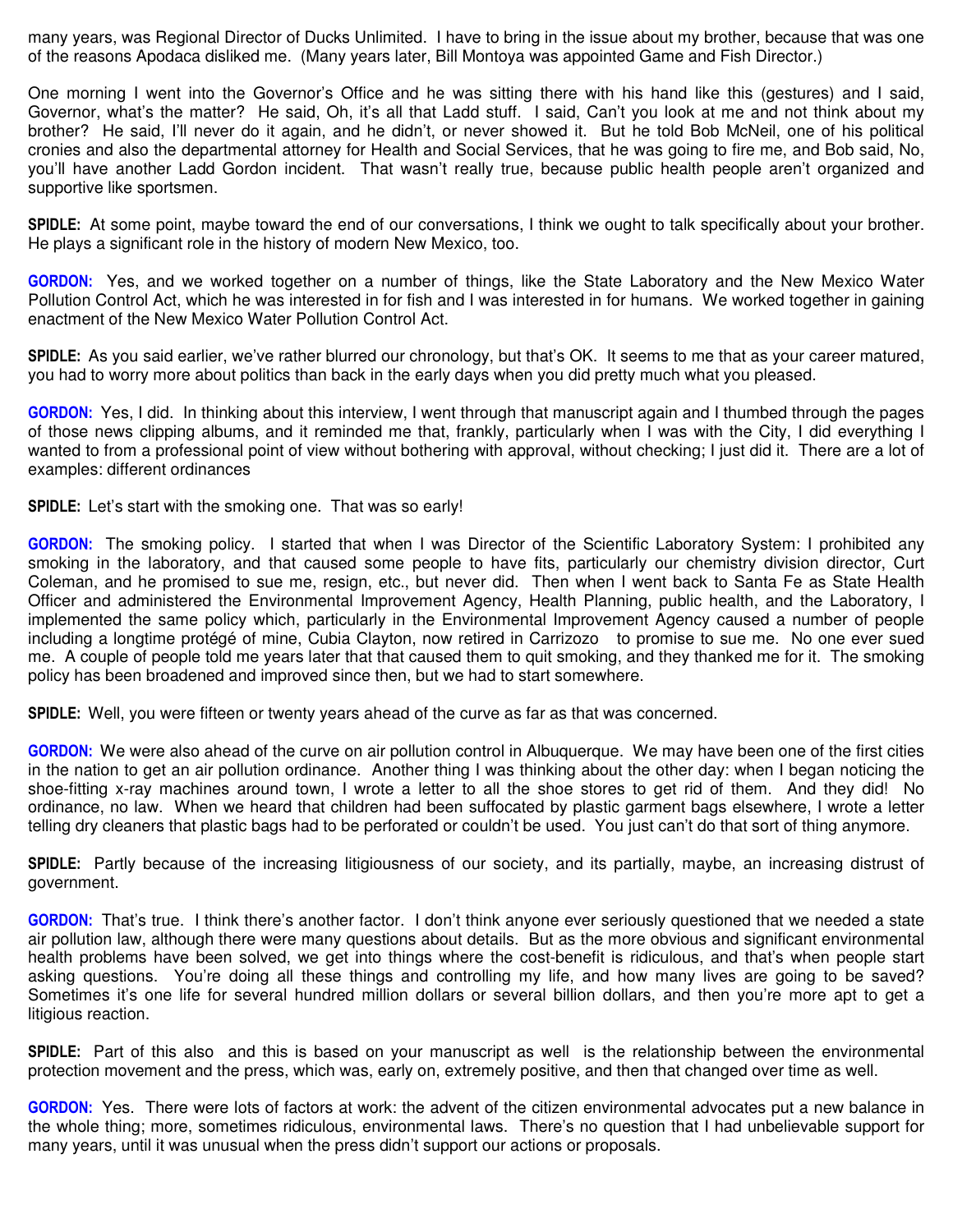many years, was Regional Director of Ducks Unlimited. I have to bring in the issue about my brother, because that was one of the reasons Apodaca disliked me. (Many years later, Bill Montoya was appointed Game and Fish Director.)

One morning I went into the Governor's Office and he was sitting there with his hand like this (gestures) and I said, Governor, what's the matter? He said, Oh, it's all that Ladd stuff. I said, Can't you look at me and not think about my brother? He said, I'll never do it again, and he didn't, or never showed it. But he told Bob McNeil, one of his political cronies and also the departmental attorney for Health and Social Services, that he was going to fire me, and Bob said, No, you'll have another Ladd Gordon incident. That wasn't really true, because public health people aren't organized and supportive like sportsmen.

**SPIDLE:** At some point, maybe toward the end of our conversations, I think we ought to talk specifically about your brother. He plays a significant role in the history of modern New Mexico, too.

**GORDON:** Yes, and we worked together on a number of things, like the State Laboratory and the New Mexico Water Pollution Control Act, which he was interested in for fish and I was interested in for humans. We worked together in gaining enactment of the New Mexico Water Pollution Control Act.

**SPIDLE:** As you said earlier, we've rather blurred our chronology, but that's OK. It seems to me that as your career matured, you had to worry more about politics than back in the early days when you did pretty much what you pleased.

**GORDON:** Yes, I did. In thinking about this interview, I went through that manuscript again and I thumbed through the pages of those news clipping albums, and it reminded me that, frankly, particularly when I was with the City, I did everything I wanted to from a professional point of view without bothering with approval, without checking; I just did it. There are a lot of examples: different ordinances

**SPIDLE:** Let's start with the smoking one. That was so early!

**GORDON:** The smoking policy. I started that when I was Director of the Scientific Laboratory System: I prohibited any smoking in the laboratory, and that caused some people to have fits, particularly our chemistry division director, Curt Coleman, and he promised to sue me, resign, etc., but never did. Then when I went back to Santa Fe as State Health Officer and administered the Environmental Improvement Agency, Health Planning, public health, and the Laboratory, I implemented the same policy which, particularly in the Environmental Improvement Agency caused a number of people including a longtime protégé of mine, Cubia Clayton, now retired in Carrizozo to promise to sue me. No one ever sued me. A couple of people told me years later that that caused them to quit smoking, and they thanked me for it. The smoking policy has been broadened and improved since then, but we had to start somewhere.

**SPIDLE:** Well, you were fifteen or twenty years ahead of the curve as far as that was concerned.

**GORDON:** We were also ahead of the curve on air pollution control in Albuquerque. We may have been one of the first cities in the nation to get an air pollution ordinance. Another thing I was thinking about the other day: when I began noticing the shoe-fitting x-ray machines around town, I wrote a letter to all the shoe stores to get rid of them. And they did! No ordinance, no law. When we heard that children had been suffocated by plastic garment bags elsewhere, I wrote a letter telling dry cleaners that plastic bags had to be perforated or couldn't be used. You just can't do that sort of thing anymore.

**SPIDLE:** Partly because of the increasing litigiousness of our society, and its partially, maybe, an increasing distrust of government.

**GORDON:** That's true. I think there's another factor. I don't think anyone ever seriously questioned that we needed a state air pollution law, although there were many questions about details. But as the more obvious and significant environmental health problems have been solved, we get into things where the cost-benefit is ridiculous, and that's when people start asking questions. You're doing all these things and controlling my life, and how many lives are going to be saved? Sometimes it's one life for several hundred million dollars or several billion dollars, and then you're more apt to get a litigious reaction.

**SPIDLE:** Part of this also and this is based on your manuscript as well is the relationship between the environmental protection movement and the press, which was, early on, extremely positive, and then that changed over time as well.

**GORDON:** Yes. There were lots of factors at work: the advent of the citizen environmental advocates put a new balance in the whole thing; more, sometimes ridiculous, environmental laws. There's no question that I had unbelievable support for many years, until it was unusual when the press didn't support our actions or proposals.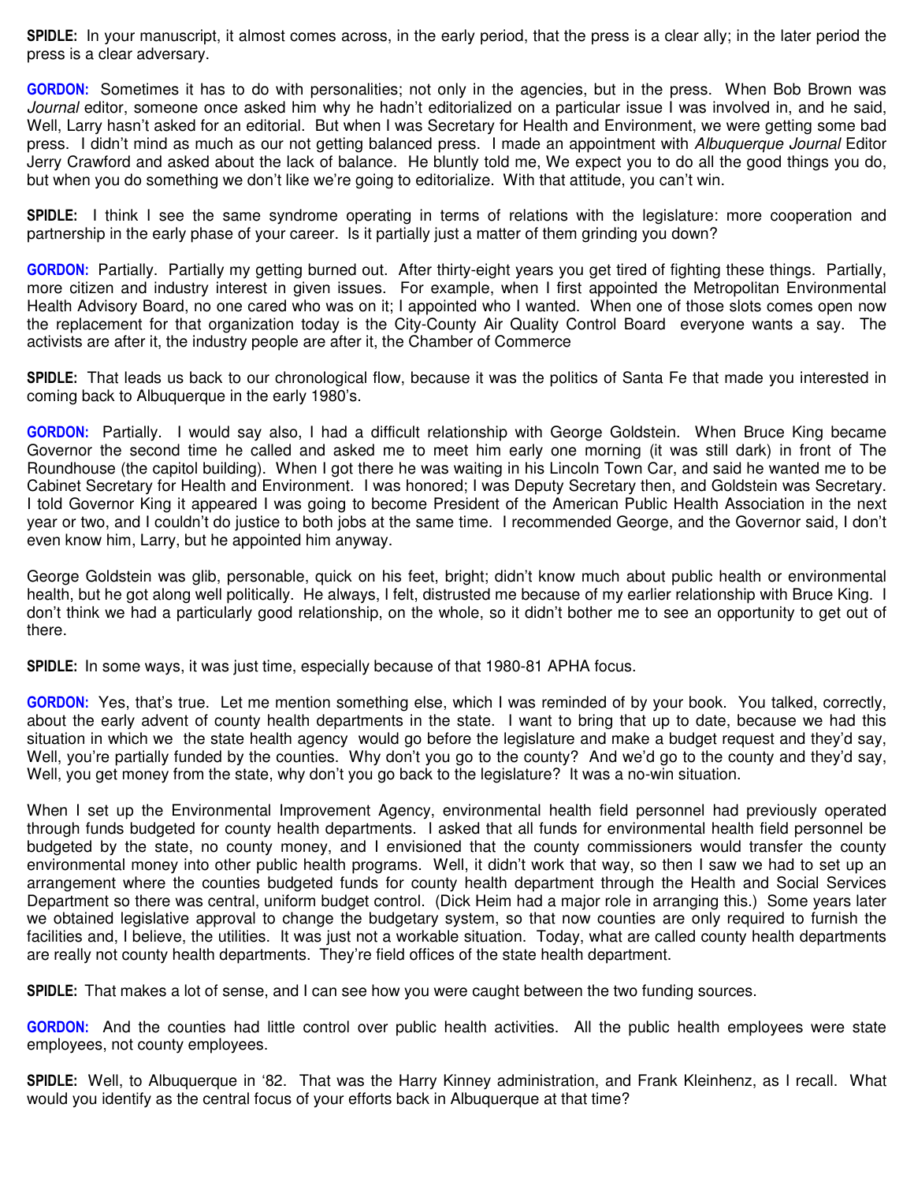**SPIDLE:** In your manuscript, it almost comes across, in the early period, that the press is a clear ally; in the later period the press is a clear adversary.

**GORDON:** Sometimes it has to do with personalities; not only in the agencies, but in the press. When Bob Brown was *Journal* editor, someone once asked him why he hadn't editorialized on a particular issue I was involved in, and he said, Well, Larry hasn't asked for an editorial. But when I was Secretary for Health and Environment, we were getting some bad press. I didn't mind as much as our not getting balanced press. I made an appointment with *Albuquerque Journal* Editor Jerry Crawford and asked about the lack of balance. He bluntly told me, We expect you to do all the good things you do, but when you do something we don't like we're going to editorialize. With that attitude, you can't win.

**SPIDLE:** I think I see the same syndrome operating in terms of relations with the legislature: more cooperation and partnership in the early phase of your career. Is it partially just a matter of them grinding you down?

**GORDON:** Partially. Partially my getting burned out. After thirty-eight years you get tired of fighting these things. Partially, more citizen and industry interest in given issues. For example, when I first appointed the Metropolitan Environmental Health Advisory Board, no one cared who was on it; I appointed who I wanted. When one of those slots comes open now the replacement for that organization today is the City-County Air Quality Control Board everyone wants a say. The activists are after it, the industry people are after it, the Chamber of Commerce

**SPIDLE:** That leads us back to our chronological flow, because it was the politics of Santa Fe that made you interested in coming back to Albuquerque in the early 1980's.

**GORDON:** Partially. I would say also, I had a difficult relationship with George Goldstein. When Bruce King became Governor the second time he called and asked me to meet him early one morning (it was still dark) in front of The Roundhouse (the capitol building). When I got there he was waiting in his Lincoln Town Car, and said he wanted me to be Cabinet Secretary for Health and Environment. I was honored; I was Deputy Secretary then, and Goldstein was Secretary. I told Governor King it appeared I was going to become President of the American Public Health Association in the next year or two, and I couldn't do justice to both jobs at the same time. I recommended George, and the Governor said, I don't even know him, Larry, but he appointed him anyway.

George Goldstein was glib, personable, quick on his feet, bright; didn't know much about public health or environmental health, but he got along well politically. He always, I felt, distrusted me because of my earlier relationship with Bruce King. I don't think we had a particularly good relationship, on the whole, so it didn't bother me to see an opportunity to get out of there.

**SPIDLE:** In some ways, it was just time, especially because of that 1980-81 APHA focus.

**GORDON:** Yes, that's true. Let me mention something else, which I was reminded of by your book. You talked, correctly, about the early advent of county health departments in the state. I want to bring that up to date, because we had this situation in which we the state health agency would go before the legislature and make a budget request and they'd say, Well, you're partially funded by the counties. Why don't you go to the county? And we'd go to the county and they'd say, Well, you get money from the state, why don't you go back to the legislature? It was a no-win situation.

When I set up the Environmental Improvement Agency, environmental health field personnel had previously operated through funds budgeted for county health departments. I asked that all funds for environmental health field personnel be budgeted by the state, no county money, and I envisioned that the county commissioners would transfer the county environmental money into other public health programs. Well, it didn't work that way, so then I saw we had to set up an arrangement where the counties budgeted funds for county health department through the Health and Social Services Department so there was central, uniform budget control. (Dick Heim had a major role in arranging this.) Some years later we obtained legislative approval to change the budgetary system, so that now counties are only required to furnish the facilities and, I believe, the utilities. It was just not a workable situation. Today, what are called county health departments are really not county health departments. They're field offices of the state health department.

**SPIDLE:** That makes a lot of sense, and I can see how you were caught between the two funding sources.

**GORDON:** And the counties had little control over public health activities. All the public health employees were state employees, not county employees.

**SPIDLE:** Well, to Albuquerque in '82. That was the Harry Kinney administration, and Frank Kleinhenz, as I recall. What would you identify as the central focus of your efforts back in Albuquerque at that time?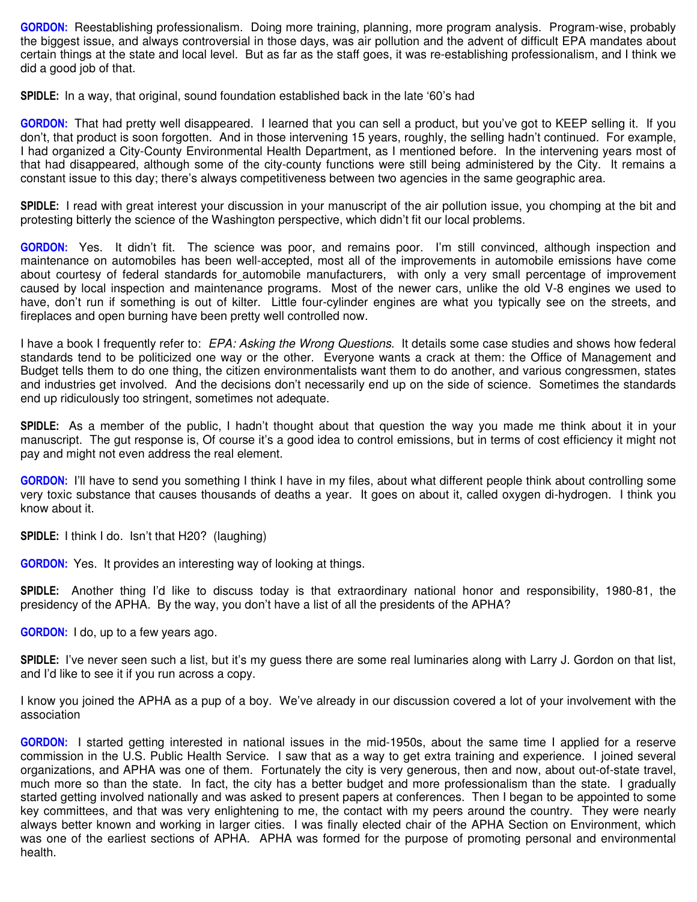**GORDON:** Reestablishing professionalism. Doing more training, planning, more program analysis. Program-wise, probably the biggest issue, and always controversial in those days, was air pollution and the advent of difficult EPA mandates about certain things at the state and local level. But as far as the staff goes, it was re-establishing professionalism, and I think we did a good job of that.

**SPIDLE:** In a way, that original, sound foundation established back in the late '60's had

**GORDON:** That had pretty well disappeared. I learned that you can sell a product, but you've got to KEEP selling it. If you don't, that product is soon forgotten. And in those intervening 15 years, roughly, the selling hadn't continued. For example, I had organized a City-County Environmental Health Department, as I mentioned before. In the intervening years most of that had disappeared, although some of the city-county functions were still being administered by the City. It remains a constant issue to this day; there's always competitiveness between two agencies in the same geographic area.

**SPIDLE:** I read with great interest your discussion in your manuscript of the air pollution issue, you chomping at the bit and protesting bitterly the science of the Washington perspective, which didn't fit our local problems.

**GORDON:** Yes. It didn't fit. The science was poor, and remains poor. I'm still convinced, although inspection and maintenance on automobiles has been well-accepted, most all of the improvements in automobile emissions have come about courtesy of federal standards for automobile manufacturers, with only a very small percentage of improvement caused by local inspection and maintenance programs. Most of the newer cars, unlike the old V-8 engines we used to have, don't run if something is out of kilter. Little four-cylinder engines are what you typically see on the streets, and fireplaces and open burning have been pretty well controlled now.

I have a book I frequently refer to: *EPA: Asking the Wrong Questions*. It details some case studies and shows how federal standards tend to be politicized one way or the other. Everyone wants a crack at them: the Office of Management and Budget tells them to do one thing, the citizen environmentalists want them to do another, and various congressmen, states and industries get involved. And the decisions don't necessarily end up on the side of science. Sometimes the standards end up ridiculously too stringent, sometimes not adequate.

**SPIDLE:** As a member of the public, I hadn't thought about that question the way you made me think about it in your manuscript. The gut response is, Of course it's a good idea to control emissions, but in terms of cost efficiency it might not pay and might not even address the real element.

**GORDON:** I'll have to send you something I think I have in my files, about what different people think about controlling some very toxic substance that causes thousands of deaths a year. It goes on about it, called oxygen di-hydrogen. I think you know about it.

**SPIDLE:** I think I do. Isn't that H20? (laughing)

**GORDON:** Yes. It provides an interesting way of looking at things.

**SPIDLE:** Another thing I'd like to discuss today is that extraordinary national honor and responsibility, 1980-81, the presidency of the APHA. By the way, you don't have a list of all the presidents of the APHA?

**GORDON:** I do, up to a few years ago.

**SPIDLE:** I've never seen such a list, but it's my guess there are some real luminaries along with Larry J. Gordon on that list, and I'd like to see it if you run across a copy.

I know you joined the APHA as a pup of a boy. We've already in our discussion covered a lot of your involvement with the association

**GORDON:** I started getting interested in national issues in the mid-1950s, about the same time I applied for a reserve commission in the U.S. Public Health Service. I saw that as a way to get extra training and experience. I joined several organizations, and APHA was one of them. Fortunately the city is very generous, then and now, about out-of-state travel, much more so than the state. In fact, the city has a better budget and more professionalism than the state. I gradually started getting involved nationally and was asked to present papers at conferences. Then I began to be appointed to some key committees, and that was very enlightening to me, the contact with my peers around the country. They were nearly always better known and working in larger cities. I was finally elected chair of the APHA Section on Environment, which was one of the earliest sections of APHA. APHA was formed for the purpose of promoting personal and environmental health.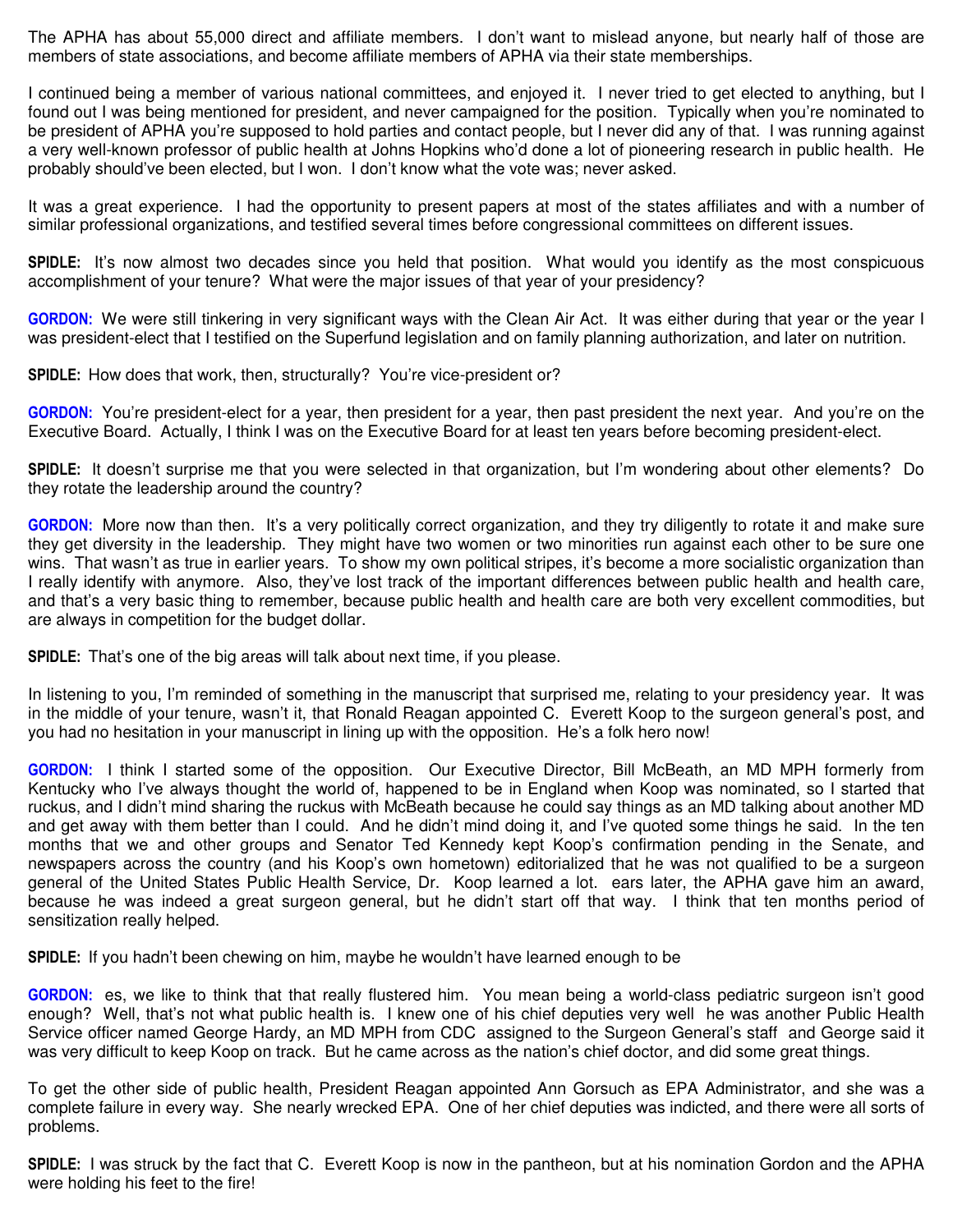The APHA has about 55,000 direct and affiliate members. I don't want to mislead anyone, but nearly half of those are members of state associations, and become affiliate members of APHA via their state memberships.

I continued being a member of various national committees, and enjoyed it. I never tried to get elected to anything, but I found out I was being mentioned for president, and never campaigned for the position. Typically when you're nominated to be president of APHA you're supposed to hold parties and contact people, but I never did any of that. I was running against a very well-known professor of public health at Johns Hopkins who'd done a lot of pioneering research in public health. He probably should've been elected, but I won. I don't know what the vote was; never asked.

It was a great experience. I had the opportunity to present papers at most of the states affiliates and with a number of similar professional organizations, and testified several times before congressional committees on different issues.

**SPIDLE:** It's now almost two decades since you held that position. What would you identify as the most conspicuous accomplishment of your tenure? What were the major issues of that year of your presidency?

**GORDON:** We were still tinkering in very significant ways with the Clean Air Act. It was either during that year or the year I was president-elect that I testified on the Superfund legislation and on family planning authorization, and later on nutrition.

**SPIDLE:** How does that work, then, structurally? You're vice-president or?

**GORDON:** You're president-elect for a year, then president for a year, then past president the next year. And you're on the Executive Board. Actually, I think I was on the Executive Board for at least ten years before becoming president-elect.

**SPIDLE:** It doesn't surprise me that you were selected in that organization, but I'm wondering about other elements? Do they rotate the leadership around the country?

**GORDON:** More now than then. It's a very politically correct organization, and they try diligently to rotate it and make sure they get diversity in the leadership. They might have two women or two minorities run against each other to be sure one wins. That wasn't as true in earlier years. To show my own political stripes, it's become a more socialistic organization than I really identify with anymore. Also, they've lost track of the important differences between public health and health care, and that's a very basic thing to remember, because public health and health care are both very excellent commodities, but are always in competition for the budget dollar.

**SPIDLE:** That's one of the big areas will talk about next time, if you please.

In listening to you, I'm reminded of something in the manuscript that surprised me, relating to your presidency year. It was in the middle of your tenure, wasn't it, that Ronald Reagan appointed C. Everett Koop to the surgeon general's post, and you had no hesitation in your manuscript in lining up with the opposition. He's a folk hero now!

**GORDON:** I think I started some of the opposition. Our Executive Director, Bill McBeath, an MD MPH formerly from Kentucky who I've always thought the world of, happened to be in England when Koop was nominated, so I started that ruckus, and I didn't mind sharing the ruckus with McBeath because he could say things as an MD talking about another MD and get away with them better than I could. And he didn't mind doing it, and I've quoted some things he said. In the ten months that we and other groups and Senator Ted Kennedy kept Koop's confirmation pending in the Senate, and newspapers across the country (and his Koop's own hometown) editorialized that he was not qualified to be a surgeon general of the United States Public Health Service, Dr. Koop learned a lot. ears later, the APHA gave him an award, because he was indeed a great surgeon general, but he didn't start off that way. I think that ten months period of sensitization really helped.

**SPIDLE:** If you hadn't been chewing on him, maybe he wouldn't have learned enough to be

**GORDON:** es, we like to think that that really flustered him. You mean being a world-class pediatric surgeon isn't good enough? Well, that's not what public health is. I knew one of his chief deputies very well he was another Public Health Service officer named George Hardy, an MD MPH from CDC assigned to the Surgeon General's staff and George said it was very difficult to keep Koop on track. But he came across as the nation's chief doctor, and did some great things.

To get the other side of public health, President Reagan appointed Ann Gorsuch as EPA Administrator, and she was a complete failure in every way. She nearly wrecked EPA. One of her chief deputies was indicted, and there were all sorts of problems.

**SPIDLE:** I was struck by the fact that C. Everett Koop is now in the pantheon, but at his nomination Gordon and the APHA were holding his feet to the fire!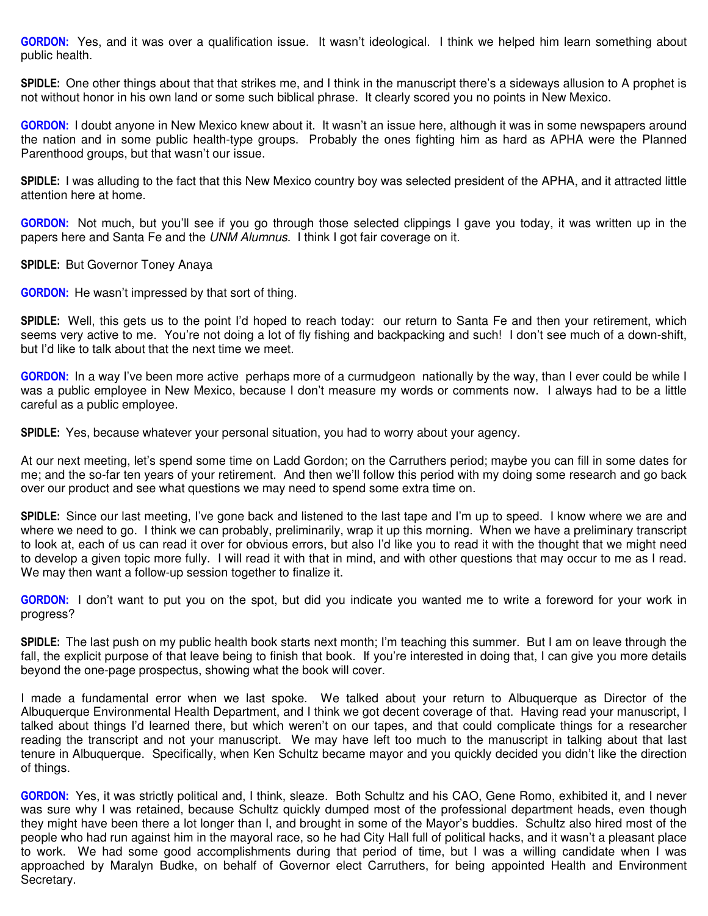**GORDON:** Yes, and it was over a qualification issue. It wasn't ideological. I think we helped him learn something about public health.

**SPIDLE:** One other things about that that strikes me, and I think in the manuscript there's a sideways allusion to A prophet is not without honor in his own land or some such biblical phrase. It clearly scored you no points in New Mexico.

**GORDON:** I doubt anyone in New Mexico knew about it. It wasn't an issue here, although it was in some newspapers around the nation and in some public health-type groups. Probably the ones fighting him as hard as APHA were the Planned Parenthood groups, but that wasn't our issue.

**SPIDLE:** I was alluding to the fact that this New Mexico country boy was selected president of the APHA, and it attracted little attention here at home.

**GORDON:** Not much, but you'll see if you go through those selected clippings I gave you today, it was written up in the papers here and Santa Fe and the *UNM Alumnus*. I think I got fair coverage on it.

**SPIDLE:** But Governor Toney Anaya

**GORDON:** He wasn't impressed by that sort of thing.

**SPIDLE:** Well, this gets us to the point I'd hoped to reach today: our return to Santa Fe and then your retirement, which seems very active to me. You're not doing a lot of fly fishing and backpacking and such! I don't see much of a down-shift, but I'd like to talk about that the next time we meet.

**GORDON:** In a way I've been more active perhaps more of a curmudgeon nationally by the way, than I ever could be while I was a public employee in New Mexico, because I don't measure my words or comments now. I always had to be a little careful as a public employee.

**SPIDLE:** Yes, because whatever your personal situation, you had to worry about your agency.

At our next meeting, let's spend some time on Ladd Gordon; on the Carruthers period; maybe you can fill in some dates for me; and the so-far ten years of your retirement. And then we'll follow this period with my doing some research and go back over our product and see what questions we may need to spend some extra time on.

**SPIDLE:** Since our last meeting, I've gone back and listened to the last tape and I'm up to speed. I know where we are and where we need to go. I think we can probably, preliminarily, wrap it up this morning. When we have a preliminary transcript to look at, each of us can read it over for obvious errors, but also I'd like you to read it with the thought that we might need to develop a given topic more fully. I will read it with that in mind, and with other questions that may occur to me as I read. We may then want a follow-up session together to finalize it.

**GORDON:** I don't want to put you on the spot, but did you indicate you wanted me to write a foreword for your work in progress?

**SPIDLE:** The last push on my public health book starts next month; I'm teaching this summer. But I am on leave through the fall, the explicit purpose of that leave being to finish that book. If you're interested in doing that, I can give you more details beyond the one-page prospectus, showing what the book will cover.

I made a fundamental error when we last spoke. We talked about your return to Albuquerque as Director of the Albuquerque Environmental Health Department, and I think we got decent coverage of that. Having read your manuscript, I talked about things I'd learned there, but which weren't on our tapes, and that could complicate things for a researcher reading the transcript and not your manuscript. We may have left too much to the manuscript in talking about that last tenure in Albuquerque. Specifically, when Ken Schultz became mayor and you quickly decided you didn't like the direction of things.

**GORDON:** Yes, it was strictly political and, I think, sleaze. Both Schultz and his CAO, Gene Romo, exhibited it, and I never was sure why I was retained, because Schultz quickly dumped most of the professional department heads, even though they might have been there a lot longer than I, and brought in some of the Mayor's buddies. Schultz also hired most of the people who had run against him in the mayoral race, so he had City Hall full of political hacks, and it wasn't a pleasant place to work. We had some good accomplishments during that period of time, but I was a willing candidate when I was approached by Maralyn Budke, on behalf of Governor elect Carruthers, for being appointed Health and Environment Secretary.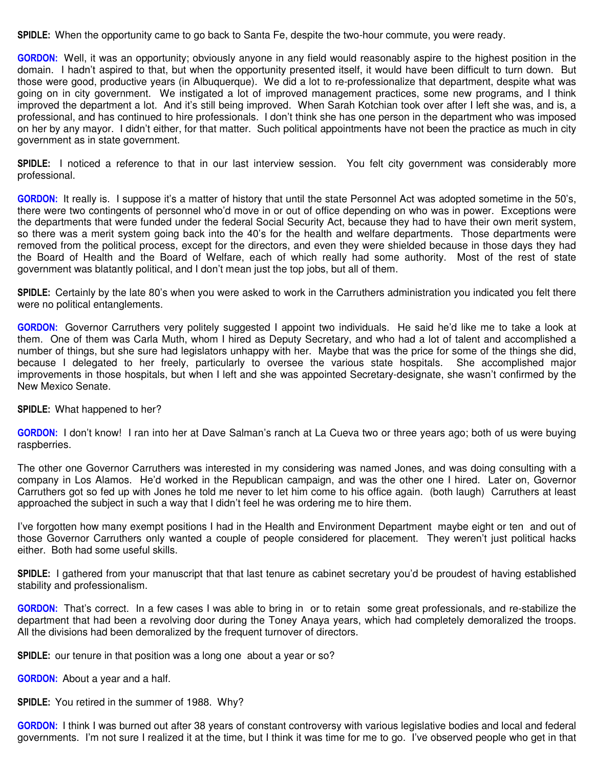**SPIDLE:** When the opportunity came to go back to Santa Fe, despite the two-hour commute, you were ready.

**GORDON:** Well, it was an opportunity; obviously anyone in any field would reasonably aspire to the highest position in the domain. I hadn't aspired to that, but when the opportunity presented itself, it would have been difficult to turn down. But those were good, productive years (in Albuquerque). We did a lot to re-professionalize that department, despite what was going on in city government. We instigated a lot of improved management practices, some new programs, and I think improved the department a lot. And it's still being improved. When Sarah Kotchian took over after I left she was, and is, a professional, and has continued to hire professionals. I don't think she has one person in the department who was imposed on her by any mayor. I didn't either, for that matter. Such political appointments have not been the practice as much in city government as in state government.

**SPIDLE:** I noticed a reference to that in our last interview session. You felt city government was considerably more professional.

**GORDON:** It really is. I suppose it's a matter of history that until the state Personnel Act was adopted sometime in the 50's, there were two contingents of personnel who'd move in or out of office depending on who was in power. Exceptions were the departments that were funded under the federal Social Security Act, because they had to have their own merit system, so there was a merit system going back into the 40's for the health and welfare departments. Those departments were removed from the political process, except for the directors, and even they were shielded because in those days they had the Board of Health and the Board of Welfare, each of which really had some authority. Most of the rest of state government was blatantly political, and I don't mean just the top jobs, but all of them.

**SPIDLE:** Certainly by the late 80's when you were asked to work in the Carruthers administration you indicated you felt there were no political entanglements.

**GORDON:** Governor Carruthers very politely suggested I appoint two individuals. He said he'd like me to take a look at them. One of them was Carla Muth, whom I hired as Deputy Secretary, and who had a lot of talent and accomplished a number of things, but she sure had legislators unhappy with her. Maybe that was the price for some of the things she did, because I delegated to her freely, particularly to oversee the various state hospitals. She accomplished major improvements in those hospitals, but when I left and she was appointed Secretary-designate, she wasn't confirmed by the New Mexico Senate.

**SPIDLE:** What happened to her?

**GORDON:** I don't know! I ran into her at Dave Salman's ranch at La Cueva two or three years ago; both of us were buying raspberries.

The other one Governor Carruthers was interested in my considering was named Jones, and was doing consulting with a company in Los Alamos. He'd worked in the Republican campaign, and was the other one I hired. Later on, Governor Carruthers got so fed up with Jones he told me never to let him come to his office again. (both laugh) Carruthers at least approached the subject in such a way that I didn't feel he was ordering me to hire them.

I've forgotten how many exempt positions I had in the Health and Environment Department maybe eight or ten and out of those Governor Carruthers only wanted a couple of people considered for placement. They weren't just political hacks either. Both had some useful skills.

**SPIDLE:** I gathered from your manuscript that that last tenure as cabinet secretary you'd be proudest of having established stability and professionalism.

**GORDON:** That's correct. In a few cases I was able to bring in or to retain some great professionals, and re-stabilize the department that had been a revolving door during the Toney Anaya years, which had completely demoralized the troops. All the divisions had been demoralized by the frequent turnover of directors.

**SPIDLE:** our tenure in that position was a long one about a year or so?

**GORDON:** About a year and a half.

**SPIDLE:** You retired in the summer of 1988. Why?

**GORDON:** I think I was burned out after 38 years of constant controversy with various legislative bodies and local and federal governments. I'm not sure I realized it at the time, but I think it was time for me to go. I've observed people who get in that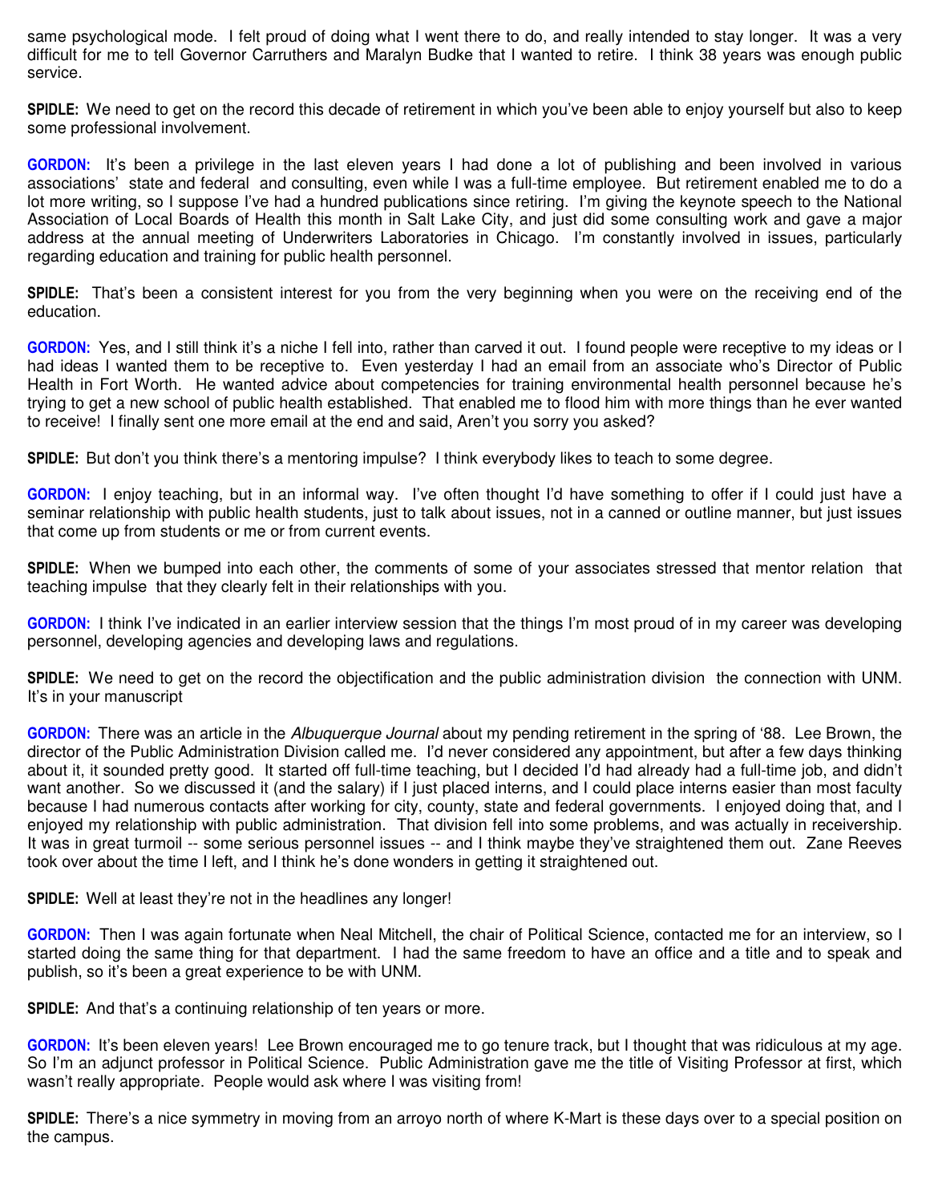same psychological mode. I felt proud of doing what I went there to do, and really intended to stay longer. It was a very difficult for me to tell Governor Carruthers and Maralyn Budke that I wanted to retire. I think 38 years was enough public service.

**SPIDLE:** We need to get on the record this decade of retirement in which you've been able to enjoy yourself but also to keep some professional involvement.

**GORDON:** It's been a privilege in the last eleven years I had done a lot of publishing and been involved in various associations' state and federal and consulting, even while I was a full-time employee. But retirement enabled me to do a lot more writing, so I suppose I've had a hundred publications since retiring. I'm giving the keynote speech to the National Association of Local Boards of Health this month in Salt Lake City, and just did some consulting work and gave a major address at the annual meeting of Underwriters Laboratories in Chicago. I'm constantly involved in issues, particularly regarding education and training for public health personnel.

**SPIDLE:** That's been a consistent interest for you from the very beginning when you were on the receiving end of the education.

**GORDON:** Yes, and I still think it's a niche I fell into, rather than carved it out. I found people were receptive to my ideas or I had ideas I wanted them to be receptive to. Even yesterday I had an email from an associate who's Director of Public Health in Fort Worth. He wanted advice about competencies for training environmental health personnel because he's trying to get a new school of public health established. That enabled me to flood him with more things than he ever wanted to receive! I finally sent one more email at the end and said, Aren't you sorry you asked?

**SPIDLE:** But don't you think there's a mentoring impulse? I think everybody likes to teach to some degree.

**GORDON:** I enjoy teaching, but in an informal way. I've often thought I'd have something to offer if I could just have a seminar relationship with public health students, just to talk about issues, not in a canned or outline manner, but just issues that come up from students or me or from current events.

**SPIDLE:** When we bumped into each other, the comments of some of your associates stressed that mentor relation that teaching impulse that they clearly felt in their relationships with you.

**GORDON:** I think I've indicated in an earlier interview session that the things I'm most proud of in my career was developing personnel, developing agencies and developing laws and regulations.

**SPIDLE:** We need to get on the record the objectification and the public administration division the connection with UNM. It's in your manuscript

**GORDON:** There was an article in the *Albuquerque Journal* about my pending retirement in the spring of '88. Lee Brown, the director of the Public Administration Division called me. I'd never considered any appointment, but after a few days thinking about it, it sounded pretty good. It started off full-time teaching, but I decided I'd had already had a full-time job, and didn't want another. So we discussed it (and the salary) if I just placed interns, and I could place interns easier than most faculty because I had numerous contacts after working for city, county, state and federal governments. I enjoyed doing that, and I enjoyed my relationship with public administration. That division fell into some problems, and was actually in receivership. It was in great turmoil -- some serious personnel issues -- and I think maybe they've straightened them out. Zane Reeves took over about the time I left, and I think he's done wonders in getting it straightened out.

**SPIDLE:** Well at least they're not in the headlines any longer!

**GORDON:** Then I was again fortunate when Neal Mitchell, the chair of Political Science, contacted me for an interview, so I started doing the same thing for that department. I had the same freedom to have an office and a title and to speak and publish, so it's been a great experience to be with UNM.

**SPIDLE:** And that's a continuing relationship of ten years or more.

**GORDON:** It's been eleven years! Lee Brown encouraged me to go tenure track, but I thought that was ridiculous at my age. So I'm an adjunct professor in Political Science. Public Administration gave me the title of Visiting Professor at first, which wasn't really appropriate. People would ask where I was visiting from!

**SPIDLE:** There's a nice symmetry in moving from an arroyo north of where K-Mart is these days over to a special position on the campus.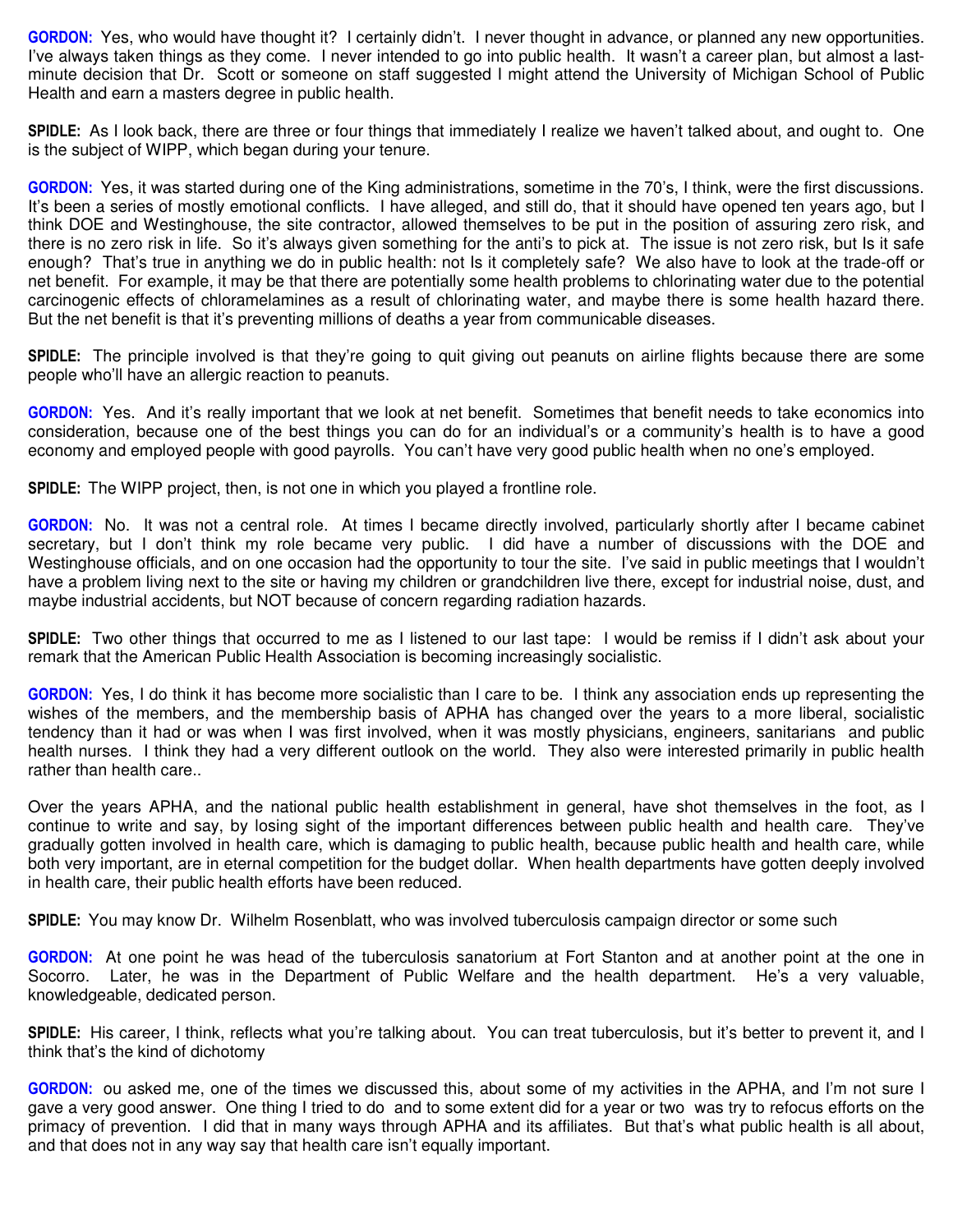**GORDON:** Yes, who would have thought it? I certainly didn't. I never thought in advance, or planned any new opportunities. I've always taken things as they come. I never intended to go into public health. It wasn't a career plan, but almost a last-minute decision that Dr. Scott or someone on staff suggested I might attend the University of Michigan School of Public Health and earn a masters degree in public health.

**SPIDLE:** As I look back, there are three or four things that immediately I realize we haven't talked about, and ought to. One is the subject of WIPP, which began during your tenure.

**GORDON:** Yes, it was started during one of the King administrations, sometime in the 70's, I think, were the first discussions. It's been a series of mostly emotional conflicts. I have alleged, and still do, that it should have opened ten years ago, but I think DOE and Westinghouse, the site contractor, allowed themselves to be put in the position of assuring zero risk, and there is no zero risk in life. So it's always given something for the anti's to pick at. The issue is not zero risk, but Is it safe enough? That's true in anything we do in public health: not Is it completely safe? We also have to look at the trade-off or net benefit. For example, it may be that there are potentially some health problems to chlorinating water due to the potential carcinogenic effects of chloramelamines as a result of chlorinating water, and maybe there is some health hazard there. But the net benefit is that it's preventing millions of deaths a year from communicable diseases.

**SPIDLE:** The principle involved is that they're going to quit giving out peanuts on airline flights because there are some people who'll have an allergic reaction to peanuts.

**GORDON:** Yes. And it's really important that we look at net benefit. Sometimes that benefit needs to take economics into consideration, because one of the best things you can do for an individual's or a community's health is to have a good economy and employed people with good payrolls. You can't have very good public health when no one's employed.

**SPIDLE:** The WIPP project, then, is not one in which you played a frontline role.

**GORDON:** No. It was not a central role. At times I became directly involved, particularly shortly after I became cabinet secretary, but I don't think my role became very public. I did have a number of discussions with the DOE and Westinghouse officials, and on one occasion had the opportunity to tour the site. I've said in public meetings that I wouldn't have a problem living next to the site or having my children or grandchildren live there, except for industrial noise, dust, and maybe industrial accidents, but NOT because of concern regarding radiation hazards.

**SPIDLE:** Two other things that occurred to me as I listened to our last tape: I would be remiss if I didn't ask about your remark that the American Public Health Association is becoming increasingly socialistic.

**GORDON:** Yes, I do think it has become more socialistic than I care to be. I think any association ends up representing the wishes of the members, and the membership basis of APHA has changed over the years to a more liberal, socialistic tendency than it had or was when I was first involved, when it was mostly physicians, engineers, sanitarians and public health nurses. I think they had a very different outlook on the world. They also were interested primarily in public health rather than health care..

Over the years APHA, and the national public health establishment in general, have shot themselves in the foot, as I continue to write and say, by losing sight of the important differences between public health and health care. They've gradually gotten involved in health care, which is damaging to public health, because public health and health care, while both very important, are in eternal competition for the budget dollar. When health departments have gotten deeply involved in health care, their public health efforts have been reduced.

**SPIDLE:** You may know Dr. Wilhelm Rosenblatt, who was involved tuberculosis campaign director or some such

**GORDON:** At one point he was head of the tuberculosis sanatorium at Fort Stanton and at another point at the one in Socorro. Later, he was in the Department of Public Welfare and the health department. He's a very valuable, knowledgeable, dedicated person.

**SPIDLE:** His career, I think, reflects what you're talking about. You can treat tuberculosis, but it's better to prevent it, and I think that's the kind of dichotomy

**GORDON:** ou asked me, one of the times we discussed this, about some of my activities in the APHA, and I'm not sure I gave a very good answer. One thing I tried to do and to some extent did for a year or two was try to refocus efforts on the primacy of prevention. I did that in many ways through APHA and its affiliates. But that's what public health is all about, and that does not in any way say that health care isn't equally important.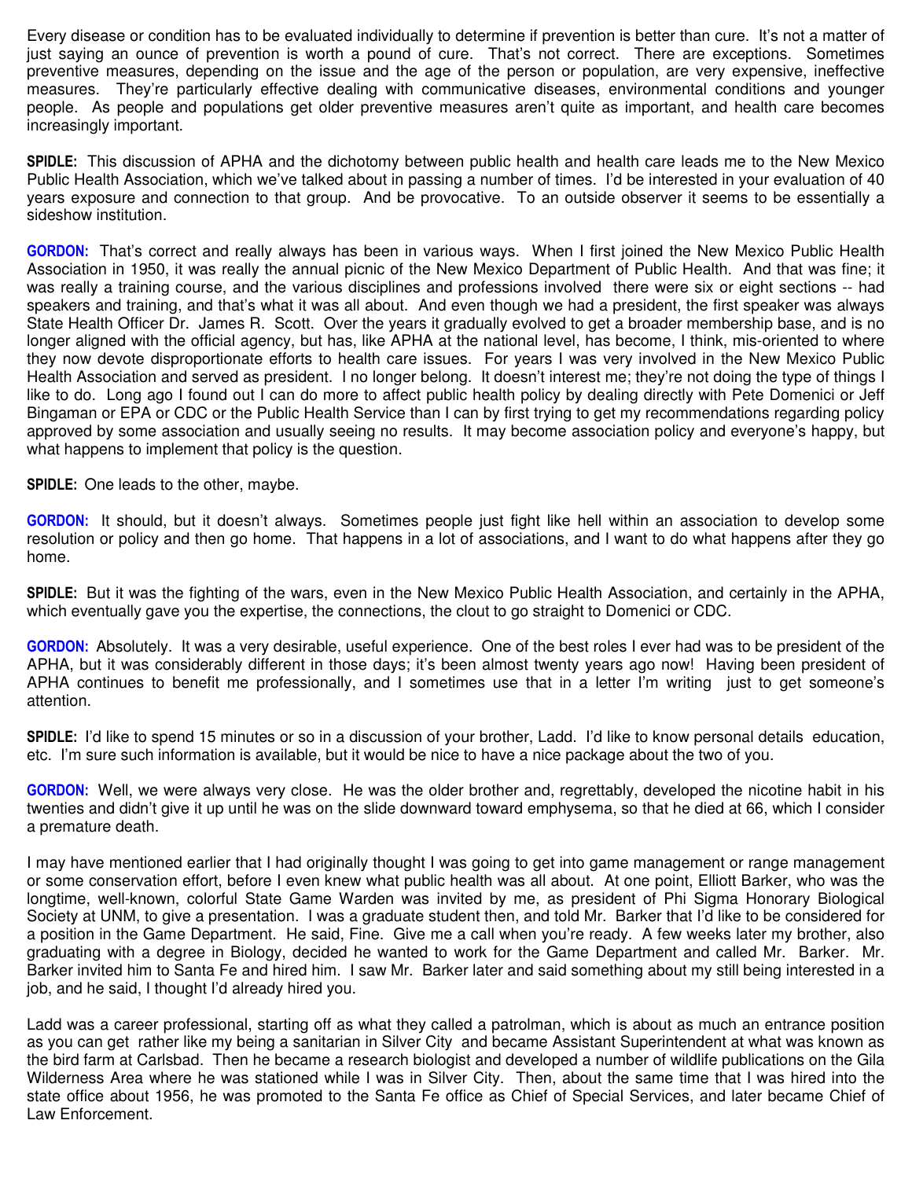Every disease or condition has to be evaluated individually to determine if prevention is better than cure. It's not a matter of just saying an ounce of prevention is worth a pound of cure. That's not correct. There are exceptions. Sometimes preventive measures, depending on the issue and the age of the person or population, are very expensive, ineffective measures. They're particularly effective dealing with communicative diseases, environmental conditions and younger people. As people and populations get older preventive measures aren't quite as important, and health care becomes increasingly important.

**SPIDLE:** This discussion of APHA and the dichotomy between public health and health care leads me to the New Mexico Public Health Association, which we've talked about in passing a number of times. I'd be interested in your evaluation of 40 years exposure and connection to that group. And be provocative. To an outside observer it seems to be essentially a sideshow institution.

**GORDON:** That's correct and really always has been in various ways. When I first joined the New Mexico Public Health Association in 1950, it was really the annual picnic of the New Mexico Department of Public Health. And that was fine; it was really a training course, and the various disciplines and professions involved there were six or eight sections -- had speakers and training, and that's what it was all about. And even though we had a president, the first speaker was always State Health Officer Dr. James R. Scott. Over the years it gradually evolved to get a broader membership base, and is no longer aligned with the official agency, but has, like APHA at the national level, has become, I think, mis-oriented to where they now devote disproportionate efforts to health care issues. For years I was very involved in the New Mexico Public Health Association and served as president. I no longer belong. It doesn't interest me; they're not doing the type of things I like to do. Long ago I found out I can do more to affect public health policy by dealing directly with Pete Domenici or Jeff Bingaman or EPA or CDC or the Public Health Service than I can by first trying to get my recommendations regarding policy approved by some association and usually seeing no results. It may become association policy and everyone's happy, but what happens to implement that policy is the question.

**SPIDLE:** One leads to the other, maybe.

**GORDON:** It should, but it doesn't always. Sometimes people just fight like hell within an association to develop some resolution or policy and then go home. That happens in a lot of associations, and I want to do what happens after they go home.

**SPIDLE:** But it was the fighting of the wars, even in the New Mexico Public Health Association, and certainly in the APHA, which eventually gave you the expertise, the connections, the clout to go straight to Domenici or CDC.

**GORDON:** Absolutely. It was a very desirable, useful experience. One of the best roles I ever had was to be president of the APHA, but it was considerably different in those days; it's been almost twenty years ago now! Having been president of APHA continues to benefit me professionally, and I sometimes use that in a letter I'm writing just to get someone's attention.

**SPIDLE:** I'd like to spend 15 minutes or so in a discussion of your brother, Ladd. I'd like to know personal details education, etc. I'm sure such information is available, but it would be nice to have a nice package about the two of you.

**GORDON:** Well, we were always very close. He was the older brother and, regrettably, developed the nicotine habit in his twenties and didn't give it up until he was on the slide downward toward emphysema, so that he died at 66, which I consider a premature death.

I may have mentioned earlier that I had originally thought I was going to get into game management or range management or some conservation effort, before I even knew what public health was all about. At one point, Elliott Barker, who was the longtime, well-known, colorful State Game Warden was invited by me, as president of Phi Sigma Honorary Biological Society at UNM, to give a presentation. I was a graduate student then, and told Mr. Barker that I'd like to be considered for a position in the Game Department. He said, Fine. Give me a call when you're ready. A few weeks later my brother, also graduating with a degree in Biology, decided he wanted to work for the Game Department and called Mr. Barker. Mr. Barker invited him to Santa Fe and hired him. I saw Mr. Barker later and said something about my still being interested in a job, and he said, I thought I'd already hired you.

Ladd was a career professional, starting off as what they called a patrolman, which is about as much an entrance position as you can get rather like my being a sanitarian in Silver City and became Assistant Superintendent at what was known as the bird farm at Carlsbad. Then he became a research biologist and developed a number of wildlife publications on the Gila Wilderness Area where he was stationed while I was in Silver City. Then, about the same time that I was hired into the state office about 1956, he was promoted to the Santa Fe office as Chief of Special Services, and later became Chief of Law Enforcement.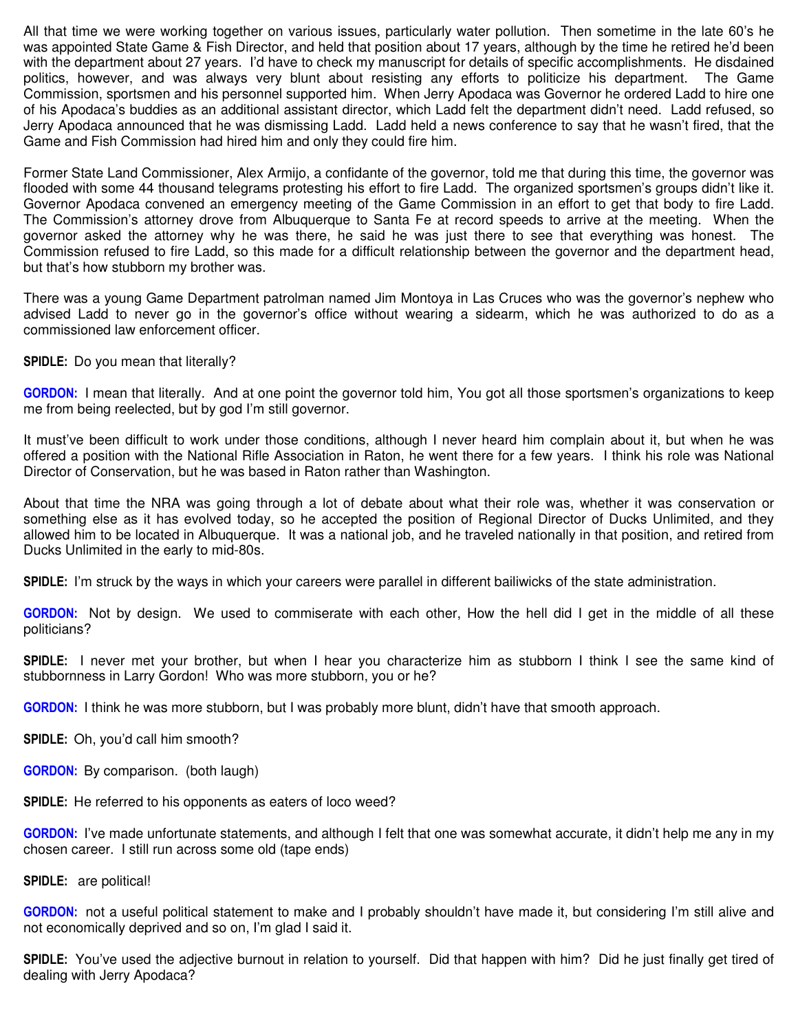All that time we were working together on various issues, particularly water pollution. Then sometime in the late 60's he was appointed State Game & Fish Director, and held that position about 17 years, although by the time he retired he'd been with the department about 27 years. I'd have to check my manuscript for details of specific accomplishments. He disdained politics, however, and was always very blunt about resisting any efforts to politicize his department. The Game Commission, sportsmen and his personnel supported him. When Jerry Apodaca was Governor he ordered Ladd to hire one of his Apodaca's buddies as an additional assistant director, which Ladd felt the department didn't need. Ladd refused, so Jerry Apodaca announced that he was dismissing Ladd. Ladd held a news conference to say that he wasn't fired, that the Game and Fish Commission had hired him and only they could fire him.

Former State Land Commissioner, Alex Armijo, a confidante of the governor, told me that during this time, the governor was flooded with some 44 thousand telegrams protesting his effort to fire Ladd. The organized sportsmen's groups didn't like it. Governor Apodaca convened an emergency meeting of the Game Commission in an effort to get that body to fire Ladd. The Commission's attorney drove from Albuquerque to Santa Fe at record speeds to arrive at the meeting. When the governor asked the attorney why he was there, he said he was just there to see that everything was honest. The Commission refused to fire Ladd, so this made for a difficult relationship between the governor and the department head, but that's how stubborn my brother was.

There was a young Game Department patrolman named Jim Montoya in Las Cruces who was the governor's nephew who advised Ladd to never go in the governor's office without wearing a sidearm, which he was authorized to do as a commissioned law enforcement officer.

**SPIDLE:** Do you mean that literally?

**GORDON:** I mean that literally. And at one point the governor told him, You got all those sportsmen's organizations to keep me from being reelected, but by god I'm still governor.

It must've been difficult to work under those conditions, although I never heard him complain about it, but when he was offered a position with the National Rifle Association in Raton, he went there for a few years. I think his role was National Director of Conservation, but he was based in Raton rather than Washington.

About that time the NRA was going through a lot of debate about what their role was, whether it was conservation or something else as it has evolved today, so he accepted the position of Regional Director of Ducks Unlimited, and they allowed him to be located in Albuquerque. It was a national job, and he traveled nationally in that position, and retired from Ducks Unlimited in the early to mid-80s.

**SPIDLE:** I'm struck by the ways in which your careers were parallel in different bailiwicks of the state administration.

**GORDON:** Not by design. We used to commiserate with each other, How the hell did I get in the middle of all these politicians?

**SPIDLE:** I never met your brother, but when I hear you characterize him as stubborn I think I see the same kind of stubbornness in Larry Gordon! Who was more stubborn, you or he?

**GORDON:** I think he was more stubborn, but I was probably more blunt, didn't have that smooth approach.

**SPIDLE:** Oh, you'd call him smooth?

**GORDON:** By comparison. (both laugh)

**SPIDLE:** He referred to his opponents as eaters of loco weed?

**GORDON:** I've made unfortunate statements, and although I felt that one was somewhat accurate, it didn't help me any in my chosen career. I still run across some old (tape ends)

**SPIDLE:** are political!

**GORDON:** not a useful political statement to make and I probably shouldn't have made it, but considering I'm still alive and not economically deprived and so on, I'm glad I said it.

**SPIDLE:** You've used the adjective burnout in relation to yourself. Did that happen with him? Did he just finally get tired of dealing with Jerry Apodaca?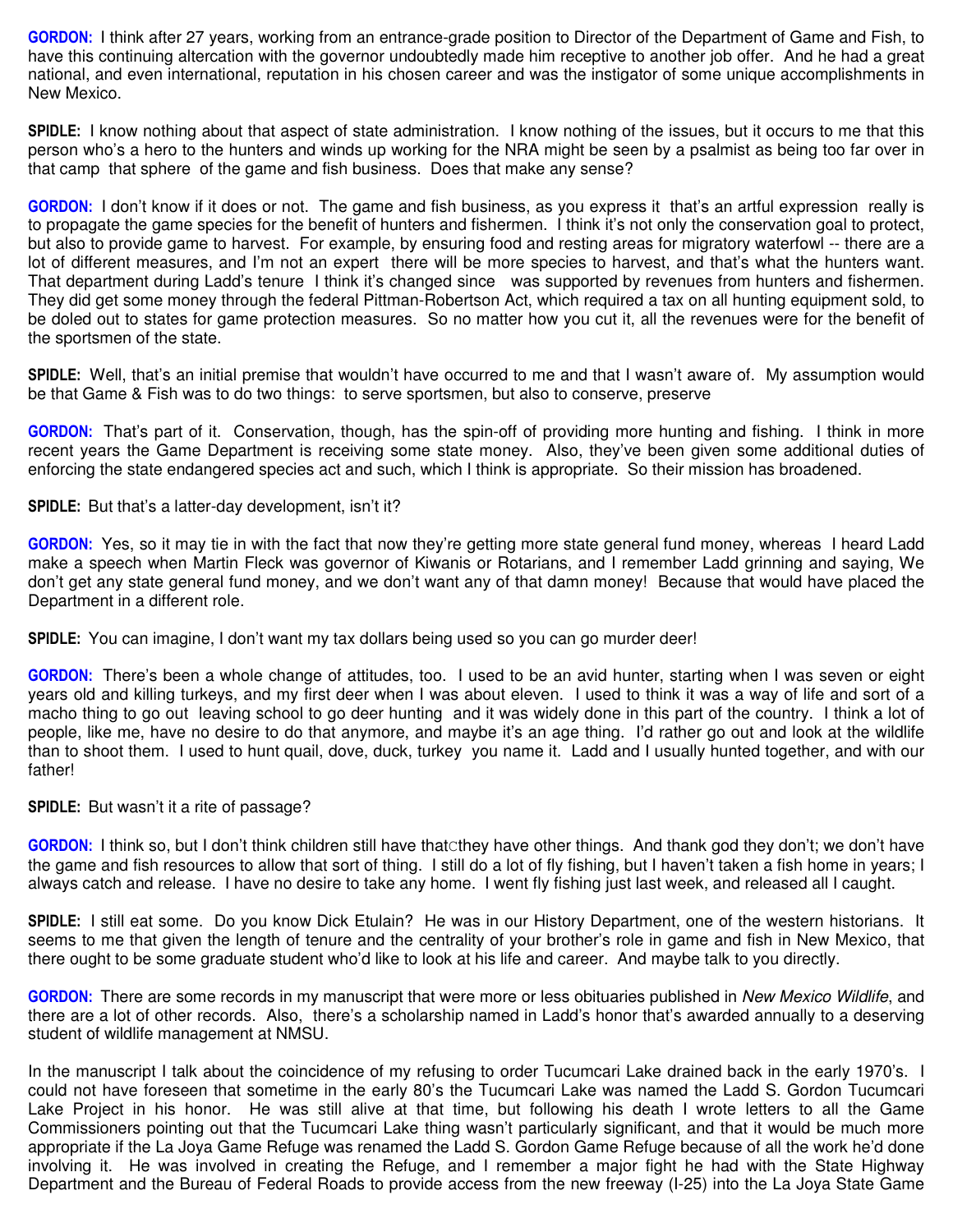**GORDON:** I think after 27 years, working from an entrance-grade position to Director of the Department of Game and Fish, to have this continuing altercation with the governor undoubtedly made him receptive to another job offer. And he had a great national, and even international, reputation in his chosen career and was the instigator of some unique accomplishments in New Mexico.

**SPIDLE:** I know nothing about that aspect of state administration. I know nothing of the issues, but it occurs to me that this person who's a hero to the hunters and winds up working for the NRA might be seen by a psalmist as being too far over in that camp that sphere of the game and fish business. Does that make any sense?

**GORDON:** I don't know if it does or not. The game and fish business, as you express it that's an artful expression really is to propagate the game species for the benefit of hunters and fishermen. I think it's not only the conservation goal to protect, but also to provide game to harvest. For example, by ensuring food and resting areas for migratory waterfowl -- there are a lot of different measures, and I'm not an expert there will be more species to harvest, and that's what the hunters want. That department during Ladd's tenure I think it's changed since was supported by revenues from hunters and fishermen. They did get some money through the federal Pittman-Robertson Act, which required a tax on all hunting equipment sold, to be doled out to states for game protection measures. So no matter how you cut it, all the revenues were for the benefit of the sportsmen of the state.

**SPIDLE:** Well, that's an initial premise that wouldn't have occurred to me and that I wasn't aware of. My assumption would be that Game & Fish was to do two things: to serve sportsmen, but also to conserve, preserve

**GORDON:** That's part of it. Conservation, though, has the spin-off of providing more hunting and fishing. I think in more recent years the Game Department is receiving some state money. Also, they've been given some additional duties of enforcing the state endangered species act and such, which I think is appropriate. So their mission has broadened.

**SPIDLE:** But that's a latter-day development, isn't it?

**GORDON:** Yes, so it may tie in with the fact that now they're getting more state general fund money, whereas I heard Ladd make a speech when Martin Fleck was governor of Kiwanis or Rotarians, and I remember Ladd grinning and saying, We don't get any state general fund money, and we don't want any of that damn money! Because that would have placed the Department in a different role.

**SPIDLE:** You can imagine, I don't want my tax dollars being used so you can go murder deer!

**GORDON:** There's been a whole change of attitudes, too. I used to be an avid hunter, starting when I was seven or eight years old and killing turkeys, and my first deer when I was about eleven. I used to think it was a way of life and sort of a macho thing to go out leaving school to go deer hunting and it was widely done in this part of the country. I think a lot of people, like me, have no desire to do that anymore, and maybe it's an age thing. I'd rather go out and look at the wildlife than to shoot them. I used to hunt quail, dove, duck, turkey you name it. Ladd and I usually hunted together, and with our father!

**SPIDLE:** But wasn't it a rite of passage?

**GORDON:** I think so, but I don't think children still have that—they have other things. And thank god they don't; we don't have the game and fish resources to allow that sort of thing. I still do a lot of fly fishing, but I haven't taken a fish home in years; I always catch and release. I have no desire to take any home. I went fly fishing just last week, and released all I caught.

**SPIDLE:** I still eat some. Do you know Dick Etulain? He was in our History Department, one of the western historians. It seems to me that given the length of tenure and the centrality of your brother's role in game and fish in New Mexico, that there ought to be some graduate student who'd like to look at his life and career. And maybe talk to you directly.

**GORDON:** There are some records in my manuscript that were more or less obituaries published in *New Mexico Wildlife*, and there are a lot of other records. Also, there's a scholarship named in Ladd's honor that's awarded annually to a deserving student of wildlife management at NMSU.

In the manuscript I talk about the coincidence of my refusing to order Tucumcari Lake drained back in the early 1970's. I could not have foreseen that sometime in the early 80's the Tucumcari Lake was named the Ladd S. Gordon Tucumcari Lake Project in his honor. He was still alive at that time, but following his death I wrote letters to all the Game Commissioners pointing out that the Tucumcari Lake thing wasn't particularly significant, and that it would be much more appropriate if the La Joya Game Refuge was renamed the Ladd S. Gordon Game Refuge because of all the work he'd done involving it. He was involved in creating the Refuge, and I remember a major fight he had with the State Highway Department and the Bureau of Federal Roads to provide access from the new freeway (I-25) into the La Joya State Game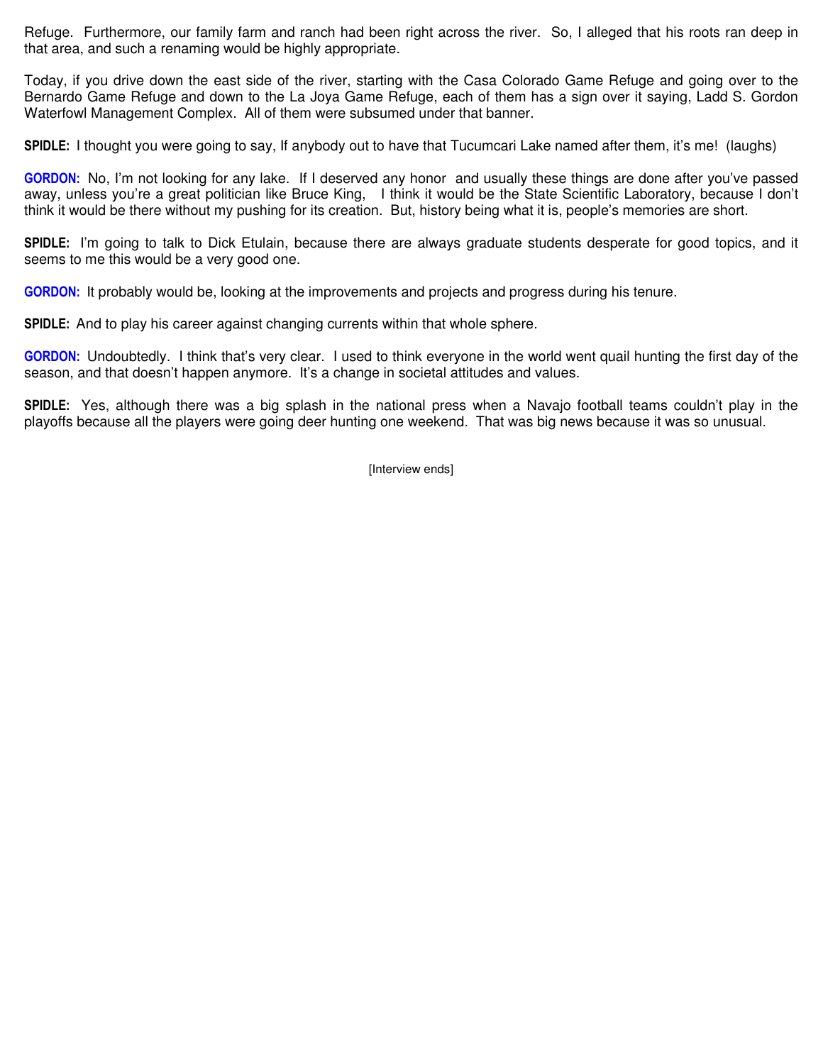Refuge. Furthermore, our family farm and ranch had been right across the river. So, I alleged that his roots ran deep in that area, and such a renaming would be highly appropriate.

Today, if you drive down the east side of the river, starting with the Casa Colorado Game Refuge and going over to the Bernardo Game Refuge and down to the La Joya Game Refuge, each of them has a sign over it saying, Ladd S. Gordon Waterfowl Management Complex. All of them were subsumed under that banner.

**SPIDLE:** I thought you were going to say, If anybody out to have that Tucumcari Lake named after them, it's me! (laughs)

**GORDON:** No, I'm not looking for any lake. If I deserved any honor and usually these things are done after you've passed away, unless you're a great politician like Bruce King, I think it would be the State Scientific Laboratory, because I don't think it would be there without my pushing for its creation. But, history being what it is, people's memories are short.

**SPIDLE:** I'm going to talk to Dick Etulain, because there are always graduate students desperate for good topics, and it seems to me this would be a very good one.

**GORDON:** It probably would be, looking at the improvements and projects and progress during his tenure.

**SPIDLE:** And to play his career against changing currents within that whole sphere.

**GORDON:** Undoubtedly. I think that's very clear. I used to think everyone in the world went quail hunting the first day of the season, and that doesn't happen anymore. It's a change in societal attitudes and values.

**SPIDLE:** Yes, although there was a big splash in the national press when a Navajo football teams couldn't play in the playoffs because all the players were going deer hunting one weekend. That was big news because it was so unusual.

[Interview ends]